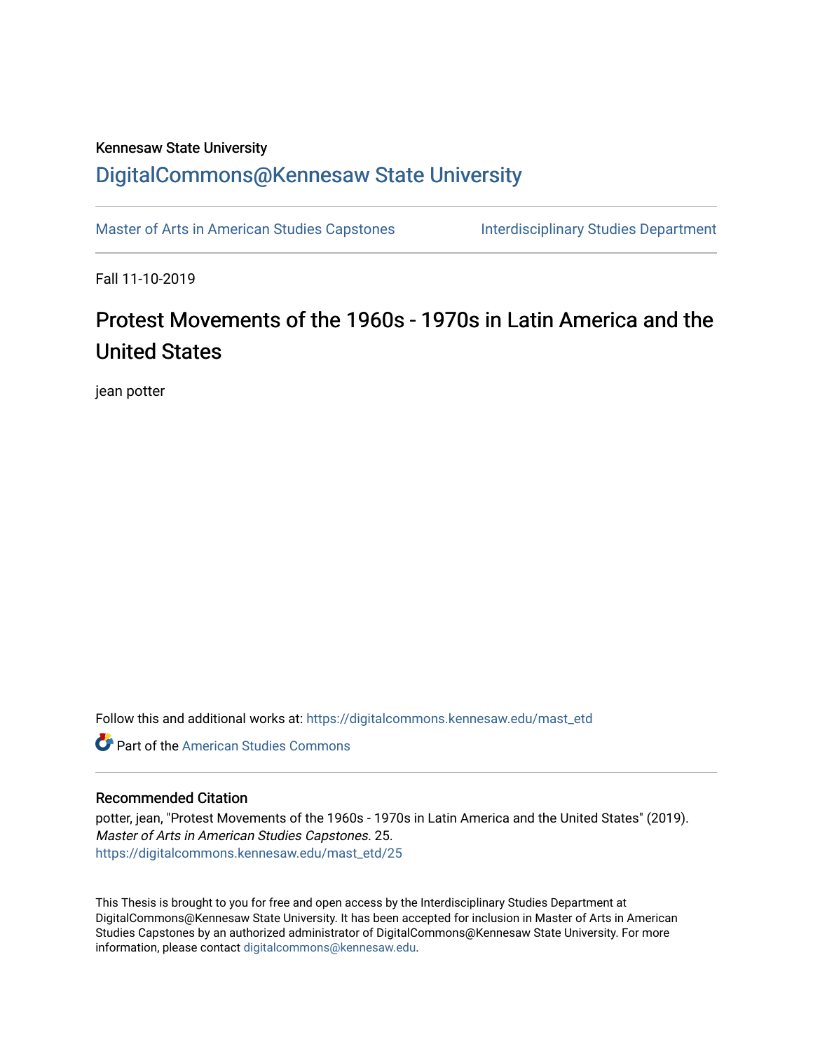Kennesaw State University

# DigitalCommons@Kennesaw State University

Master of Arts in American Studies Capstones | Interdisciplinary Studies Department

Fall 11-10-2019

## Protest Movements of the 1960s - 1970s in Latin America and the United States

jean potter

Follow this and additional works at: https://digitalcommons.kennesaw.edu/mast_etd

Part of the American Studies Commons

### Recommended Citation

potter, jean, "Protest Movements of the 1960s - 1970s in Latin America and the United States" (2019). *Master of Arts in American Studies Capstones*. 25.
https://digitalcommons.kennesaw.edu/mast_etd/25

This Thesis is brought to you for free and open access by the Interdisciplinary Studies Department at DigitalCommons@Kennesaw State University. It has been accepted for inclusion in Master of Arts in American Studies Capstones by an authorized administrator of DigitalCommons@Kennesaw State University. For more information, please contact digitalcommons@kennesaw.edu.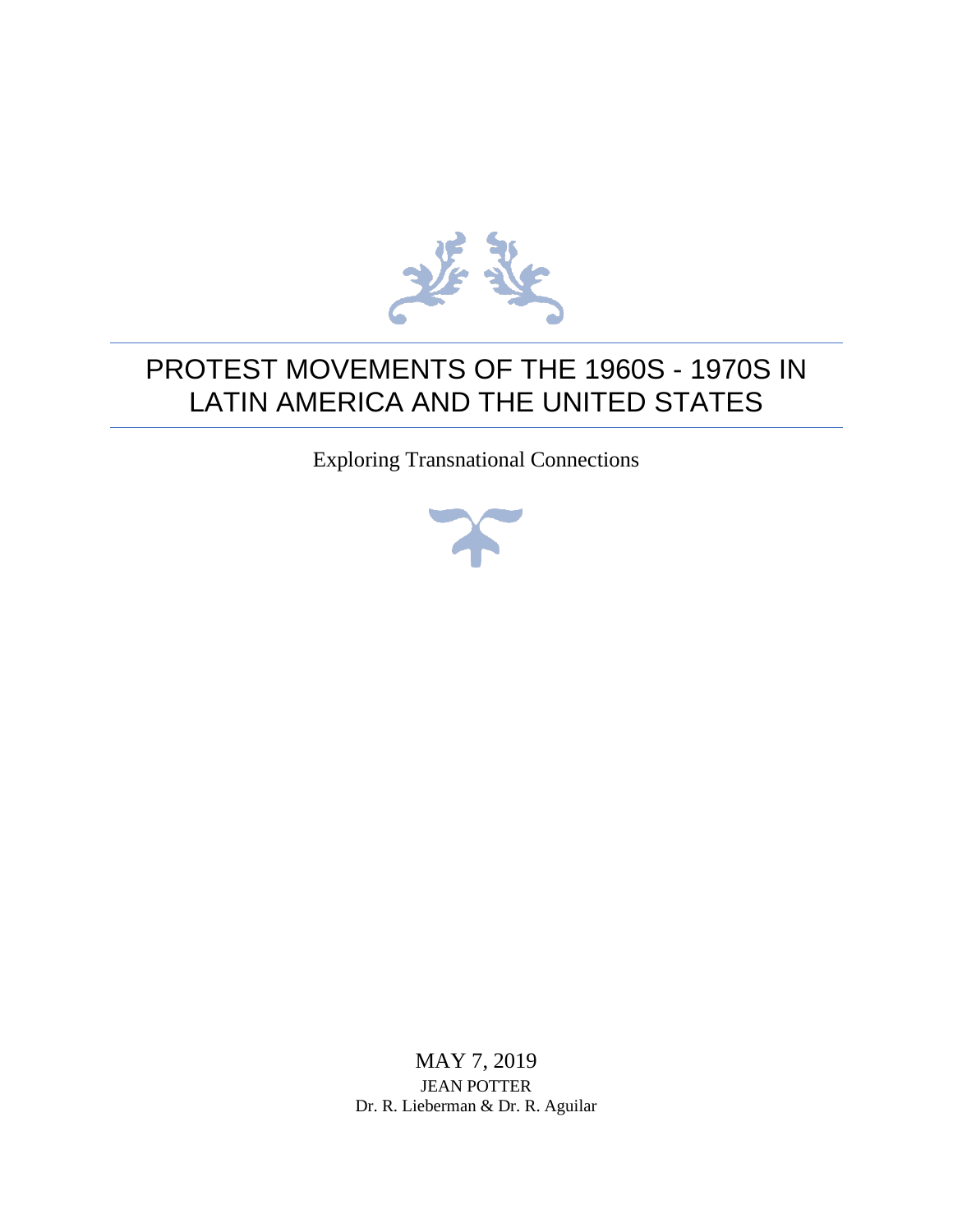# PROTEST MOVEMENTS OF THE 1960S - 1970S IN LATIN AMERICA AND THE UNITED STATES

Exploring Transnational Connections

MAY 7, 2019

JEAN POTTER

Dr. R. Lieberman & Dr. R. Aguilar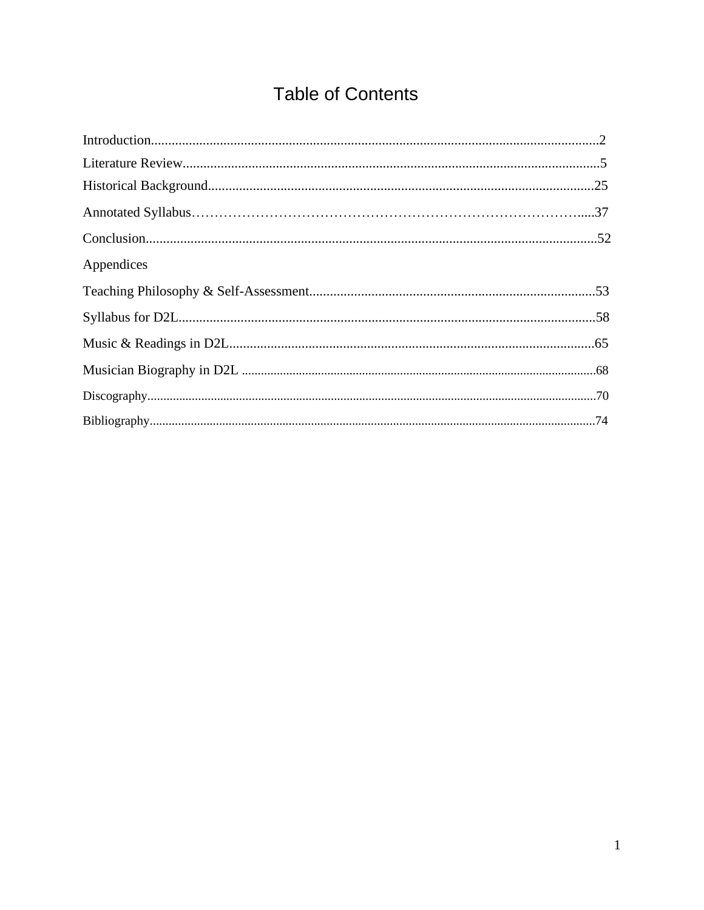# Table of Contents

Introduction..................................................................................................................................2

Literature Review.........................................................................................................................5

Historical Background................................................................................................................25

Annotated Syllabus……………………………………………………………………………….....37

Conclusion....................................................................................................................................52

Appendices

Teaching Philosophy & Self-Assessment...................................................................................53

Syllabus for D2L..........................................................................................................................58

Music & Readings in D2L..........................................................................................................65

Musician Biography in D2L ..........................................................................................................68

Discography......................................................................................................................................70

Bibliography......................................................................................................................................74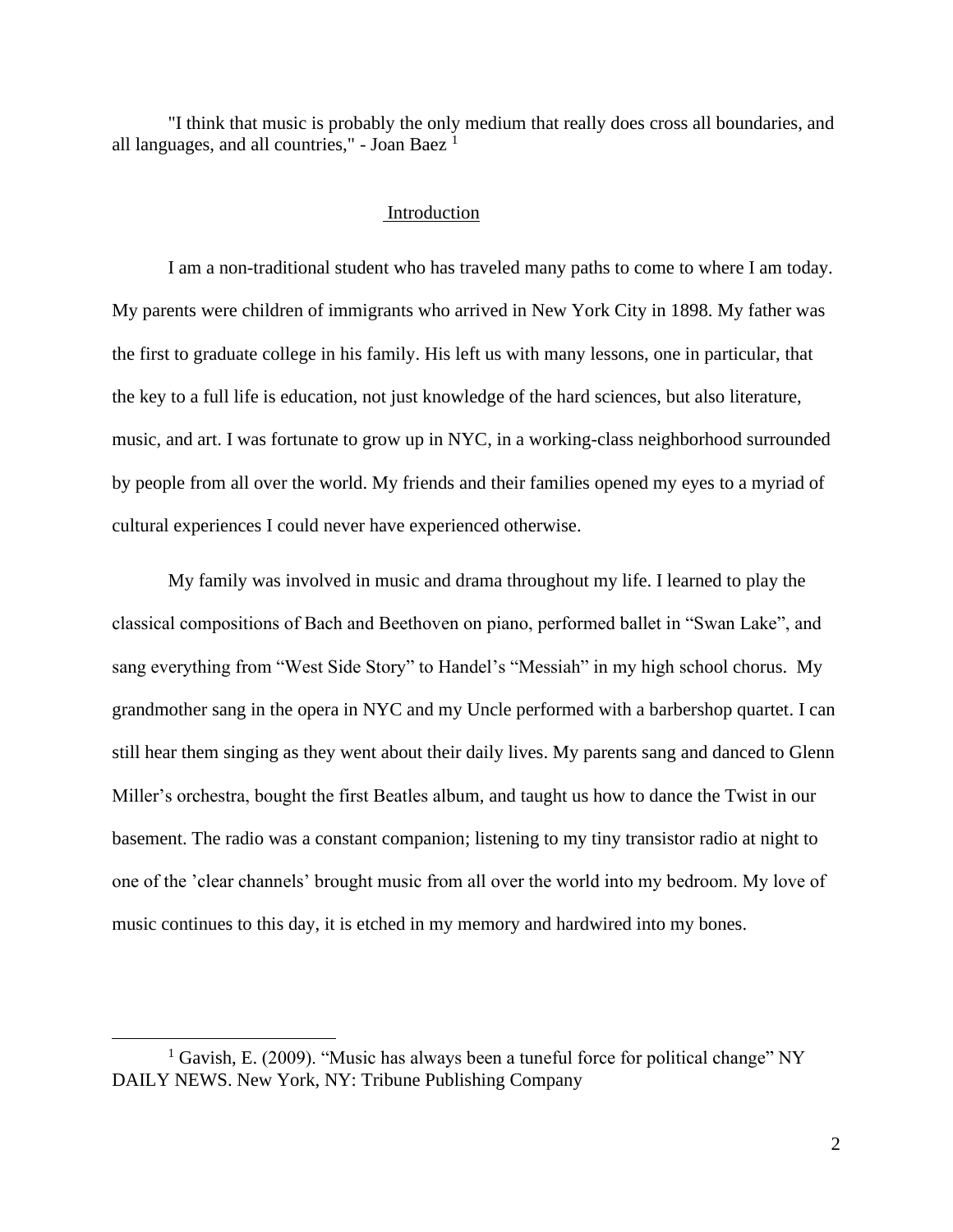"I think that music is probably the only medium that really does cross all boundaries, and all languages, and all countries," - Joan Baez [1]

## Introduction

I am a non-traditional student who has traveled many paths to come to where I am today. My parents were children of immigrants who arrived in New York City in 1898. My father was the first to graduate college in his family. His left us with many lessons, one in particular, that the key to a full life is education, not just knowledge of the hard sciences, but also literature, music, and art. I was fortunate to grow up in NYC, in a working-class neighborhood surrounded by people from all over the world. My friends and their families opened my eyes to a myriad of cultural experiences I could never have experienced otherwise.

My family was involved in music and drama throughout my life. I learned to play the classical compositions of Bach and Beethoven on piano, performed ballet in "Swan Lake", and sang everything from "West Side Story" to Handel's "Messiah" in my high school chorus. My grandmother sang in the opera in NYC and my Uncle performed with a barbershop quartet. I can still hear them singing as they went about their daily lives. My parents sang and danced to Glenn Miller's orchestra, bought the first Beatles album, and taught us how to dance the Twist in our basement. The radio was a constant companion; listening to my tiny transistor radio at night to one of the 'clear channels' brought music from all over the world into my bedroom. My love of music continues to this day, it is etched in my memory and hardwired into my bones.

[1] Gavish, E. (2009). "Music has always been a tuneful force for political change" NY DAILY NEWS. New York, NY: Tribune Publishing Company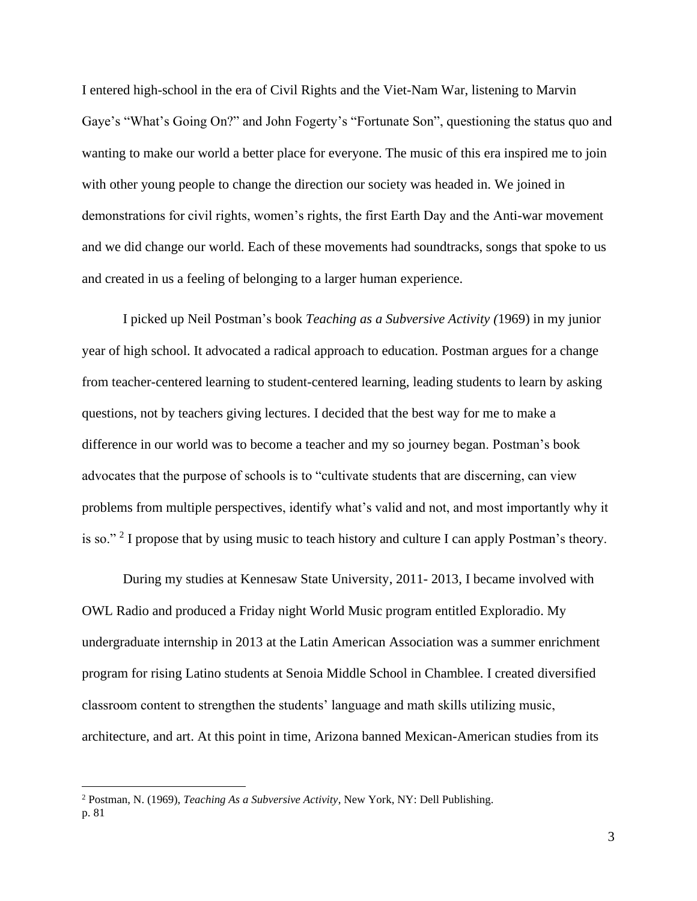I entered high-school in the era of Civil Rights and the Viet-Nam War, listening to Marvin Gaye's "What's Going On?" and John Fogerty's "Fortunate Son", questioning the status quo and wanting to make our world a better place for everyone. The music of this era inspired me to join with other young people to change the direction our society was headed in. We joined in demonstrations for civil rights, women's rights, the first Earth Day and the Anti-war movement and we did change our world. Each of these movements had soundtracks, songs that spoke to us and created in us a feeling of belonging to a larger human experience.

I picked up Neil Postman's book *Teaching as a Subversive Activity (*1969) in my junior year of high school. It advocated a radical approach to education. Postman argues for a change from teacher-centered learning to student-centered learning, leading students to learn by asking questions, not by teachers giving lectures. I decided that the best way for me to make a difference in our world was to become a teacher and my so journey began. Postman's book advocates that the purpose of schools is to "cultivate students that are discerning, can view problems from multiple perspectives, identify what's valid and not, and most importantly why it is so." [2] I propose that by using music to teach history and culture I can apply Postman's theory.

During my studies at Kennesaw State University, 2011- 2013, I became involved with OWL Radio and produced a Friday night World Music program entitled Exploradio. My undergraduate internship in 2013 at the Latin American Association was a summer enrichment program for rising Latino students at Senoia Middle School in Chamblee. I created diversified classroom content to strengthen the students' language and math skills utilizing music, architecture, and art. At this point in time, Arizona banned Mexican-American studies from its

---

[2] Postman, N. (1969), *Teaching As a Subversive Activity*, New York, NY: Dell Publishing. p. 81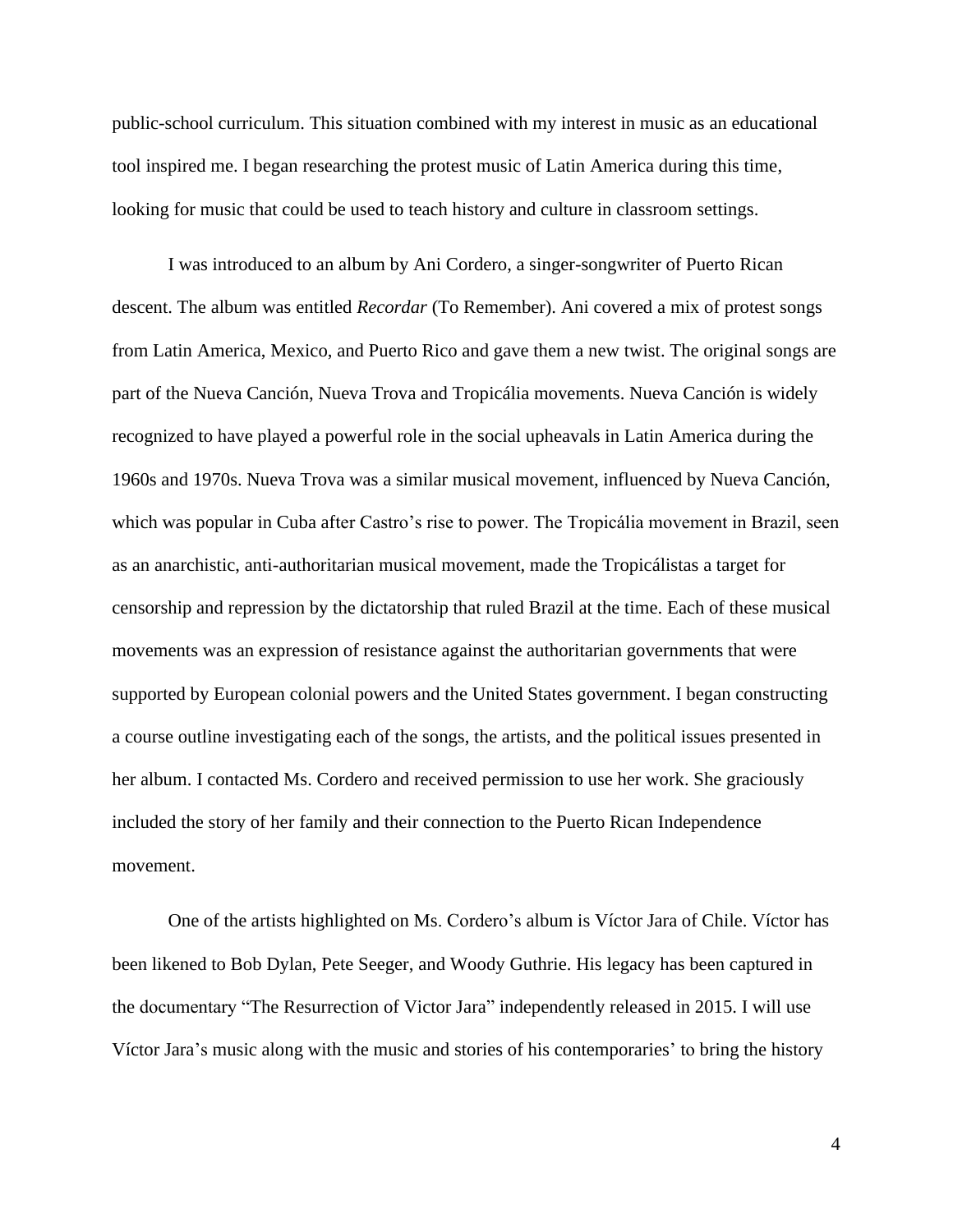public-school curriculum. This situation combined with my interest in music as an educational tool inspired me. I began researching the protest music of Latin America during this time, looking for music that could be used to teach history and culture in classroom settings.

I was introduced to an album by Ani Cordero, a singer-songwriter of Puerto Rican descent. The album was entitled *Recordar* (To Remember). Ani covered a mix of protest songs from Latin America, Mexico, and Puerto Rico and gave them a new twist. The original songs are part of the Nueva Canción, Nueva Trova and Tropicália movements. Nueva Canción is widely recognized to have played a powerful role in the social upheavals in Latin America during the 1960s and 1970s. Nueva Trova was a similar musical movement, influenced by Nueva Canción, which was popular in Cuba after Castro's rise to power. The Tropicália movement in Brazil, seen as an anarchistic, anti-authoritarian musical movement, made the Tropicálistas a target for censorship and repression by the dictatorship that ruled Brazil at the time. Each of these musical movements was an expression of resistance against the authoritarian governments that were supported by European colonial powers and the United States government. I began constructing a course outline investigating each of the songs, the artists, and the political issues presented in her album. I contacted Ms. Cordero and received permission to use her work. She graciously included the story of her family and their connection to the Puerto Rican Independence movement.

One of the artists highlighted on Ms. Cordero's album is Víctor Jara of Chile. Víctor has been likened to Bob Dylan, Pete Seeger, and Woody Guthrie. His legacy has been captured in the documentary "The Resurrection of Victor Jara" independently released in 2015. I will use Víctor Jara's music along with the music and stories of his contemporaries' to bring the history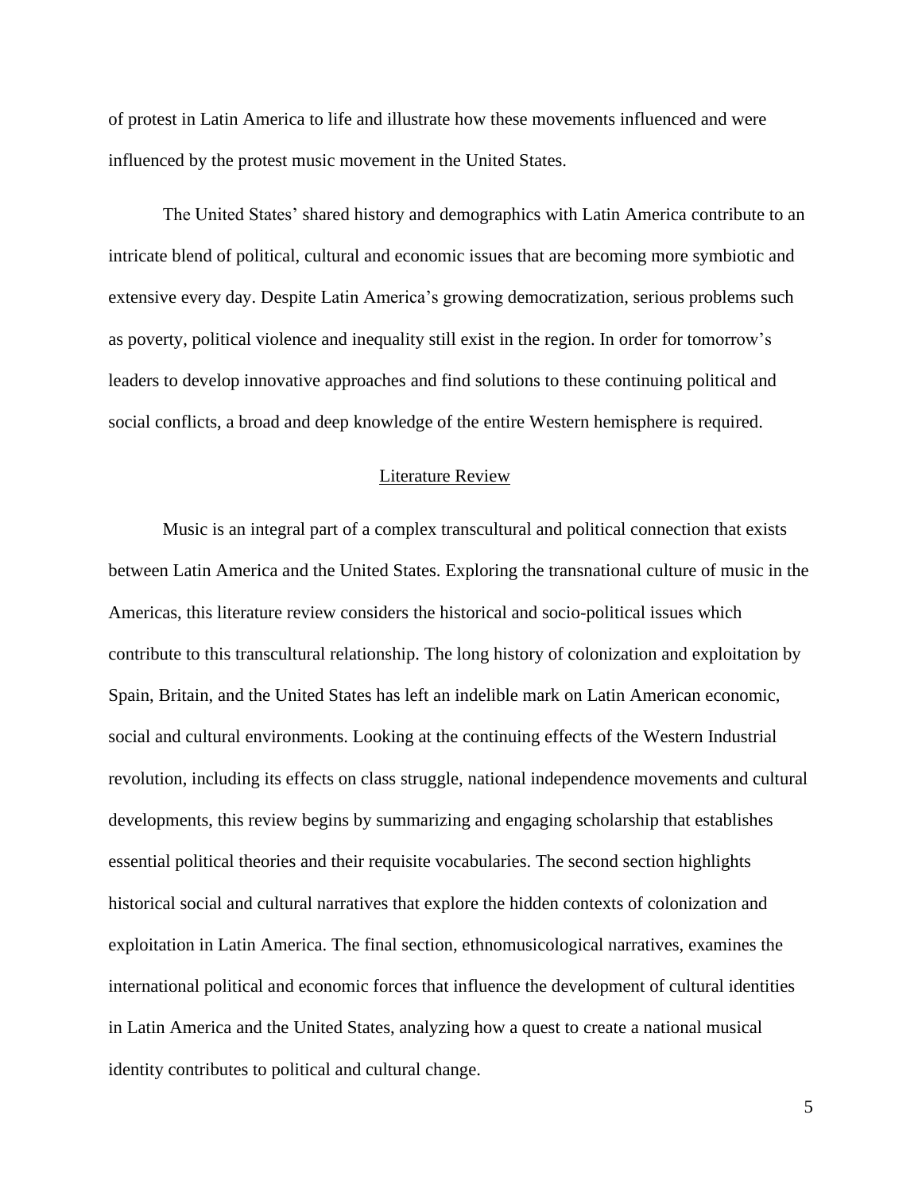of protest in Latin America to life and illustrate how these movements influenced and were influenced by the protest music movement in the United States.

The United States' shared history and demographics with Latin America contribute to an intricate blend of political, cultural and economic issues that are becoming more symbiotic and extensive every day. Despite Latin America's growing democratization, serious problems such as poverty, political violence and inequality still exist in the region. In order for tomorrow's leaders to develop innovative approaches and find solutions to these continuing political and social conflicts, a broad and deep knowledge of the entire Western hemisphere is required.

## Literature Review

Music is an integral part of a complex transcultural and political connection that exists between Latin America and the United States. Exploring the transnational culture of music in the Americas, this literature review considers the historical and socio-political issues which contribute to this transcultural relationship. The long history of colonization and exploitation by Spain, Britain, and the United States has left an indelible mark on Latin American economic, social and cultural environments. Looking at the continuing effects of the Western Industrial revolution, including its effects on class struggle, national independence movements and cultural developments, this review begins by summarizing and engaging scholarship that establishes essential political theories and their requisite vocabularies. The second section highlights historical social and cultural narratives that explore the hidden contexts of colonization and exploitation in Latin America. The final section, ethnomusicological narratives, examines the international political and economic forces that influence the development of cultural identities in Latin America and the United States, analyzing how a quest to create a national musical identity contributes to political and cultural change.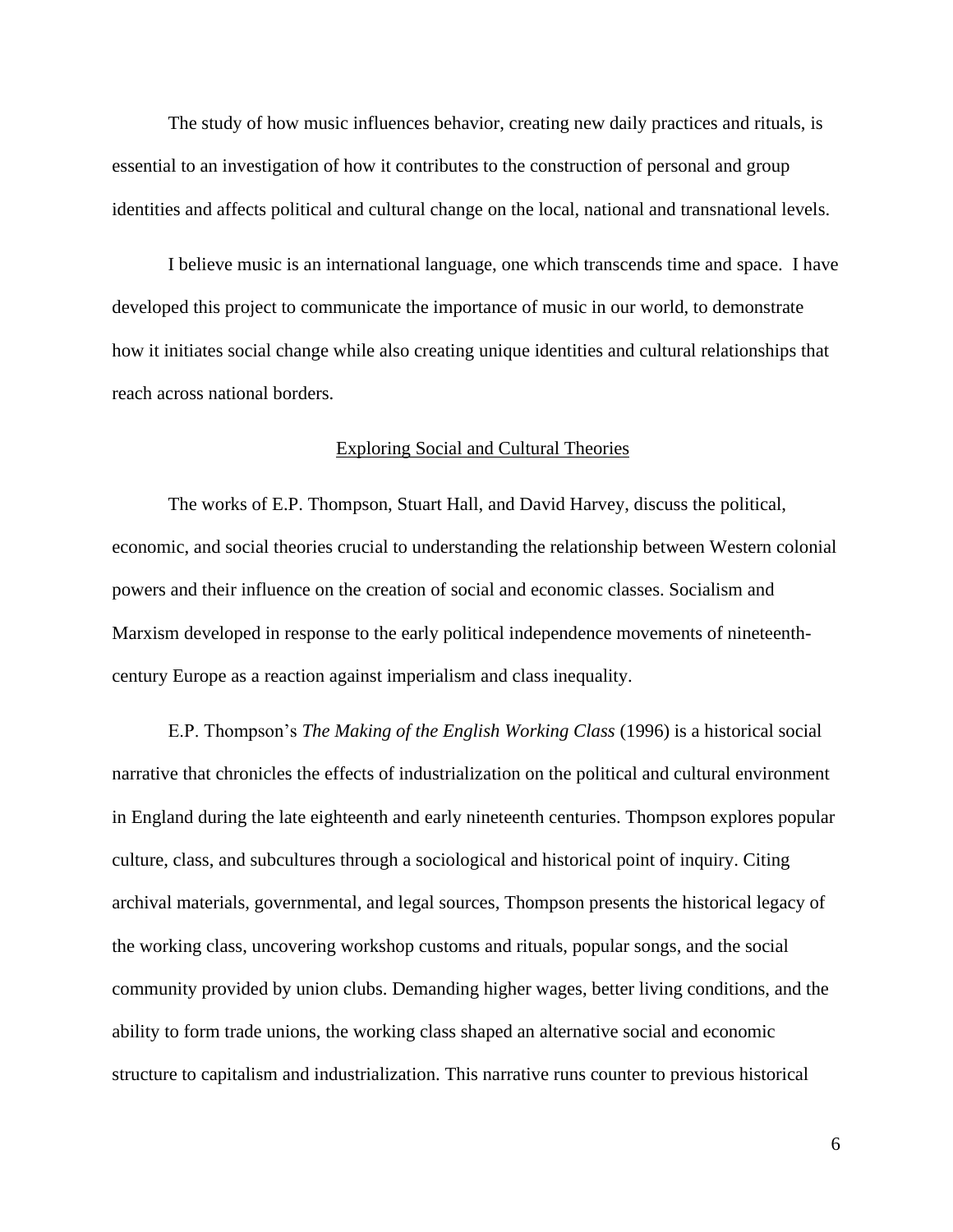The study of how music influences behavior, creating new daily practices and rituals, is essential to an investigation of how it contributes to the construction of personal and group identities and affects political and cultural change on the local, national and transnational levels.

I believe music is an international language, one which transcends time and space. I have developed this project to communicate the importance of music in our world, to demonstrate how it initiates social change while also creating unique identities and cultural relationships that reach across national borders.

## Exploring Social and Cultural Theories

The works of E.P. Thompson, Stuart Hall, and David Harvey, discuss the political, economic, and social theories crucial to understanding the relationship between Western colonial powers and their influence on the creation of social and economic classes. Socialism and Marxism developed in response to the early political independence movements of nineteenth-century Europe as a reaction against imperialism and class inequality.

E.P. Thompson's *The Making of the English Working Class* (1996) is a historical social narrative that chronicles the effects of industrialization on the political and cultural environment in England during the late eighteenth and early nineteenth centuries. Thompson explores popular culture, class, and subcultures through a sociological and historical point of inquiry. Citing archival materials, governmental, and legal sources, Thompson presents the historical legacy of the working class, uncovering workshop customs and rituals, popular songs, and the social community provided by union clubs. Demanding higher wages, better living conditions, and the ability to form trade unions, the working class shaped an alternative social and economic structure to capitalism and industrialization. This narrative runs counter to previous historical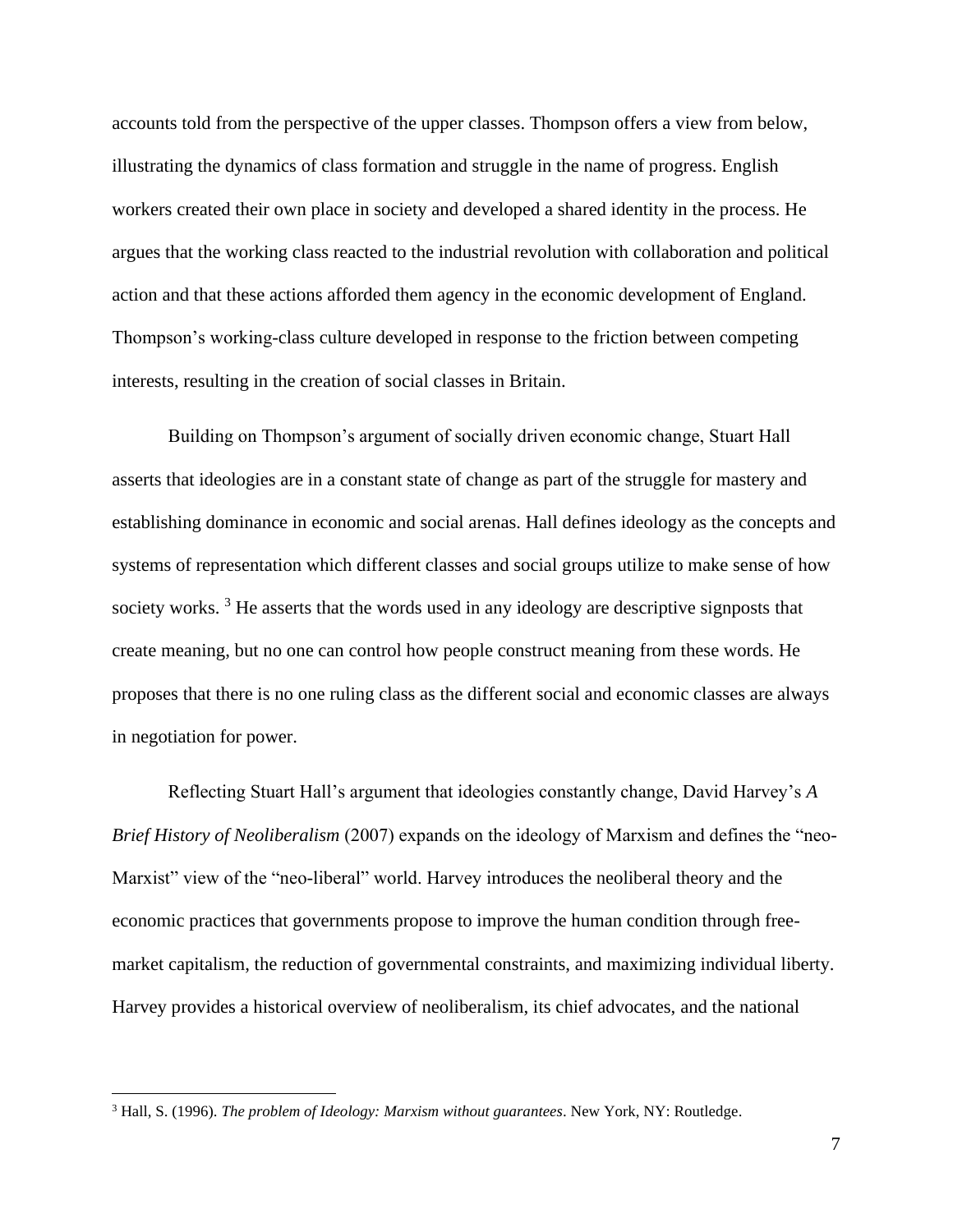accounts told from the perspective of the upper classes. Thompson offers a view from below, illustrating the dynamics of class formation and struggle in the name of progress. English workers created their own place in society and developed a shared identity in the process. He argues that the working class reacted to the industrial revolution with collaboration and political action and that these actions afforded them agency in the economic development of England. Thompson's working-class culture developed in response to the friction between competing interests, resulting in the creation of social classes in Britain.

Building on Thompson's argument of socially driven economic change, Stuart Hall asserts that ideologies are in a constant state of change as part of the struggle for mastery and establishing dominance in economic and social arenas. Hall defines ideology as the concepts and systems of representation which different classes and social groups utilize to make sense of how society works. [3] He asserts that the words used in any ideology are descriptive signposts that create meaning, but no one can control how people construct meaning from these words. He proposes that there is no one ruling class as the different social and economic classes are always in negotiation for power.

Reflecting Stuart Hall's argument that ideologies constantly change, David Harvey's *A Brief History of Neoliberalism* (2007) expands on the ideology of Marxism and defines the "neo-Marxist" view of the "neo-liberal" world. Harvey introduces the neoliberal theory and the economic practices that governments propose to improve the human condition through free-market capitalism, the reduction of governmental constraints, and maximizing individual liberty. Harvey provides a historical overview of neoliberalism, its chief advocates, and the national

---

[3] Hall, S. (1996). *The problem of Ideology: Marxism without guarantees*. New York, NY: Routledge.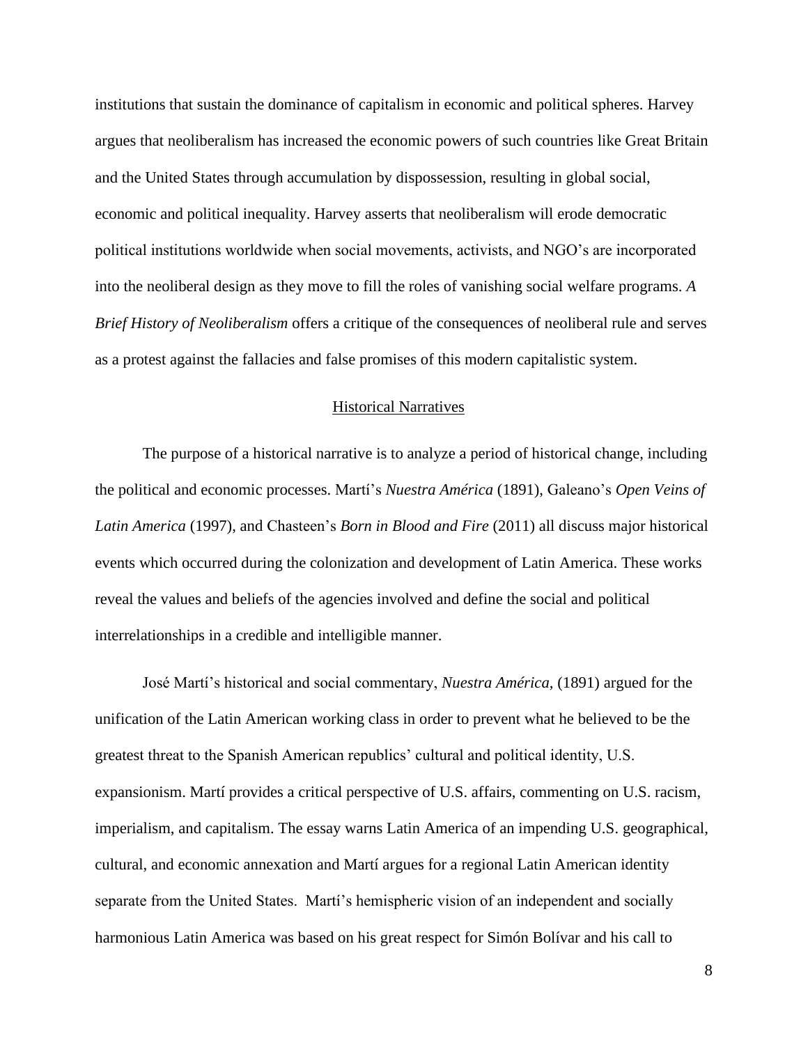institutions that sustain the dominance of capitalism in economic and political spheres. Harvey argues that neoliberalism has increased the economic powers of such countries like Great Britain and the United States through accumulation by dispossession, resulting in global social, economic and political inequality. Harvey asserts that neoliberalism will erode democratic political institutions worldwide when social movements, activists, and NGO's are incorporated into the neoliberal design as they move to fill the roles of vanishing social welfare programs. *A Brief History of Neoliberalism* offers a critique of the consequences of neoliberal rule and serves as a protest against the fallacies and false promises of this modern capitalistic system.

## Historical Narratives

The purpose of a historical narrative is to analyze a period of historical change, including the political and economic processes. Martí's *Nuestra América* (1891), Galeano's *Open Veins of Latin America* (1997), and Chasteen's *Born in Blood and Fire* (2011) all discuss major historical events which occurred during the colonization and development of Latin America. These works reveal the values and beliefs of the agencies involved and define the social and political interrelationships in a credible and intelligible manner.

José Martí's historical and social commentary, *Nuestra América,* (1891) argued for the unification of the Latin American working class in order to prevent what he believed to be the greatest threat to the Spanish American republics' cultural and political identity, U.S. expansionism. Martí provides a critical perspective of U.S. affairs, commenting on U.S. racism, imperialism, and capitalism. The essay warns Latin America of an impending U.S. geographical, cultural, and economic annexation and Martí argues for a regional Latin American identity separate from the United States. Martí's hemispheric vision of an independent and socially harmonious Latin America was based on his great respect for Simón Bolívar and his call to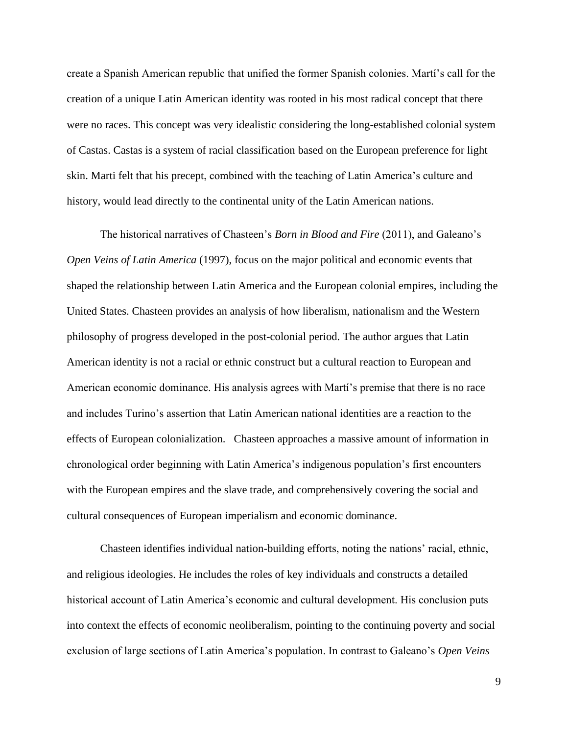create a Spanish American republic that unified the former Spanish colonies. Martí's call for the creation of a unique Latin American identity was rooted in his most radical concept that there were no races. This concept was very idealistic considering the long-established colonial system of Castas. Castas is a system of racial classification based on the European preference for light skin. Marti felt that his precept, combined with the teaching of Latin America's culture and history, would lead directly to the continental unity of the Latin American nations.

The historical narratives of Chasteen's *Born in Blood and Fire* (2011), and Galeano's *Open Veins of Latin America* (1997), focus on the major political and economic events that shaped the relationship between Latin America and the European colonial empires, including the United States. Chasteen provides an analysis of how liberalism, nationalism and the Western philosophy of progress developed in the post-colonial period. The author argues that Latin American identity is not a racial or ethnic construct but a cultural reaction to European and American economic dominance. His analysis agrees with Martí's premise that there is no race and includes Turino's assertion that Latin American national identities are a reaction to the effects of European colonialization. Chasteen approaches a massive amount of information in chronological order beginning with Latin America's indigenous population's first encounters with the European empires and the slave trade, and comprehensively covering the social and cultural consequences of European imperialism and economic dominance.

Chasteen identifies individual nation-building efforts, noting the nations' racial, ethnic, and religious ideologies. He includes the roles of key individuals and constructs a detailed historical account of Latin America's economic and cultural development. His conclusion puts into context the effects of economic neoliberalism, pointing to the continuing poverty and social exclusion of large sections of Latin America's population. In contrast to Galeano's *Open Veins*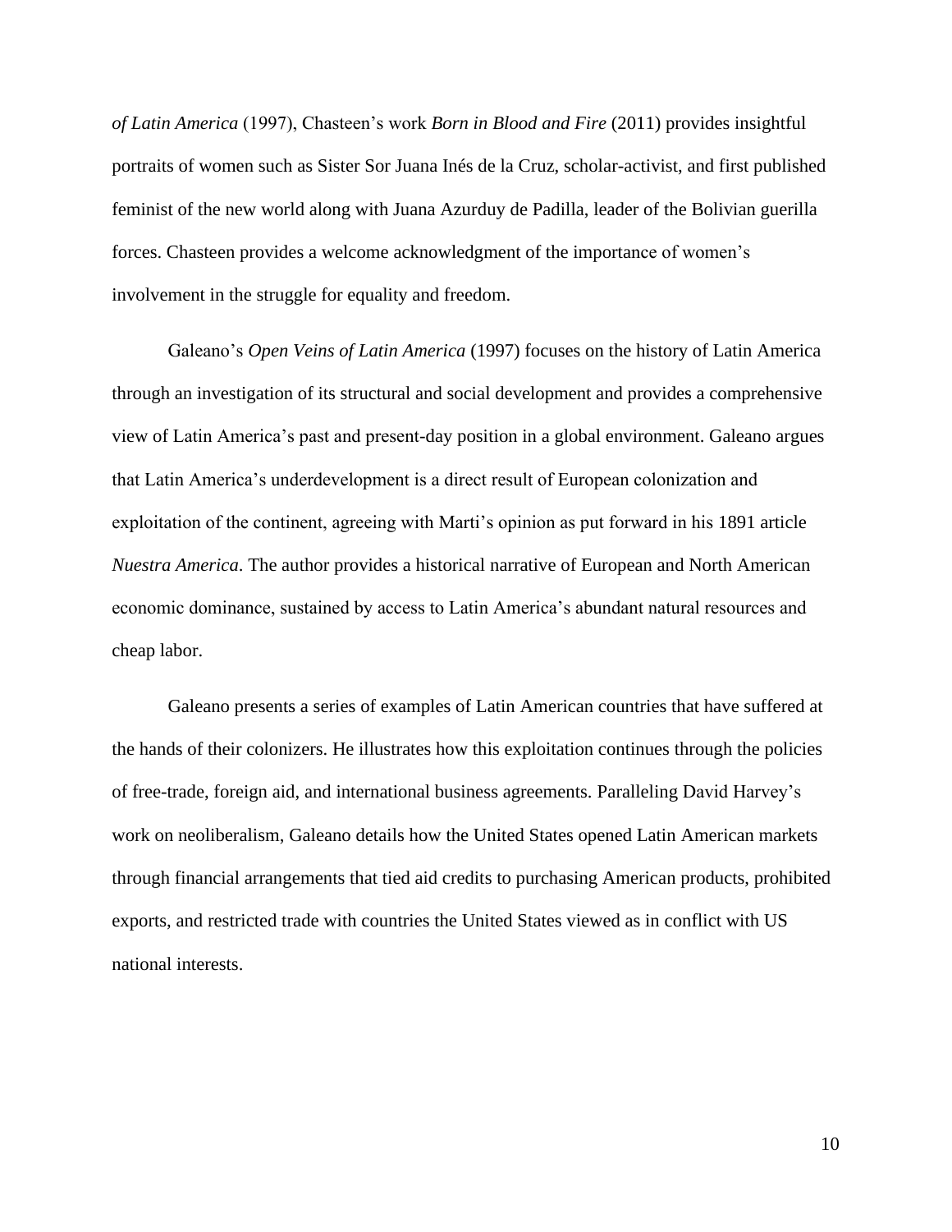*of Latin America* (1997), Chasteen's work *Born in Blood and Fire* (2011) provides insightful portraits of women such as Sister Sor Juana Inés de la Cruz, scholar-activist, and first published feminist of the new world along with Juana Azurduy de Padilla, leader of the Bolivian guerilla forces. Chasteen provides a welcome acknowledgment of the importance of women's involvement in the struggle for equality and freedom.

Galeano's *Open Veins of Latin America* (1997) focuses on the history of Latin America through an investigation of its structural and social development and provides a comprehensive view of Latin America's past and present-day position in a global environment. Galeano argues that Latin America's underdevelopment is a direct result of European colonization and exploitation of the continent, agreeing with Marti's opinion as put forward in his 1891 article *Nuestra America*. The author provides a historical narrative of European and North American economic dominance, sustained by access to Latin America's abundant natural resources and cheap labor.

Galeano presents a series of examples of Latin American countries that have suffered at the hands of their colonizers. He illustrates how this exploitation continues through the policies of free-trade, foreign aid, and international business agreements. Paralleling David Harvey's work on neoliberalism, Galeano details how the United States opened Latin American markets through financial arrangements that tied aid credits to purchasing American products, prohibited exports, and restricted trade with countries the United States viewed as in conflict with US national interests.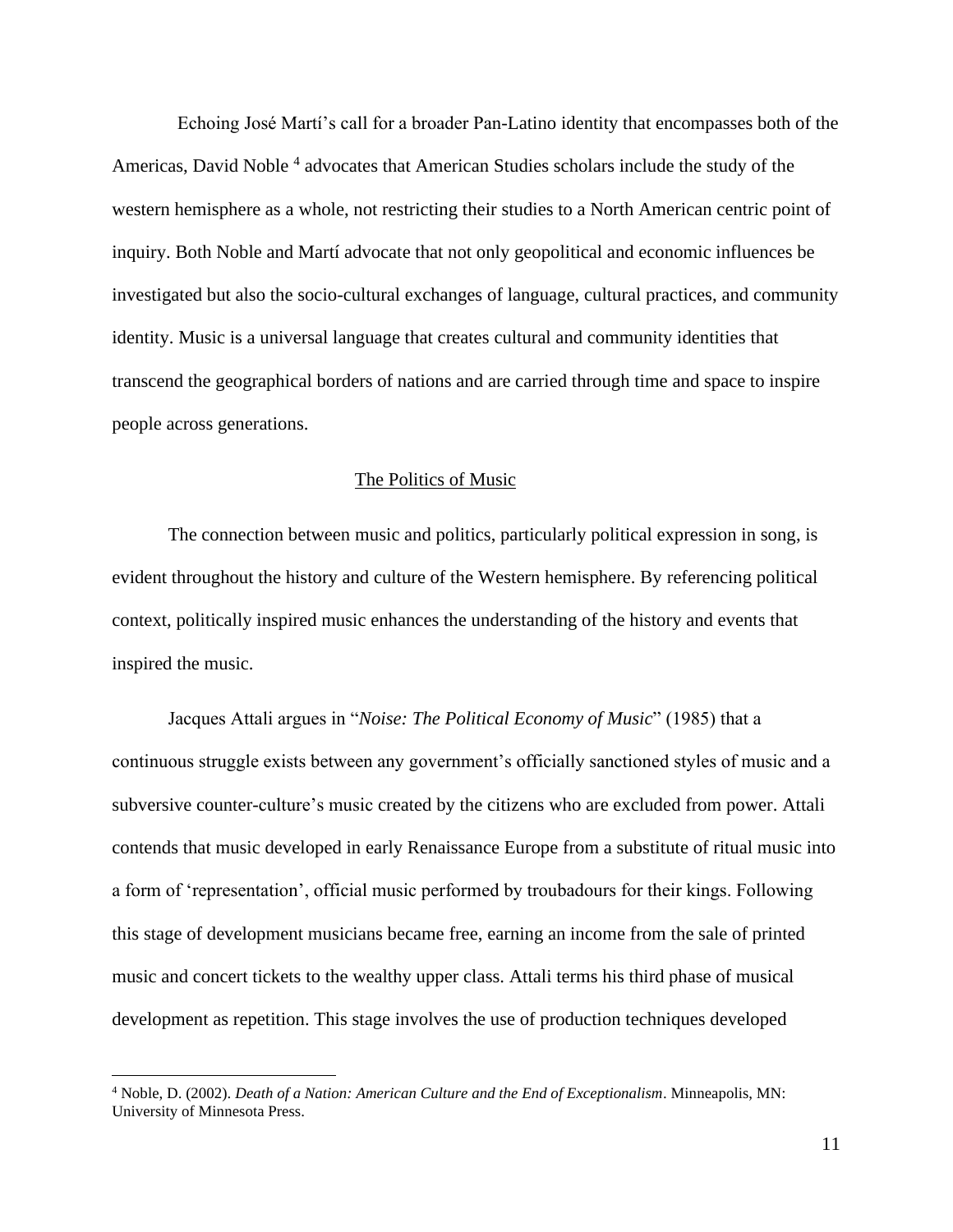Echoing José Martí's call for a broader Pan-Latino identity that encompasses both of the Americas, David Noble [4] advocates that American Studies scholars include the study of the western hemisphere as a whole, not restricting their studies to a North American centric point of inquiry. Both Noble and Martí advocate that not only geopolitical and economic influences be investigated but also the socio-cultural exchanges of language, cultural practices, and community identity. Music is a universal language that creates cultural and community identities that transcend the geographical borders of nations and are carried through time and space to inspire people across generations.

## The Politics of Music

The connection between music and politics, particularly political expression in song, is evident throughout the history and culture of the Western hemisphere. By referencing political context, politically inspired music enhances the understanding of the history and events that inspired the music.

Jacques Attali argues in "*Noise: The Political Economy of Music*" (1985) that a continuous struggle exists between any government's officially sanctioned styles of music and a subversive counter-culture's music created by the citizens who are excluded from power. Attali contends that music developed in early Renaissance Europe from a substitute of ritual music into a form of 'representation', official music performed by troubadours for their kings. Following this stage of development musicians became free, earning an income from the sale of printed music and concert tickets to the wealthy upper class. Attali terms his third phase of musical development as repetition. This stage involves the use of production techniques developed

---

[4] Noble, D. (2002). *Death of a Nation: American Culture and the End of Exceptionalism*. Minneapolis, MN: University of Minnesota Press.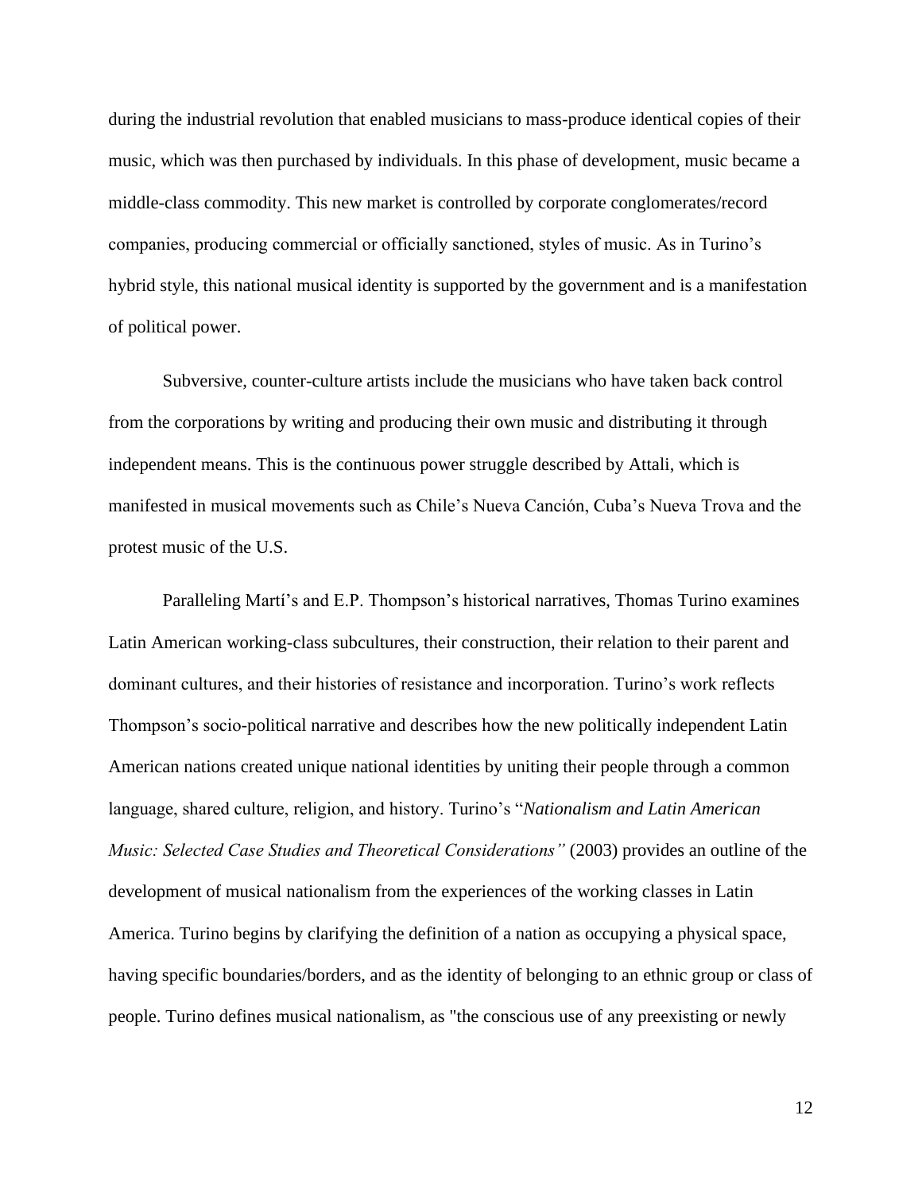during the industrial revolution that enabled musicians to mass-produce identical copies of their music, which was then purchased by individuals. In this phase of development, music became a middle-class commodity. This new market is controlled by corporate conglomerates/record companies, producing commercial or officially sanctioned, styles of music. As in Turino's hybrid style, this national musical identity is supported by the government and is a manifestation of political power.

Subversive, counter-culture artists include the musicians who have taken back control from the corporations by writing and producing their own music and distributing it through independent means. This is the continuous power struggle described by Attali, which is manifested in musical movements such as Chile's Nueva Canción, Cuba's Nueva Trova and the protest music of the U.S.

Paralleling Martí's and E.P. Thompson's historical narratives, Thomas Turino examines Latin American working-class subcultures, their construction, their relation to their parent and dominant cultures, and their histories of resistance and incorporation. Turino's work reflects Thompson's socio-political narrative and describes how the new politically independent Latin American nations created unique national identities by uniting their people through a common language, shared culture, religion, and history. Turino's "*Nationalism and Latin American Music: Selected Case Studies and Theoretical Considerations"* (2003) provides an outline of the development of musical nationalism from the experiences of the working classes in Latin America. Turino begins by clarifying the definition of a nation as occupying a physical space, having specific boundaries/borders, and as the identity of belonging to an ethnic group or class of people. Turino defines musical nationalism, as "the conscious use of any preexisting or newly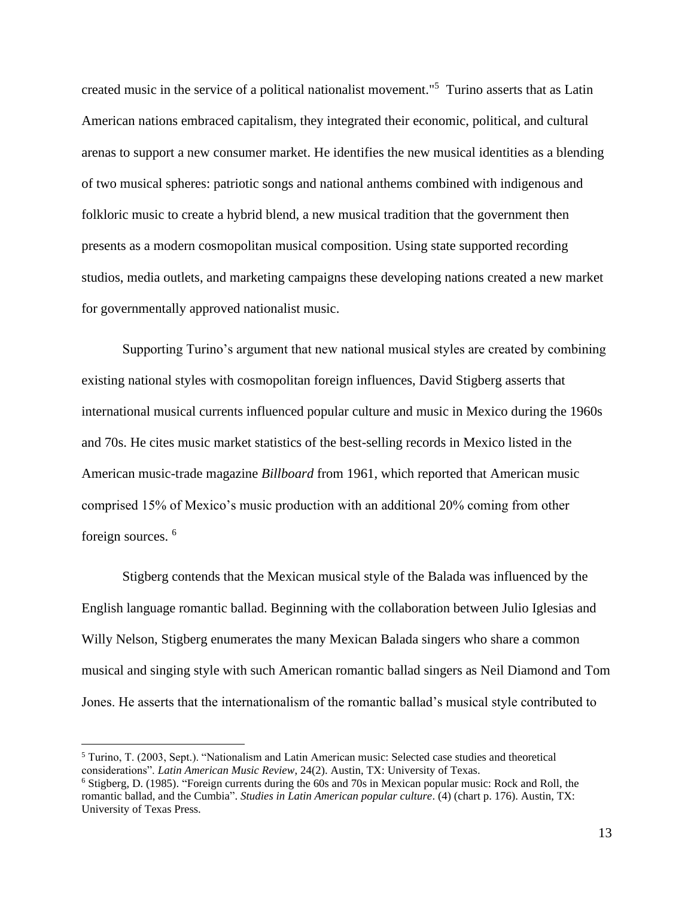created music in the service of a political nationalist movement."[5] Turino asserts that as Latin American nations embraced capitalism, they integrated their economic, political, and cultural arenas to support a new consumer market. He identifies the new musical identities as a blending of two musical spheres: patriotic songs and national anthems combined with indigenous and folkloric music to create a hybrid blend, a new musical tradition that the government then presents as a modern cosmopolitan musical composition. Using state supported recording studios, media outlets, and marketing campaigns these developing nations created a new market for governmentally approved nationalist music.

Supporting Turino's argument that new national musical styles are created by combining existing national styles with cosmopolitan foreign influences, David Stigberg asserts that international musical currents influenced popular culture and music in Mexico during the 1960s and 70s. He cites music market statistics of the best-selling records in Mexico listed in the American music-trade magazine *Billboard* from 1961, which reported that American music comprised 15% of Mexico's music production with an additional 20% coming from other foreign sources. [6]

Stigberg contends that the Mexican musical style of the Balada was influenced by the English language romantic ballad. Beginning with the collaboration between Julio Iglesias and Willy Nelson, Stigberg enumerates the many Mexican Balada singers who share a common musical and singing style with such American romantic ballad singers as Neil Diamond and Tom Jones. He asserts that the internationalism of the romantic ballad's musical style contributed to

---

[5] Turino, T. (2003, Sept.). "Nationalism and Latin American music: Selected case studies and theoretical considerations". *Latin American Music Review,* 24(2). Austin, TX: University of Texas.

[6] Stigberg, D. (1985). "Foreign currents during the 60s and 70s in Mexican popular music: Rock and Roll, the romantic ballad, and the Cumbia". *Studies in Latin American popular culture*. (4) (chart p. 176). Austin, TX: University of Texas Press.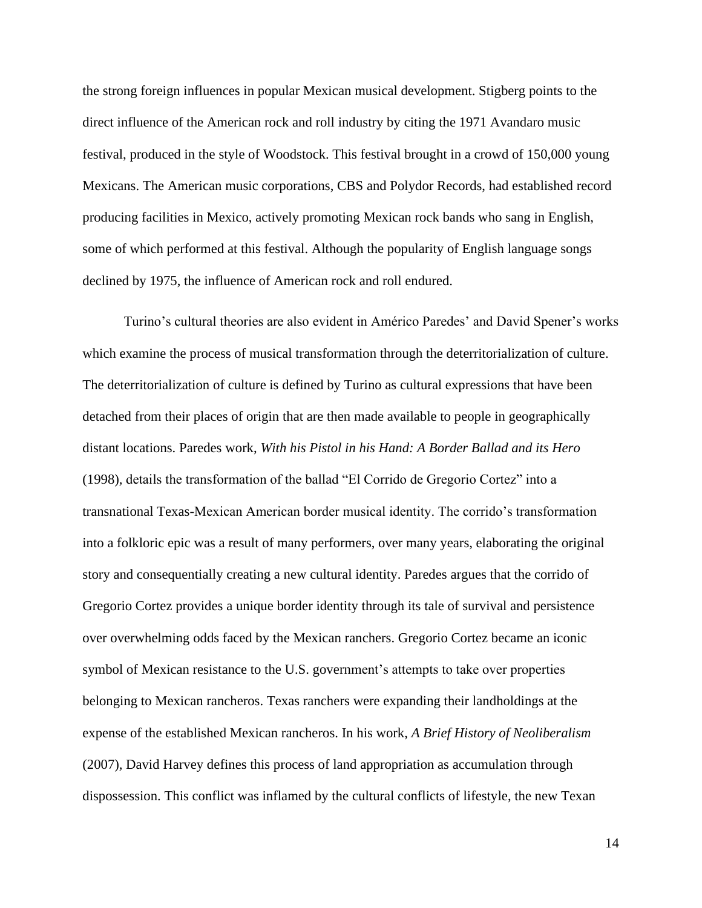the strong foreign influences in popular Mexican musical development. Stigberg points to the direct influence of the American rock and roll industry by citing the 1971 Avandaro music festival, produced in the style of Woodstock. This festival brought in a crowd of 150,000 young Mexicans. The American music corporations, CBS and Polydor Records, had established record producing facilities in Mexico, actively promoting Mexican rock bands who sang in English, some of which performed at this festival. Although the popularity of English language songs declined by 1975, the influence of American rock and roll endured.

Turino's cultural theories are also evident in Américo Paredes' and David Spener's works which examine the process of musical transformation through the deterritorialization of culture. The deterritorialization of culture is defined by Turino as cultural expressions that have been detached from their places of origin that are then made available to people in geographically distant locations. Paredes work, *With his Pistol in his Hand: A Border Ballad and its Hero* (1998), details the transformation of the ballad "El Corrido de Gregorio Cortez" into a transnational Texas-Mexican American border musical identity. The corrido's transformation into a folkloric epic was a result of many performers, over many years, elaborating the original story and consequentially creating a new cultural identity. Paredes argues that the corrido of Gregorio Cortez provides a unique border identity through its tale of survival and persistence over overwhelming odds faced by the Mexican ranchers. Gregorio Cortez became an iconic symbol of Mexican resistance to the U.S. government's attempts to take over properties belonging to Mexican rancheros. Texas ranchers were expanding their landholdings at the expense of the established Mexican rancheros. In his work, *A Brief History of Neoliberalism* (2007), David Harvey defines this process of land appropriation as accumulation through dispossession. This conflict was inflamed by the cultural conflicts of lifestyle, the new Texan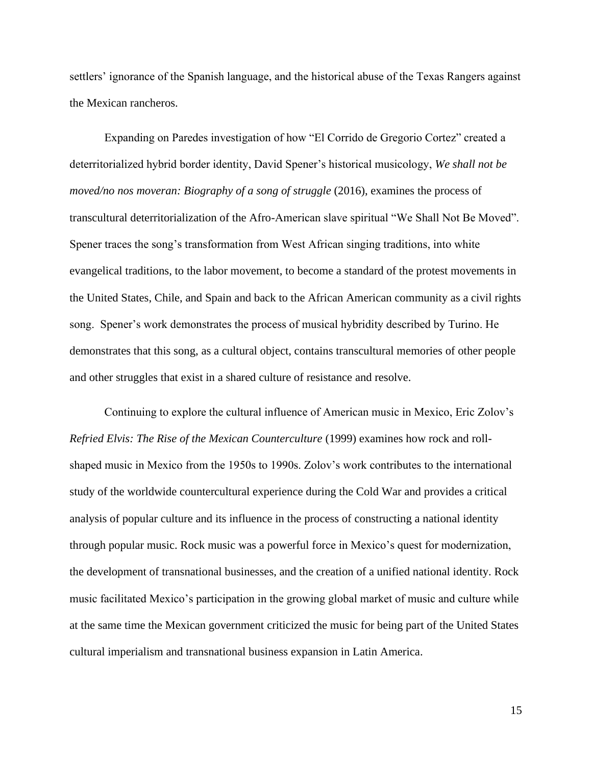settlers' ignorance of the Spanish language, and the historical abuse of the Texas Rangers against the Mexican rancheros.

Expanding on Paredes investigation of how "El Corrido de Gregorio Cortez" created a deterritorialized hybrid border identity, David Spener's historical musicology, *We shall not be moved/no nos moveran: Biography of a song of struggle* (2016), examines the process of transcultural deterritorialization of the Afro-American slave spiritual "We Shall Not Be Moved". Spener traces the song's transformation from West African singing traditions, into white evangelical traditions, to the labor movement, to become a standard of the protest movements in the United States, Chile, and Spain and back to the African American community as a civil rights song. Spener's work demonstrates the process of musical hybridity described by Turino. He demonstrates that this song, as a cultural object, contains transcultural memories of other people and other struggles that exist in a shared culture of resistance and resolve.

Continuing to explore the cultural influence of American music in Mexico, Eric Zolov's *Refried Elvis: The Rise of the Mexican Counterculture* (1999) examines how rock and roll-shaped music in Mexico from the 1950s to 1990s. Zolov's work contributes to the international study of the worldwide countercultural experience during the Cold War and provides a critical analysis of popular culture and its influence in the process of constructing a national identity through popular music. Rock music was a powerful force in Mexico's quest for modernization, the development of transnational businesses, and the creation of a unified national identity. Rock music facilitated Mexico's participation in the growing global market of music and culture while at the same time the Mexican government criticized the music for being part of the United States cultural imperialism and transnational business expansion in Latin America.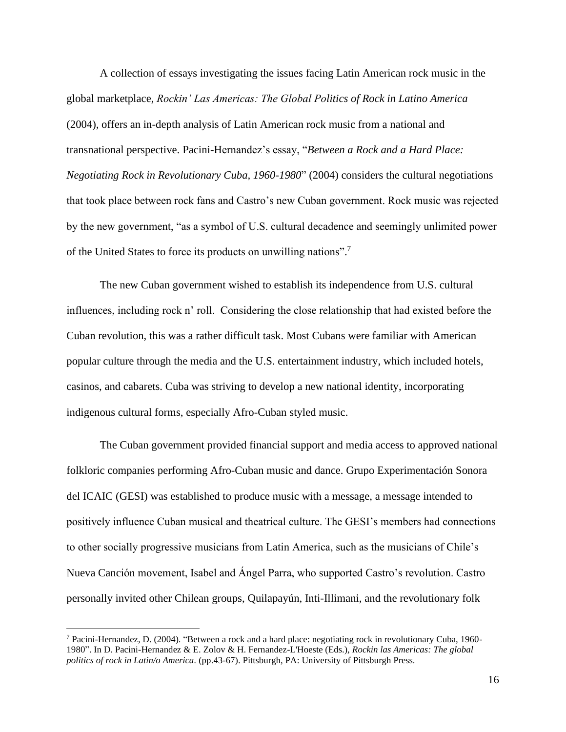A collection of essays investigating the issues facing Latin American rock music in the global marketplace, *Rockin' Las Americas: The Global Politics of Rock in Latino America* (2004), offers an in-depth analysis of Latin American rock music from a national and transnational perspective. Pacini-Hernandez's essay, "*Between a Rock and a Hard Place: Negotiating Rock in Revolutionary Cuba, 1960-1980*" (2004) considers the cultural negotiations that took place between rock fans and Castro's new Cuban government. Rock music was rejected by the new government, "as a symbol of U.S. cultural decadence and seemingly unlimited power of the United States to force its products on unwilling nations".[7]

The new Cuban government wished to establish its independence from U.S. cultural influences, including rock n' roll. Considering the close relationship that had existed before the Cuban revolution, this was a rather difficult task. Most Cubans were familiar with American popular culture through the media and the U.S. entertainment industry, which included hotels, casinos, and cabarets. Cuba was striving to develop a new national identity, incorporating indigenous cultural forms, especially Afro-Cuban styled music.

The Cuban government provided financial support and media access to approved national folkloric companies performing Afro-Cuban music and dance. Grupo Experimentación Sonora del ICAIC (GESI) was established to produce music with a message, a message intended to positively influence Cuban musical and theatrical culture. The GESI's members had connections to other socially progressive musicians from Latin America, such as the musicians of Chile's Nueva Canción movement, Isabel and Ángel Parra, who supported Castro's revolution. Castro personally invited other Chilean groups, Quilapayún, Inti-Illimani, and the revolutionary folk

---

[7] Pacini-Hernandez, D. (2004). "Between a rock and a hard place: negotiating rock in revolutionary Cuba, 1960-1980". In D. Pacini-Hernandez & E. Zolov & H. Fernandez-L'Hoeste (Eds.), *Rockin las Americas: The global politics of rock in Latin/o America*. (pp.43-67). Pittsburgh, PA: University of Pittsburgh Press.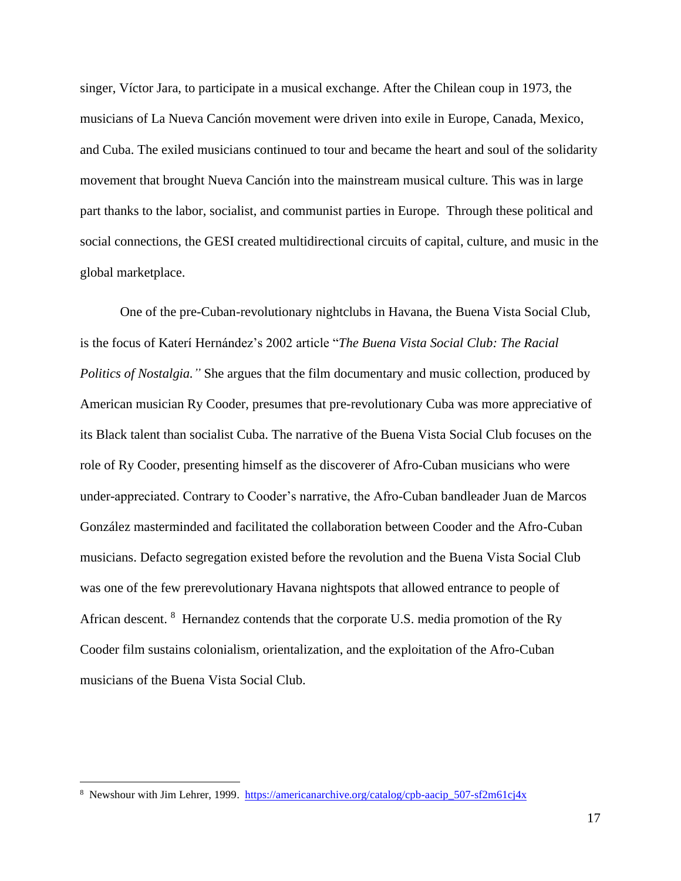singer, Víctor Jara, to participate in a musical exchange. After the Chilean coup in 1973, the musicians of La Nueva Canción movement were driven into exile in Europe, Canada, Mexico, and Cuba. The exiled musicians continued to tour and became the heart and soul of the solidarity movement that brought Nueva Canción into the mainstream musical culture. This was in large part thanks to the labor, socialist, and communist parties in Europe. Through these political and social connections, the GESI created multidirectional circuits of capital, culture, and music in the global marketplace.

One of the pre-Cuban-revolutionary nightclubs in Havana, the Buena Vista Social Club, is the focus of Katerí Hernández's 2002 article "*The Buena Vista Social Club: The Racial Politics of Nostalgia."* She argues that the film documentary and music collection, produced by American musician Ry Cooder, presumes that pre-revolutionary Cuba was more appreciative of its Black talent than socialist Cuba. The narrative of the Buena Vista Social Club focuses on the role of Ry Cooder, presenting himself as the discoverer of Afro-Cuban musicians who were under-appreciated. Contrary to Cooder's narrative, the Afro-Cuban bandleader Juan de Marcos González masterminded and facilitated the collaboration between Cooder and the Afro-Cuban musicians. Defacto segregation existed before the revolution and the Buena Vista Social Club was one of the few prerevolutionary Havana nightspots that allowed entrance to people of African descent. [8] Hernandez contends that the corporate U.S. media promotion of the Ry Cooder film sustains colonialism, orientalization, and the exploitation of the Afro-Cuban musicians of the Buena Vista Social Club.

---

[8] Newshour with Jim Lehrer, 1999. https://americanarchive.org/catalog/cpb-aacip_507-sf2m61cj4x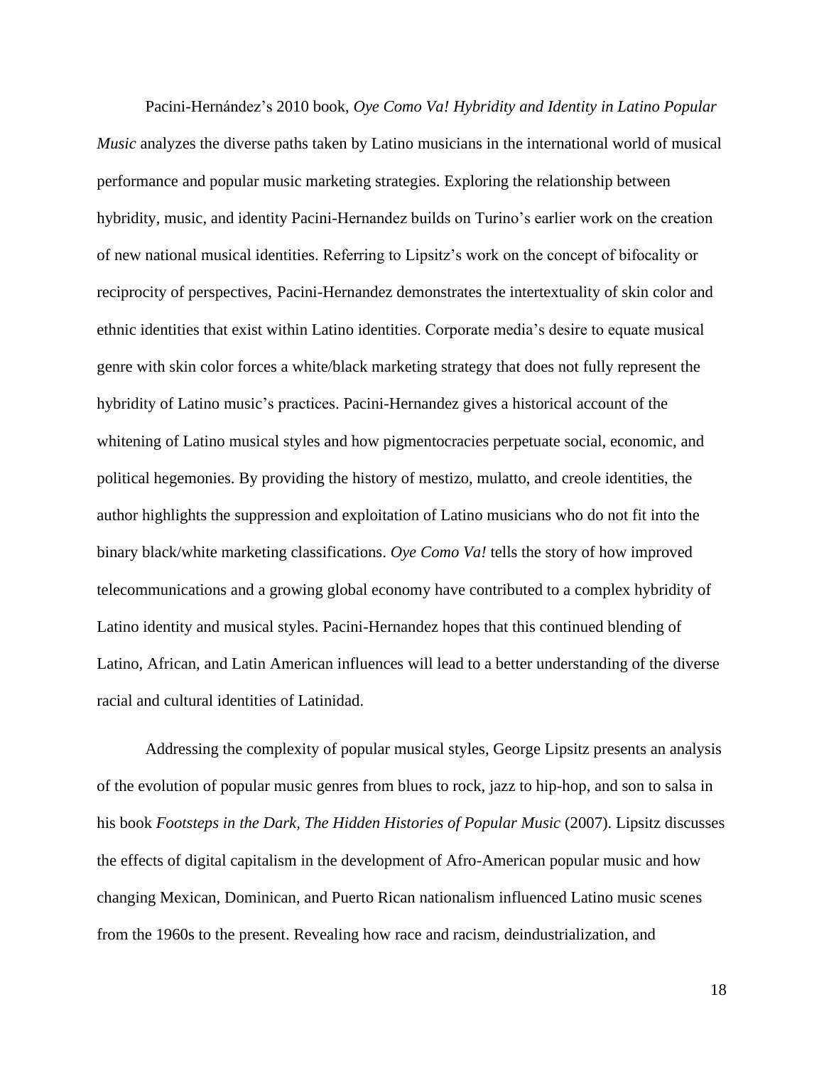Pacini-Hernández's 2010 book, *Oye Como Va! Hybridity and Identity in Latino Popular Music* analyzes the diverse paths taken by Latino musicians in the international world of musical performance and popular music marketing strategies. Exploring the relationship between hybridity, music, and identity Pacini-Hernandez builds on Turino's earlier work on the creation of new national musical identities. Referring to Lipsitz's work on the concept of bifocality or reciprocity of perspectives, Pacini-Hernandez demonstrates the intertextuality of skin color and ethnic identities that exist within Latino identities. Corporate media's desire to equate musical genre with skin color forces a white/black marketing strategy that does not fully represent the hybridity of Latino music's practices. Pacini-Hernandez gives a historical account of the whitening of Latino musical styles and how pigmentocracies perpetuate social, economic, and political hegemonies. By providing the history of mestizo, mulatto, and creole identities, the author highlights the suppression and exploitation of Latino musicians who do not fit into the binary black/white marketing classifications. *Oye Como Va!* tells the story of how improved telecommunications and a growing global economy have contributed to a complex hybridity of Latino identity and musical styles. Pacini-Hernandez hopes that this continued blending of Latino, African, and Latin American influences will lead to a better understanding of the diverse racial and cultural identities of Latinidad.

Addressing the complexity of popular musical styles, George Lipsitz presents an analysis of the evolution of popular music genres from blues to rock, jazz to hip-hop, and son to salsa in his book *Footsteps in the Dark, The Hidden Histories of Popular Music* (2007). Lipsitz discusses the effects of digital capitalism in the development of Afro-American popular music and how changing Mexican, Dominican, and Puerto Rican nationalism influenced Latino music scenes from the 1960s to the present. Revealing how race and racism, deindustrialization, and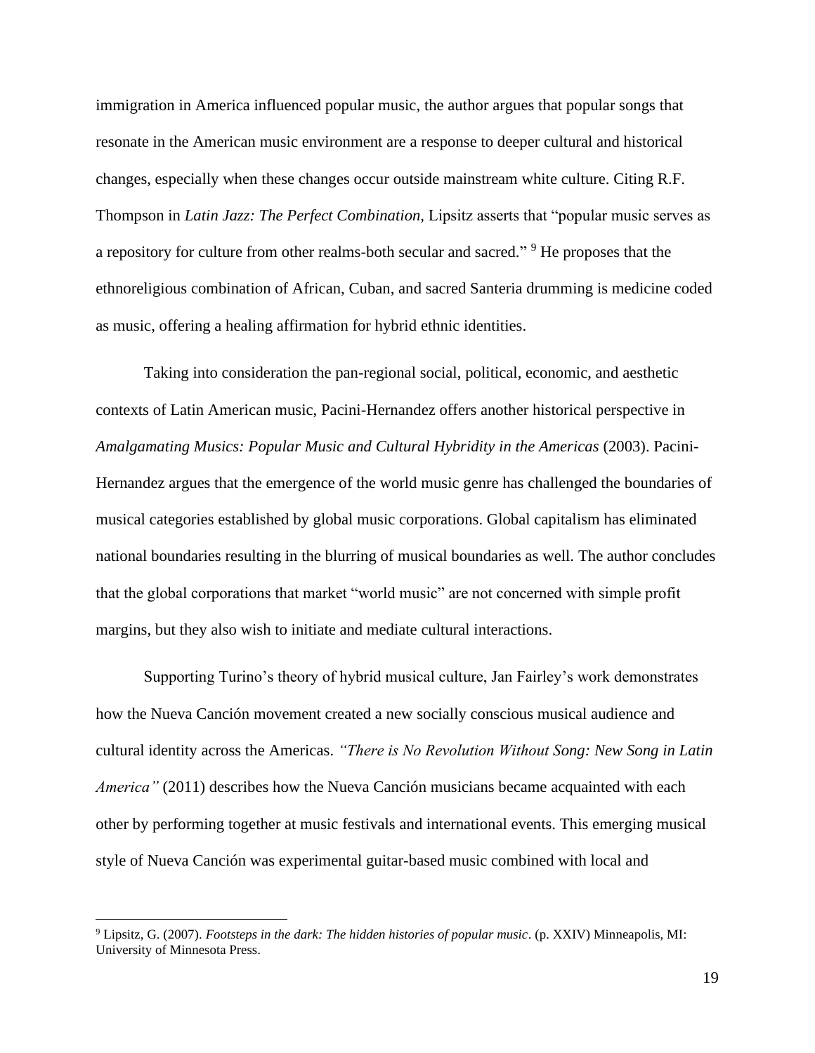immigration in America influenced popular music, the author argues that popular songs that resonate in the American music environment are a response to deeper cultural and historical changes, especially when these changes occur outside mainstream white culture. Citing R.F. Thompson in *Latin Jazz: The Perfect Combination,* Lipsitz asserts that "popular music serves as a repository for culture from other realms-both secular and sacred." [9] He proposes that the ethnoreligious combination of African, Cuban, and sacred Santeria drumming is medicine coded as music, offering a healing affirmation for hybrid ethnic identities.

Taking into consideration the pan-regional social, political, economic, and aesthetic contexts of Latin American music, Pacini-Hernandez offers another historical perspective in *Amalgamating Musics: Popular Music and Cultural Hybridity in the Americas* (2003). Pacini-Hernandez argues that the emergence of the world music genre has challenged the boundaries of musical categories established by global music corporations. Global capitalism has eliminated national boundaries resulting in the blurring of musical boundaries as well. The author concludes that the global corporations that market "world music" are not concerned with simple profit margins, but they also wish to initiate and mediate cultural interactions.

Supporting Turino's theory of hybrid musical culture, Jan Fairley's work demonstrates how the Nueva Canción movement created a new socially conscious musical audience and cultural identity across the Americas. *"There is No Revolution Without Song: New Song in Latin America"* (2011) describes how the Nueva Canción musicians became acquainted with each other by performing together at music festivals and international events. This emerging musical style of Nueva Canción was experimental guitar-based music combined with local and

---

[9] Lipsitz, G. (2007). *Footsteps in the dark: The hidden histories of popular music*. (p. XXIV) Minneapolis, MI: University of Minnesota Press.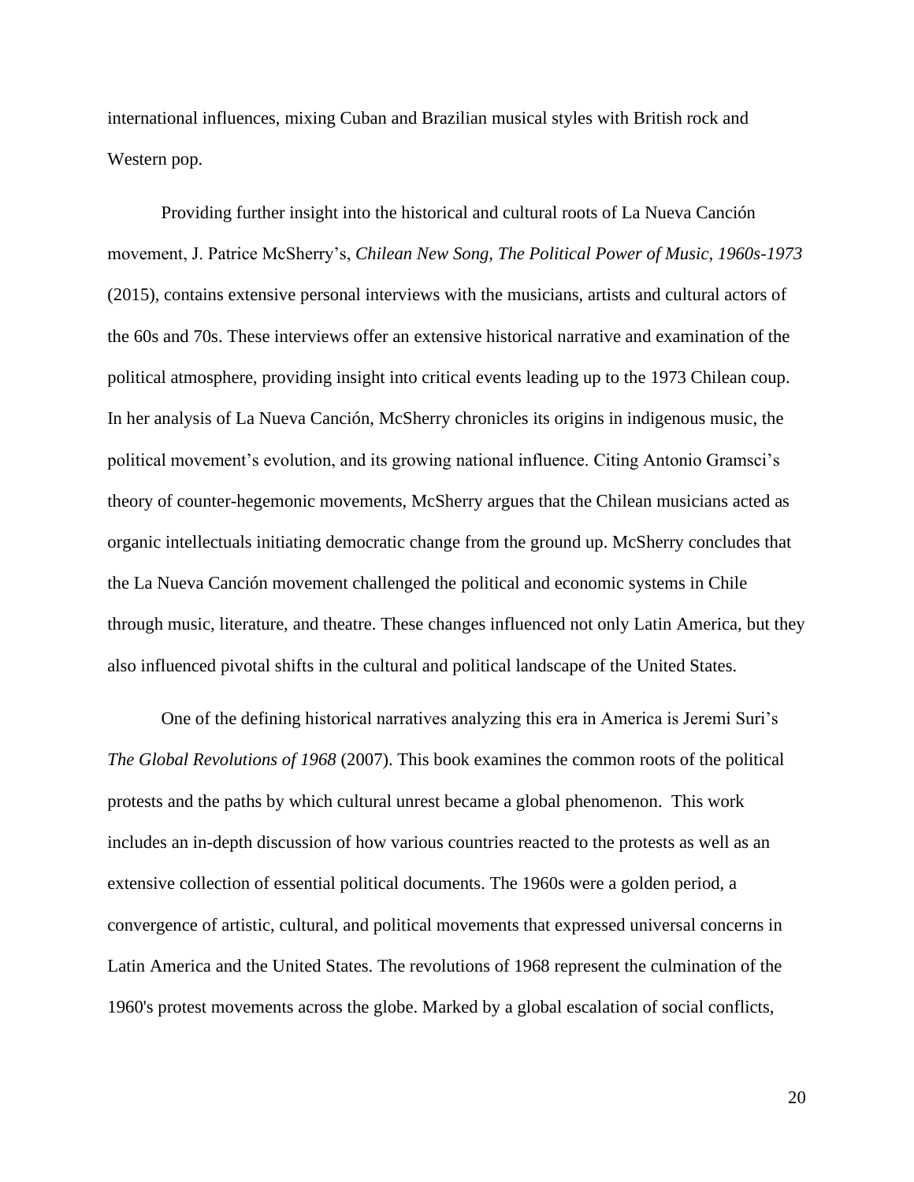international influences, mixing Cuban and Brazilian musical styles with British rock and Western pop.

Providing further insight into the historical and cultural roots of La Nueva Canción movement, J. Patrice McSherry's, *Chilean New Song, The Political Power of Music, 1960s-1973* (2015), contains extensive personal interviews with the musicians, artists and cultural actors of the 60s and 70s. These interviews offer an extensive historical narrative and examination of the political atmosphere, providing insight into critical events leading up to the 1973 Chilean coup. In her analysis of La Nueva Canción, McSherry chronicles its origins in indigenous music, the political movement's evolution, and its growing national influence. Citing Antonio Gramsci's theory of counter-hegemonic movements, McSherry argues that the Chilean musicians acted as organic intellectuals initiating democratic change from the ground up. McSherry concludes that the La Nueva Canción movement challenged the political and economic systems in Chile through music, literature, and theatre. These changes influenced not only Latin America, but they also influenced pivotal shifts in the cultural and political landscape of the United States.

One of the defining historical narratives analyzing this era in America is Jeremi Suri's *The Global Revolutions of 1968* (2007). This book examines the common roots of the political protests and the paths by which cultural unrest became a global phenomenon. This work includes an in-depth discussion of how various countries reacted to the protests as well as an extensive collection of essential political documents. The 1960s were a golden period, a convergence of artistic, cultural, and political movements that expressed universal concerns in Latin America and the United States. The revolutions of 1968 represent the culmination of the 1960's protest movements across the globe. Marked by a global escalation of social conflicts,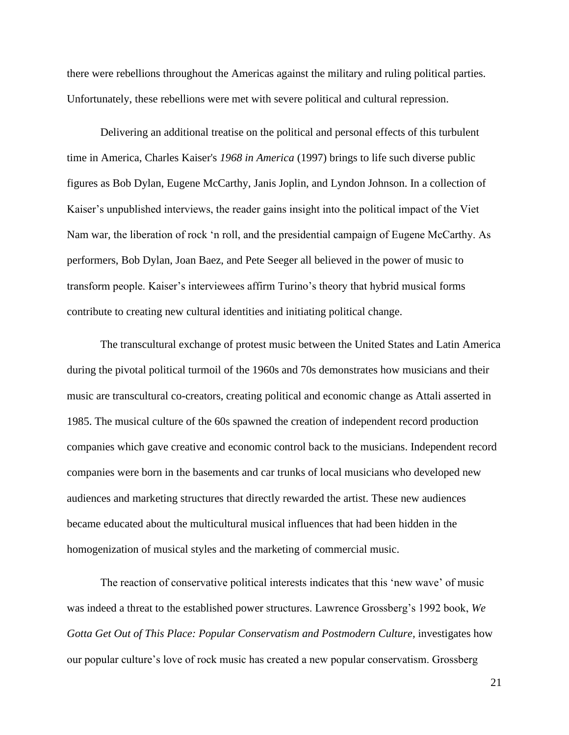there were rebellions throughout the Americas against the military and ruling political parties. Unfortunately, these rebellions were met with severe political and cultural repression.

Delivering an additional treatise on the political and personal effects of this turbulent time in America, Charles Kaiser's *1968 in America* (1997) brings to life such diverse public figures as Bob Dylan, Eugene McCarthy, Janis Joplin, and Lyndon Johnson. In a collection of Kaiser's unpublished interviews, the reader gains insight into the political impact of the Viet Nam war, the liberation of rock 'n roll, and the presidential campaign of Eugene McCarthy. As performers, Bob Dylan, Joan Baez, and Pete Seeger all believed in the power of music to transform people. Kaiser's interviewees affirm Turino's theory that hybrid musical forms contribute to creating new cultural identities and initiating political change.

The transcultural exchange of protest music between the United States and Latin America during the pivotal political turmoil of the 1960s and 70s demonstrates how musicians and their music are transcultural co-creators, creating political and economic change as Attali asserted in 1985. The musical culture of the 60s spawned the creation of independent record production companies which gave creative and economic control back to the musicians. Independent record companies were born in the basements and car trunks of local musicians who developed new audiences and marketing structures that directly rewarded the artist. These new audiences became educated about the multicultural musical influences that had been hidden in the homogenization of musical styles and the marketing of commercial music.

The reaction of conservative political interests indicates that this 'new wave' of music was indeed a threat to the established power structures. Lawrence Grossberg's 1992 book, *We Gotta Get Out of This Place: Popular Conservatism and Postmodern Culture*, investigates how our popular culture's love of rock music has created a new popular conservatism. Grossberg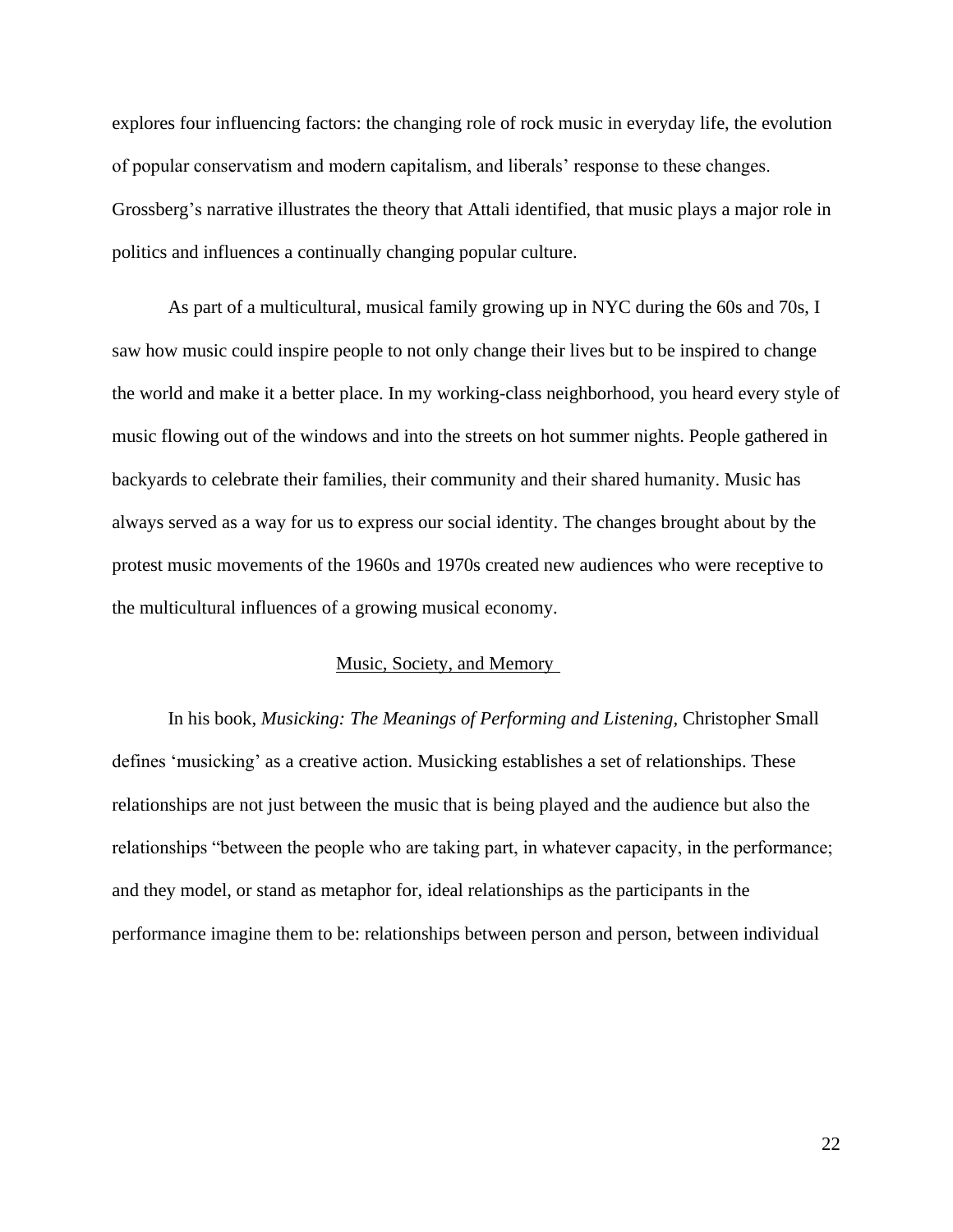explores four influencing factors: the changing role of rock music in everyday life, the evolution of popular conservatism and modern capitalism, and liberals' response to these changes. Grossberg's narrative illustrates the theory that Attali identified, that music plays a major role in politics and influences a continually changing popular culture.

As part of a multicultural, musical family growing up in NYC during the 60s and 70s, I saw how music could inspire people to not only change their lives but to be inspired to change the world and make it a better place. In my working-class neighborhood, you heard every style of music flowing out of the windows and into the streets on hot summer nights. People gathered in backyards to celebrate their families, their community and their shared humanity. Music has always served as a way for us to express our social identity. The changes brought about by the protest music movements of the 1960s and 1970s created new audiences who were receptive to the multicultural influences of a growing musical economy.

## Music, Society, and Memory

In his book, *Musicking: The Meanings of Performing and Listening,* Christopher Small defines 'musicking' as a creative action. Musicking establishes a set of relationships. These relationships are not just between the music that is being played and the audience but also the relationships "between the people who are taking part, in whatever capacity, in the performance; and they model, or stand as metaphor for, ideal relationships as the participants in the performance imagine them to be: relationships between person and person, between individual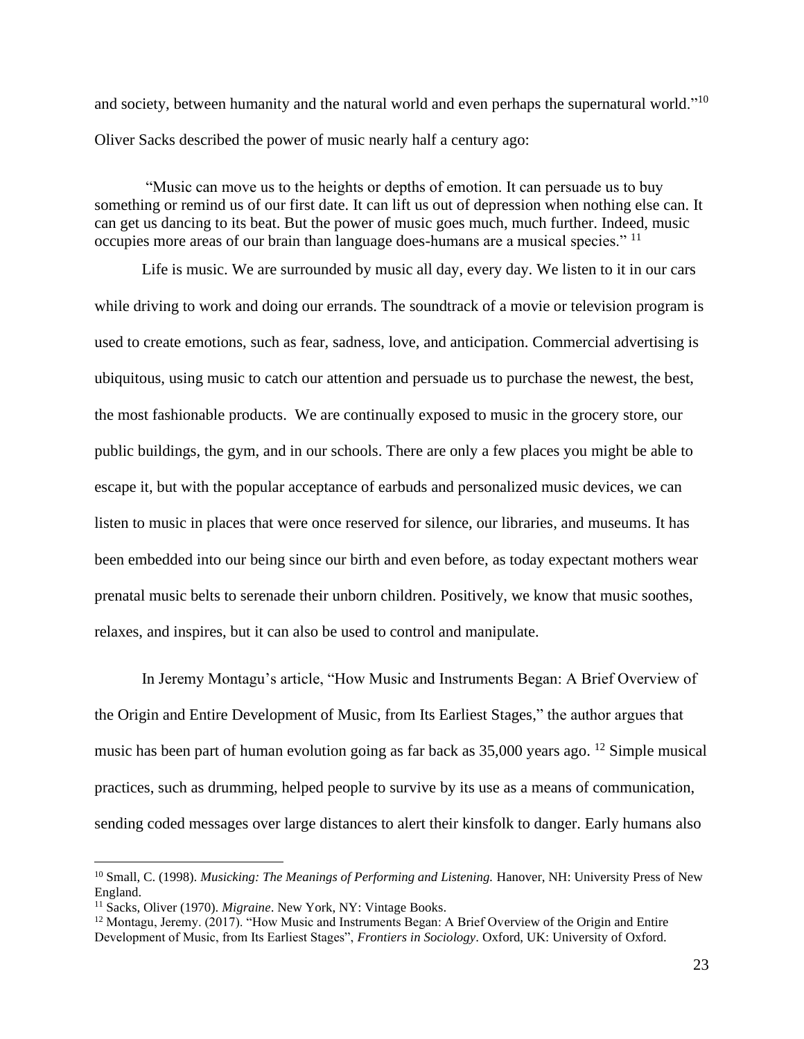and society, between humanity and the natural world and even perhaps the supernatural world."[10] Oliver Sacks described the power of music nearly half a century ago:

> "Music can move us to the heights or depths of emotion. It can persuade us to buy something or remind us of our first date. It can lift us out of depression when nothing else can. It can get us dancing to its beat. But the power of music goes much, much further. Indeed, music occupies more areas of our brain than language does-humans are a musical species." [11]

Life is music. We are surrounded by music all day, every day. We listen to it in our cars while driving to work and doing our errands. The soundtrack of a movie or television program is used to create emotions, such as fear, sadness, love, and anticipation. Commercial advertising is ubiquitous, using music to catch our attention and persuade us to purchase the newest, the best, the most fashionable products. We are continually exposed to music in the grocery store, our public buildings, the gym, and in our schools. There are only a few places you might be able to escape it, but with the popular acceptance of earbuds and personalized music devices, we can listen to music in places that were once reserved for silence, our libraries, and museums. It has been embedded into our being since our birth and even before, as today expectant mothers wear prenatal music belts to serenade their unborn children. Positively, we know that music soothes, relaxes, and inspires, but it can also be used to control and manipulate.

In Jeremy Montagu's article, "How Music and Instruments Began: A Brief Overview of the Origin and Entire Development of Music, from Its Earliest Stages," the author argues that music has been part of human evolution going as far back as 35,000 years ago. [12] Simple musical practices, such as drumming, helped people to survive by its use as a means of communication, sending coded messages over large distances to alert their kinsfolk to danger. Early humans also

---

[10] Small, C. (1998). *Musicking: The Meanings of Performing and Listening.* Hanover, NH: University Press of New England.

[11] Sacks, Oliver (1970). *Migraine*. New York, NY: Vintage Books.

[12] Montagu, Jeremy. (2017). "How Music and Instruments Began: A Brief Overview of the Origin and Entire Development of Music, from Its Earliest Stages", *Frontiers in Sociology*. Oxford, UK: University of Oxford.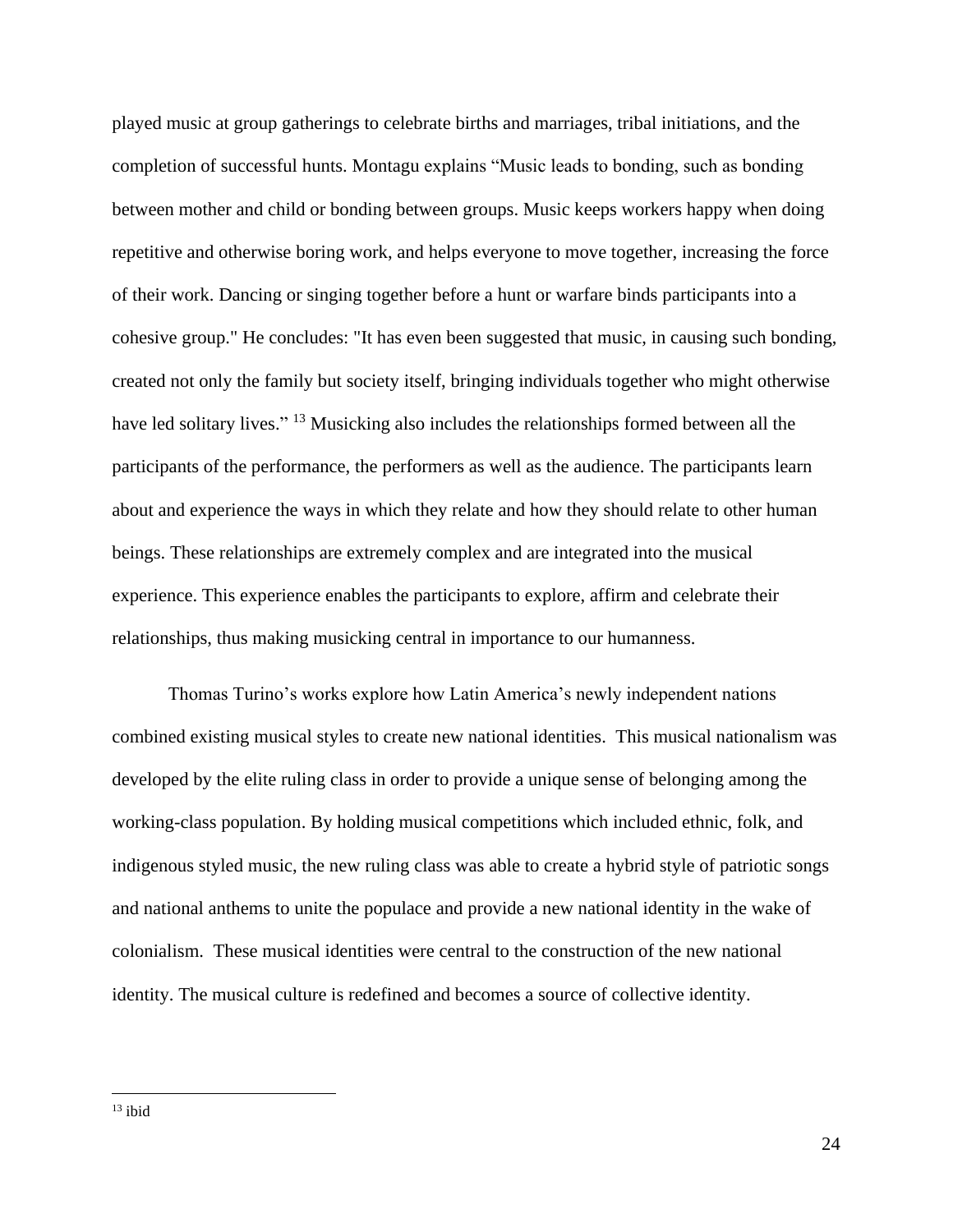played music at group gatherings to celebrate births and marriages, tribal initiations, and the completion of successful hunts. Montagu explains “Music leads to bonding, such as bonding between mother and child or bonding between groups. Music keeps workers happy when doing repetitive and otherwise boring work, and helps everyone to move together, increasing the force of their work. Dancing or singing together before a hunt or warfare binds participants into a cohesive group." He concludes: "It has even been suggested that music, in causing such bonding, created not only the family but society itself, bringing individuals together who might otherwise have led solitary lives.” [13] Musicking also includes the relationships formed between all the participants of the performance, the performers as well as the audience. The participants learn about and experience the ways in which they relate and how they should relate to other human beings. These relationships are extremely complex and are integrated into the musical experience. This experience enables the participants to explore, affirm and celebrate their relationships, thus making musicking central in importance to our humanness.

Thomas Turino’s works explore how Latin America’s newly independent nations combined existing musical styles to create new national identities. This musical nationalism was developed by the elite ruling class in order to provide a unique sense of belonging among the working-class population. By holding musical competitions which included ethnic, folk, and indigenous styled music, the new ruling class was able to create a hybrid style of patriotic songs and national anthems to unite the populace and provide a new national identity in the wake of colonialism. These musical identities were central to the construction of the new national identity. The musical culture is redefined and becomes a source of collective identity.

---

[13] ibid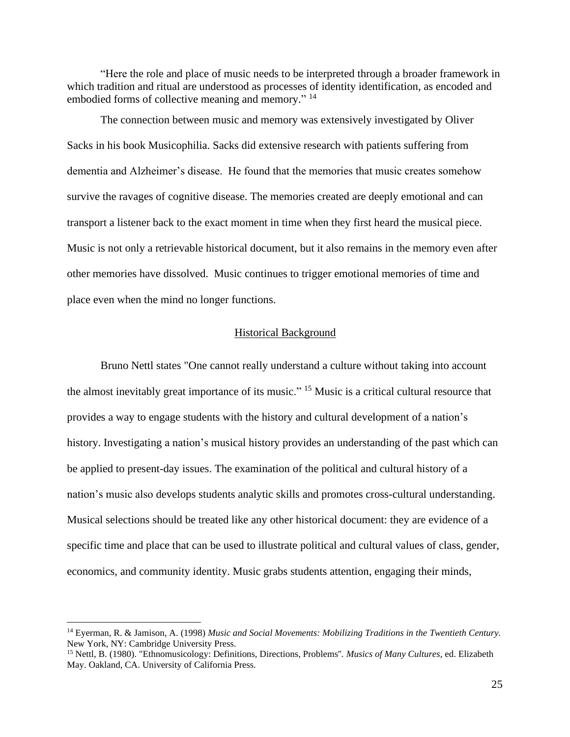"Here the role and place of music needs to be interpreted through a broader framework in which tradition and ritual are understood as processes of identity identification, as encoded and embodied forms of collective meaning and memory." [14]

The connection between music and memory was extensively investigated by Oliver Sacks in his book Musicophilia. Sacks did extensive research with patients suffering from dementia and Alzheimer's disease. He found that the memories that music creates somehow survive the ravages of cognitive disease. The memories created are deeply emotional and can transport a listener back to the exact moment in time when they first heard the musical piece. Music is not only a retrievable historical document, but it also remains in the memory even after other memories have dissolved. Music continues to trigger emotional memories of time and place even when the mind no longer functions.

## Historical Background

Bruno Nettl states "One cannot really understand a culture without taking into account the almost inevitably great importance of its music." [15] Music is a critical cultural resource that provides a way to engage students with the history and cultural development of a nation's history. Investigating a nation's musical history provides an understanding of the past which can be applied to present-day issues. The examination of the political and cultural history of a nation's music also develops students analytic skills and promotes cross-cultural understanding. Musical selections should be treated like any other historical document: they are evidence of a specific time and place that can be used to illustrate political and cultural values of class, gender, economics, and community identity. Music grabs students attention, engaging their minds,

---

[14] Eyerman, R. & Jamison, A. (1998) *Music and Social Movements: Mobilizing Traditions in the Twentieth Century.* New York, NY: Cambridge University Press.

[15] Nettl, B. (1980). "Ethnomusicology: Definitions, Directions, Problems". *Musics of Many Cultures*, ed. Elizabeth May. Oakland, CA. University of California Press.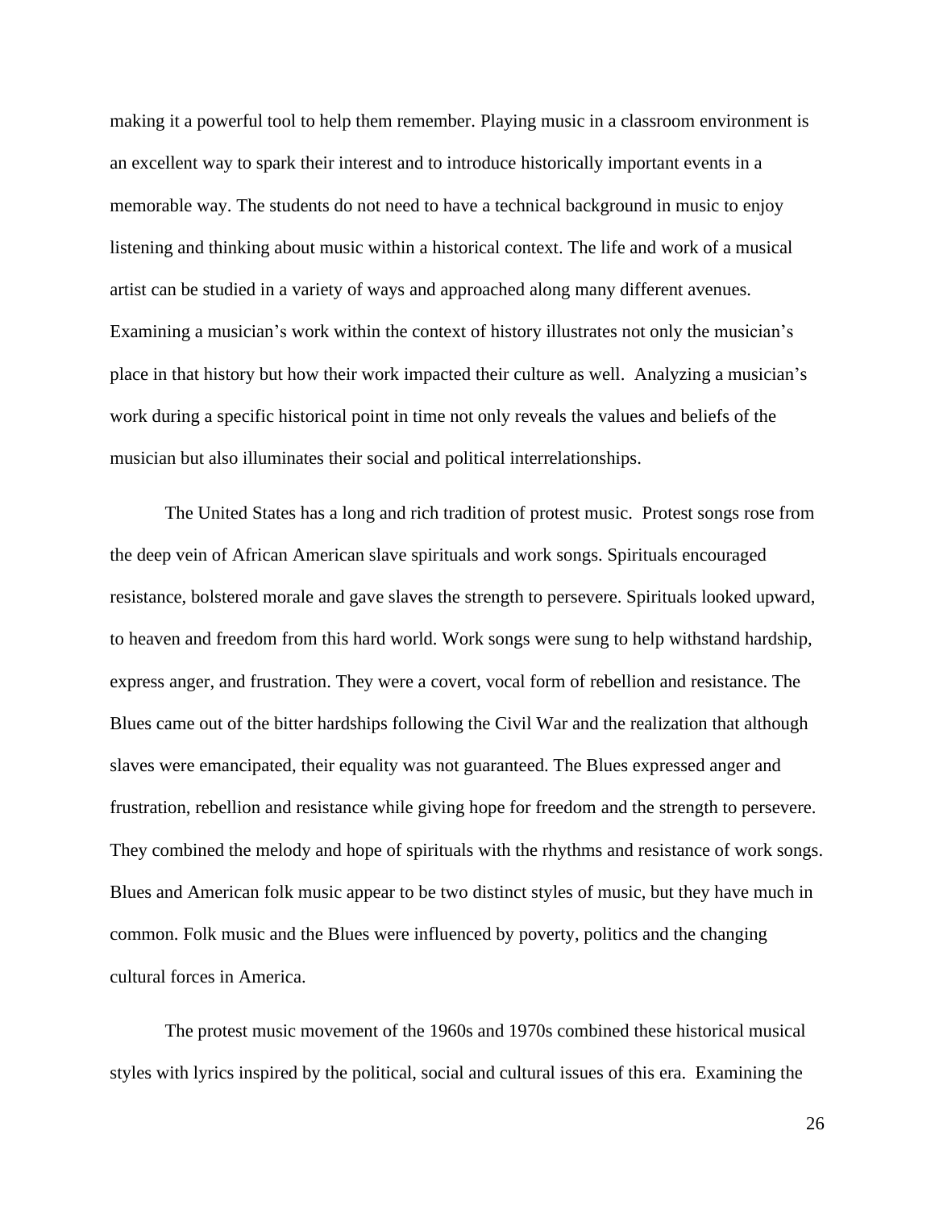making it a powerful tool to help them remember. Playing music in a classroom environment is an excellent way to spark their interest and to introduce historically important events in a memorable way. The students do not need to have a technical background in music to enjoy listening and thinking about music within a historical context. The life and work of a musical artist can be studied in a variety of ways and approached along many different avenues. Examining a musician's work within the context of history illustrates not only the musician's place in that history but how their work impacted their culture as well. Analyzing a musician's work during a specific historical point in time not only reveals the values and beliefs of the musician but also illuminates their social and political interrelationships.

The United States has a long and rich tradition of protest music. Protest songs rose from the deep vein of African American slave spirituals and work songs. Spirituals encouraged resistance, bolstered morale and gave slaves the strength to persevere. Spirituals looked upward, to heaven and freedom from this hard world. Work songs were sung to help withstand hardship, express anger, and frustration. They were a covert, vocal form of rebellion and resistance. The Blues came out of the bitter hardships following the Civil War and the realization that although slaves were emancipated, their equality was not guaranteed. The Blues expressed anger and frustration, rebellion and resistance while giving hope for freedom and the strength to persevere. They combined the melody and hope of spirituals with the rhythms and resistance of work songs. Blues and American folk music appear to be two distinct styles of music, but they have much in common. Folk music and the Blues were influenced by poverty, politics and the changing cultural forces in America.

The protest music movement of the 1960s and 1970s combined these historical musical styles with lyrics inspired by the political, social and cultural issues of this era. Examining the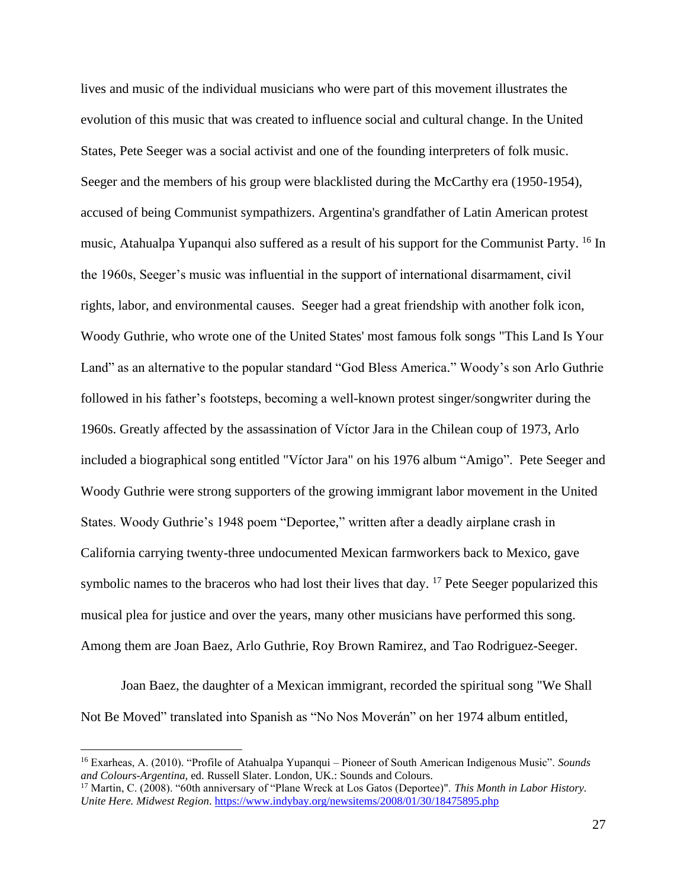lives and music of the individual musicians who were part of this movement illustrates the evolution of this music that was created to influence social and cultural change. In the United States, Pete Seeger was a social activist and one of the founding interpreters of folk music. Seeger and the members of his group were blacklisted during the McCarthy era (1950-1954), accused of being Communist sympathizers. Argentina's grandfather of Latin American protest music, Atahualpa Yupanqui also suffered as a result of his support for the Communist Party. [16] In the 1960s, Seeger's music was influential in the support of international disarmament, civil rights, labor, and environmental causes. Seeger had a great friendship with another folk icon, Woody Guthrie, who wrote one of the United States' most famous folk songs "This Land Is Your Land" as an alternative to the popular standard "God Bless America." Woody's son Arlo Guthrie followed in his father's footsteps, becoming a well-known protest singer/songwriter during the 1960s. Greatly affected by the assassination of Víctor Jara in the Chilean coup of 1973, Arlo included a biographical song entitled "Víctor Jara" on his 1976 album "Amigo". Pete Seeger and Woody Guthrie were strong supporters of the growing immigrant labor movement in the United States. Woody Guthrie's 1948 poem "Deportee," written after a deadly airplane crash in California carrying twenty-three undocumented Mexican farmworkers back to Mexico, gave symbolic names to the braceros who had lost their lives that day. [17] Pete Seeger popularized this musical plea for justice and over the years, many other musicians have performed this song. Among them are Joan Baez, Arlo Guthrie, Roy Brown Ramirez, and Tao Rodriguez-Seeger.

Joan Baez, the daughter of a Mexican immigrant, recorded the spiritual song "We Shall Not Be Moved" translated into Spanish as "No Nos Moverán" on her 1974 album entitled,

---

[16] Exarheas, A. (2010). "Profile of Atahualpa Yupanqui – Pioneer of South American Indigenous Music". *Sounds and Colours-Argentina,* ed. Russell Slater. London, UK.: Sounds and Colours.

[17] Martin, C. (2008). "60th anniversary of "Plane Wreck at Los Gatos (Deportee)". *This Month in Labor History. Unite Here. Midwest Region*. https://www.indybay.org/newsitems/2008/01/30/18475895.php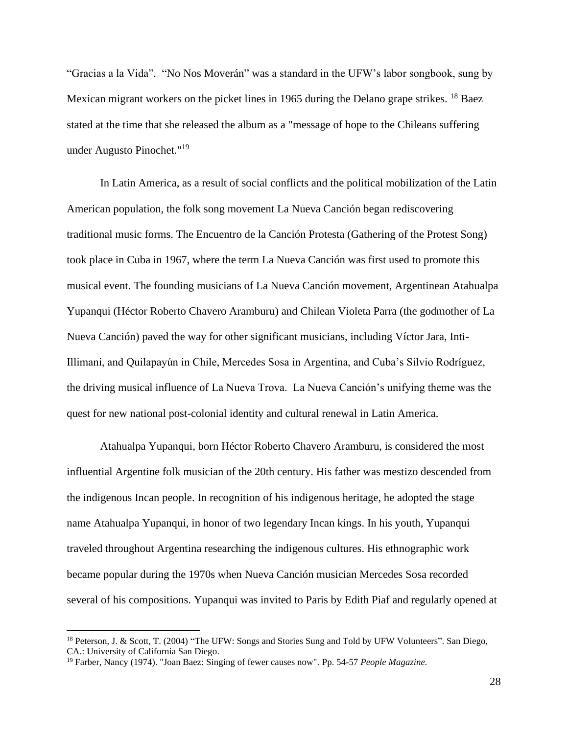"Gracias a la Vida". "No Nos Moverán" was a standard in the UFW's labor songbook, sung by Mexican migrant workers on the picket lines in 1965 during the Delano grape strikes. [18] Baez stated at the time that she released the album as a "message of hope to the Chileans suffering under Augusto Pinochet."[19]

In Latin America, as a result of social conflicts and the political mobilization of the Latin American population, the folk song movement La Nueva Canción began rediscovering traditional music forms. The Encuentro de la Canción Protesta (Gathering of the Protest Song) took place in Cuba in 1967, where the term La Nueva Canción was first used to promote this musical event. The founding musicians of La Nueva Canción movement, Argentinean Atahualpa Yupanqui (Héctor Roberto Chavero Aramburu) and Chilean Violeta Parra (the godmother of La Nueva Canción) paved the way for other significant musicians, including Víctor Jara, Inti-Illimani, and Quilapayún in Chile, Mercedes Sosa in Argentina, and Cuba's Silvio Rodríguez, the driving musical influence of La Nueva Trova. La Nueva Canción's unifying theme was the quest for new national post-colonial identity and cultural renewal in Latin America.

Atahualpa Yupanqui, born Héctor Roberto Chavero Aramburu, is considered the most influential Argentine folk musician of the 20th century. His father was mestizo descended from the indigenous Incan people. In recognition of his indigenous heritage, he adopted the stage name Atahualpa Yupanqui, in honor of two legendary Incan kings. In his youth, Yupanqui traveled throughout Argentina researching the indigenous cultures. His ethnographic work became popular during the 1970s when Nueva Canción musician Mercedes Sosa recorded several of his compositions. Yupanqui was invited to Paris by Edith Piaf and regularly opened at

---

[18] Peterson, J. & Scott, T. (2004) "The UFW: Songs and Stories Sung and Told by UFW Volunteers". San Diego, CA.: University of California San Diego.

[19] Farber, Nancy (1974). "Joan Baez: Singing of fewer causes now". Pp. 54-57 *People Magazine.*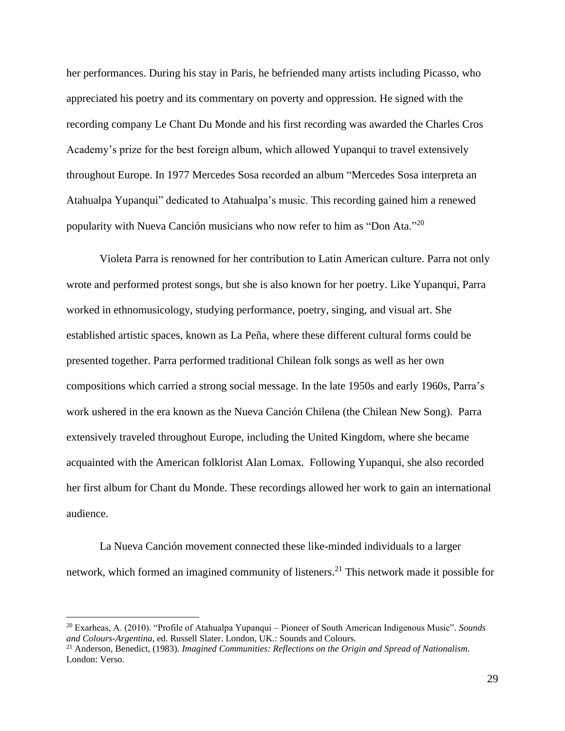her performances. During his stay in Paris, he befriended many artists including Picasso, who appreciated his poetry and its commentary on poverty and oppression. He signed with the recording company Le Chant Du Monde and his first recording was awarded the Charles Cros Academy's prize for the best foreign album, which allowed Yupanqui to travel extensively throughout Europe. In 1977 Mercedes Sosa recorded an album "Mercedes Sosa interpreta an Atahualpa Yupanqui" dedicated to Atahualpa's music. This recording gained him a renewed popularity with Nueva Canción musicians who now refer to him as "Don Ata."[20]

Violeta Parra is renowned for her contribution to Latin American culture. Parra not only wrote and performed protest songs, but she is also known for her poetry. Like Yupanqui, Parra worked in ethnomusicology, studying performance, poetry, singing, and visual art. She established artistic spaces, known as La Peña, where these different cultural forms could be presented together. Parra performed traditional Chilean folk songs as well as her own compositions which carried a strong social message. In the late 1950s and early 1960s, Parra's work ushered in the era known as the Nueva Canción Chilena (the Chilean New Song). Parra extensively traveled throughout Europe, including the United Kingdom, where she became acquainted with the American folklorist Alan Lomax. Following Yupanqui, she also recorded her first album for Chant du Monde. These recordings allowed her work to gain an international audience.

La Nueva Canción movement connected these like-minded individuals to a larger network, which formed an imagined community of listeners.[21] This network made it possible for

---

[20] Exarheas, A. (2010). "Profile of Atahualpa Yupanqui – Pioneer of South American Indigenous Music". *Sounds and Colours-Argentina*, ed. Russell Slater. London, UK.: Sounds and Colours.

[21] Anderson, Benedict, (1983). *Imagined Communities: Reflections on the Origin and Spread of Nationalism*. London: Verso.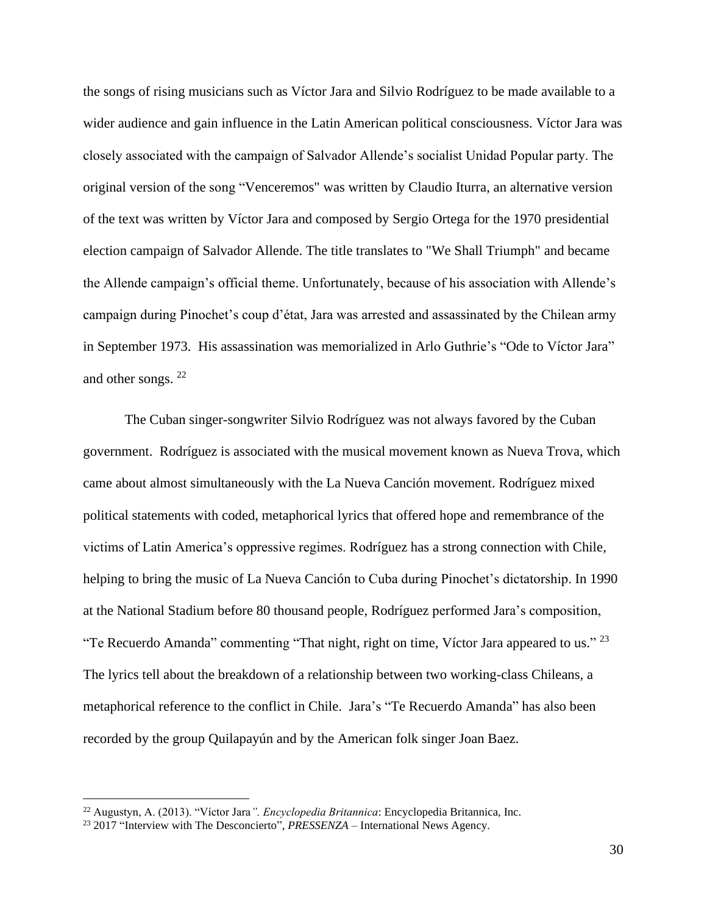the songs of rising musicians such as Víctor Jara and Silvio Rodríguez to be made available to a wider audience and gain influence in the Latin American political consciousness. Víctor Jara was closely associated with the campaign of Salvador Allende's socialist Unidad Popular party. The original version of the song "Venceremos" was written by Claudio Iturra, an alternative version of the text was written by Víctor Jara and composed by Sergio Ortega for the 1970 presidential election campaign of Salvador Allende. The title translates to "We Shall Triumph" and became the Allende campaign's official theme. Unfortunately, because of his association with Allende's campaign during Pinochet's coup d'état, Jara was arrested and assassinated by the Chilean army in September 1973. His assassination was memorialized in Arlo Guthrie's "Ode to Víctor Jara" and other songs. [22]

The Cuban singer-songwriter Silvio Rodríguez was not always favored by the Cuban government. Rodríguez is associated with the musical movement known as Nueva Trova, which came about almost simultaneously with the La Nueva Canción movement. Rodríguez mixed political statements with coded, metaphorical lyrics that offered hope and remembrance of the victims of Latin America's oppressive regimes. Rodríguez has a strong connection with Chile, helping to bring the music of La Nueva Canción to Cuba during Pinochet's dictatorship. In 1990 at the National Stadium before 80 thousand people, Rodríguez performed Jara's composition, "Te Recuerdo Amanda" commenting "That night, right on time, Víctor Jara appeared to us." [23] The lyrics tell about the breakdown of a relationship between two working-class Chileans, a metaphorical reference to the conflict in Chile. Jara's "Te Recuerdo Amanda" has also been recorded by the group Quilapayún and by the American folk singer Joan Baez.

---

[22] Augustyn, A. (2013). "Víctor Jara*". Encyclopedia Britannica*: Encyclopedia Britannica, Inc.

[23] 2017 "Interview with The Desconcierto", *PRESSENZA* – International News Agency.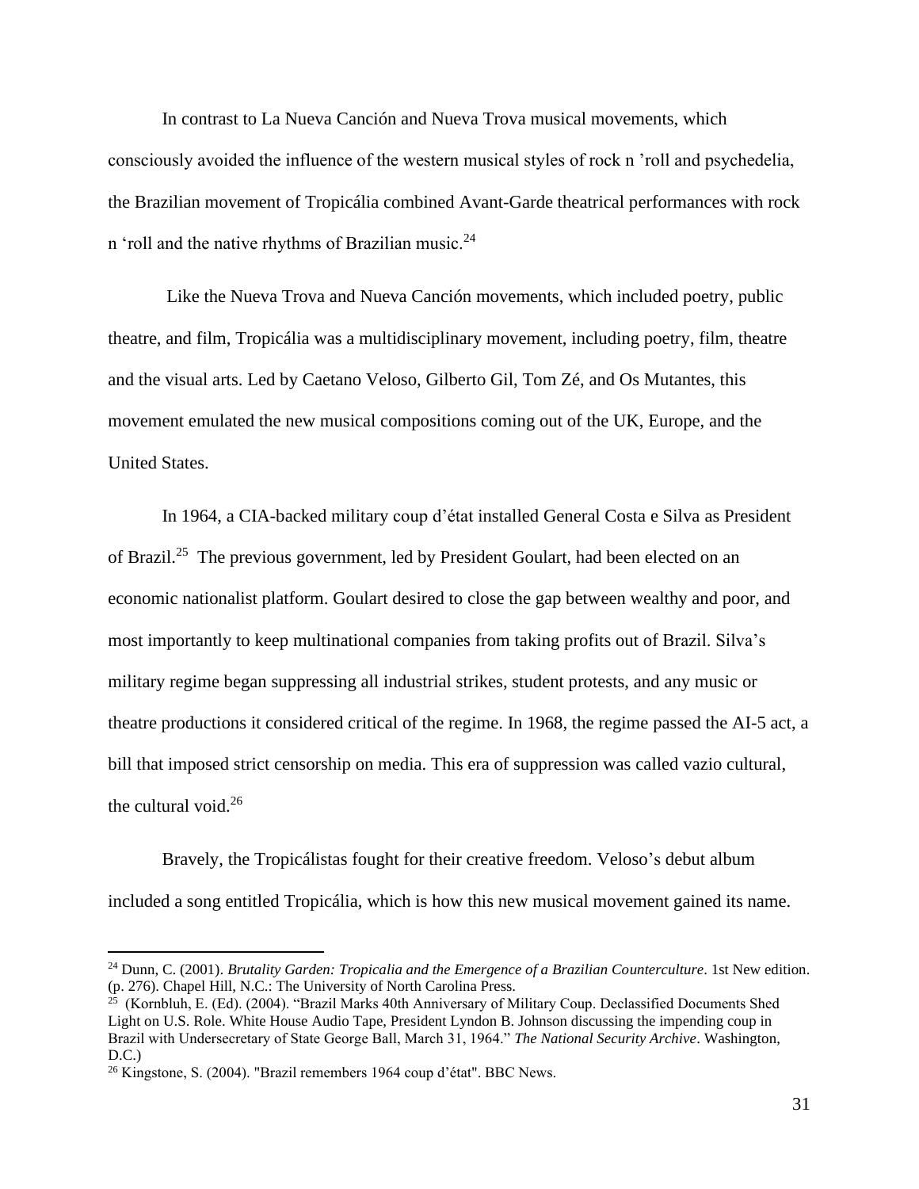In contrast to La Nueva Canción and Nueva Trova musical movements, which consciously avoided the influence of the western musical styles of rock n 'roll and psychedelia, the Brazilian movement of Tropicália combined Avant-Garde theatrical performances with rock n 'roll and the native rhythms of Brazilian music.[24]

Like the Nueva Trova and Nueva Canción movements, which included poetry, public theatre, and film, Tropicália was a multidisciplinary movement, including poetry, film, theatre and the visual arts. Led by Caetano Veloso, Gilberto Gil, Tom Zé, and Os Mutantes, this movement emulated the new musical compositions coming out of the UK, Europe, and the United States.

In 1964, a CIA-backed military coup d'état installed General Costa e Silva as President of Brazil.[25] The previous government, led by President Goulart, had been elected on an economic nationalist platform. Goulart desired to close the gap between wealthy and poor, and most importantly to keep multinational companies from taking profits out of Brazil. Silva's military regime began suppressing all industrial strikes, student protests, and any music or theatre productions it considered critical of the regime. In 1968, the regime passed the AI-5 act, a bill that imposed strict censorship on media. This era of suppression was called vazio cultural, the cultural void.[26]

Bravely, the Tropicálistas fought for their creative freedom. Veloso's debut album included a song entitled Tropicália, which is how this new musical movement gained its name.

---

[24] Dunn, C. (2001). *Brutality Garden: Tropicalia and the Emergence of a Brazilian Counterculture*. 1st New edition. (p. 276). Chapel Hill, N.C.: The University of North Carolina Press.

[25] (Kornbluh, E. (Ed). (2004). "Brazil Marks 40th Anniversary of Military Coup. Declassified Documents Shed Light on U.S. Role. White House Audio Tape, President Lyndon B. Johnson discussing the impending coup in Brazil with Undersecretary of State George Ball, March 31, 1964." *The National Security Archive*. Washington, D.C.)

[26] Kingstone, S. (2004). "Brazil remembers 1964 coup d'état". BBC News.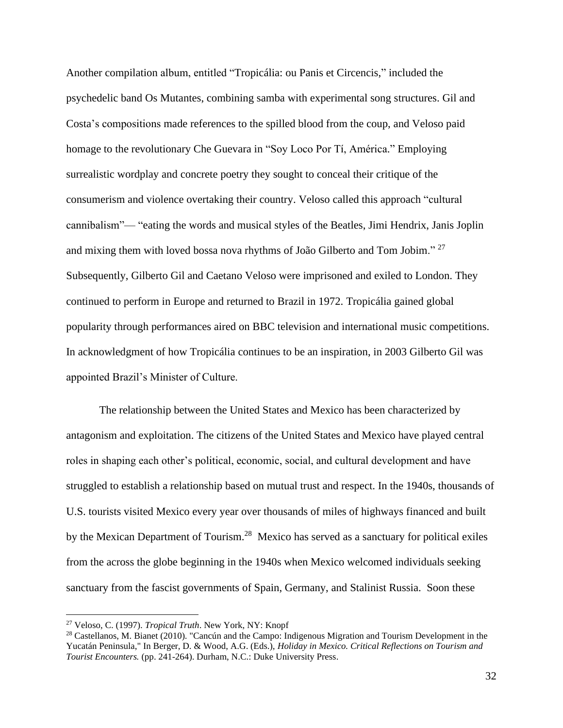Another compilation album, entitled "Tropicália: ou Panis et Circencis," included the psychedelic band Os Mutantes, combining samba with experimental song structures. Gil and Costa's compositions made references to the spilled blood from the coup, and Veloso paid homage to the revolutionary Che Guevara in "Soy Loco Por Tí, América." Employing surrealistic wordplay and concrete poetry they sought to conceal their critique of the consumerism and violence overtaking their country. Veloso called this approach "cultural cannibalism"— "eating the words and musical styles of the Beatles, Jimi Hendrix, Janis Joplin and mixing them with loved bossa nova rhythms of João Gilberto and Tom Jobim." [27] Subsequently, Gilberto Gil and Caetano Veloso were imprisoned and exiled to London. They continued to perform in Europe and returned to Brazil in 1972. Tropicália gained global popularity through performances aired on BBC television and international music competitions. In acknowledgment of how Tropicália continues to be an inspiration, in 2003 Gilberto Gil was appointed Brazil's Minister of Culture.

The relationship between the United States and Mexico has been characterized by antagonism and exploitation. The citizens of the United States and Mexico have played central roles in shaping each other's political, economic, social, and cultural development and have struggled to establish a relationship based on mutual trust and respect. In the 1940s, thousands of U.S. tourists visited Mexico every year over thousands of miles of highways financed and built by the Mexican Department of Tourism.[28] Mexico has served as a sanctuary for political exiles from the across the globe beginning in the 1940s when Mexico welcomed individuals seeking sanctuary from the fascist governments of Spain, Germany, and Stalinist Russia. Soon these

---

[27] Veloso, C. (1997). *Tropical Truth*. New York, NY: Knopf

[28] Castellanos, M. Bianet (2010). "Cancún and the Campo: Indigenous Migration and Tourism Development in the Yucatán Peninsula," In Berger, D. & Wood, A.G. (Eds.), *Holiday in Mexico. Critical Reflections on Tourism and Tourist Encounters.* (pp. 241-264). Durham, N.C.: Duke University Press.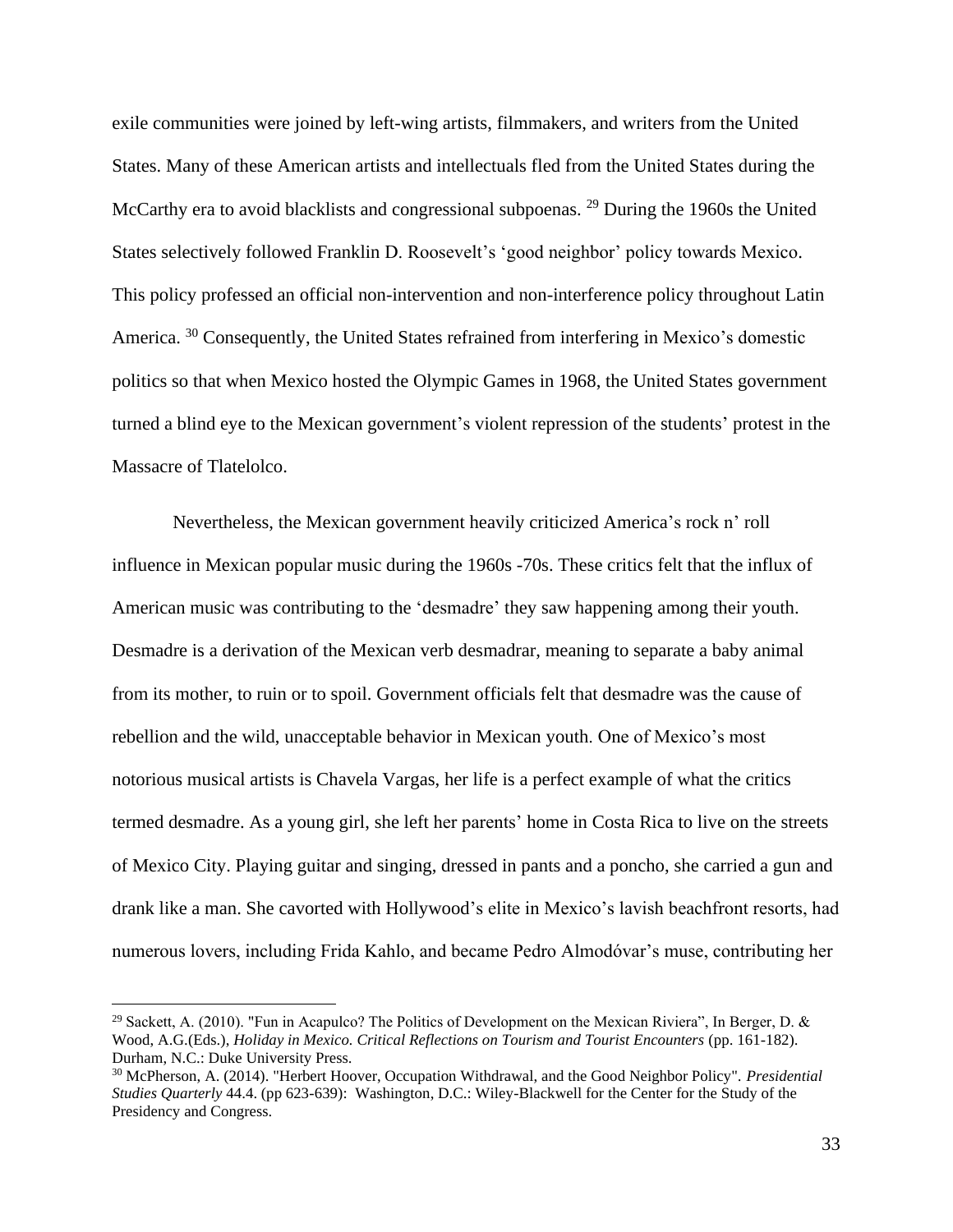exile communities were joined by left-wing artists, filmmakers, and writers from the United States. Many of these American artists and intellectuals fled from the United States during the McCarthy era to avoid blacklists and congressional subpoenas. [29] During the 1960s the United States selectively followed Franklin D. Roosevelt's 'good neighbor' policy towards Mexico. This policy professed an official non-intervention and non-interference policy throughout Latin America. [30] Consequently, the United States refrained from interfering in Mexico's domestic politics so that when Mexico hosted the Olympic Games in 1968, the United States government turned a blind eye to the Mexican government's violent repression of the students' protest in the Massacre of Tlatelolco.

Nevertheless, the Mexican government heavily criticized America's rock n' roll influence in Mexican popular music during the 1960s -70s. These critics felt that the influx of American music was contributing to the 'desmadre' they saw happening among their youth. Desmadre is a derivation of the Mexican verb desmadrar, meaning to separate a baby animal from its mother, to ruin or to spoil. Government officials felt that desmadre was the cause of rebellion and the wild, unacceptable behavior in Mexican youth. One of Mexico's most notorious musical artists is Chavela Vargas, her life is a perfect example of what the critics termed desmadre. As a young girl, she left her parents' home in Costa Rica to live on the streets of Mexico City. Playing guitar and singing, dressed in pants and a poncho, she carried a gun and drank like a man. She cavorted with Hollywood's elite in Mexico's lavish beachfront resorts, had numerous lovers, including Frida Kahlo, and became Pedro Almodóvar's muse, contributing her

---

[29] Sackett, A. (2010). "Fun in Acapulco? The Politics of Development on the Mexican Riviera", In Berger, D. & Wood, A.G.(Eds.), *Holiday in Mexico. Critical Reflections on Tourism and Tourist Encounters* (pp. 161-182). Durham, N.C.: Duke University Press.

[30] McPherson, A. (2014). "Herbert Hoover, Occupation Withdrawal, and the Good Neighbor Policy". *Presidential Studies Quarterly* 44.4. (pp 623-639): Washington, D.C.: Wiley-Blackwell for the Center for the Study of the Presidency and Congress.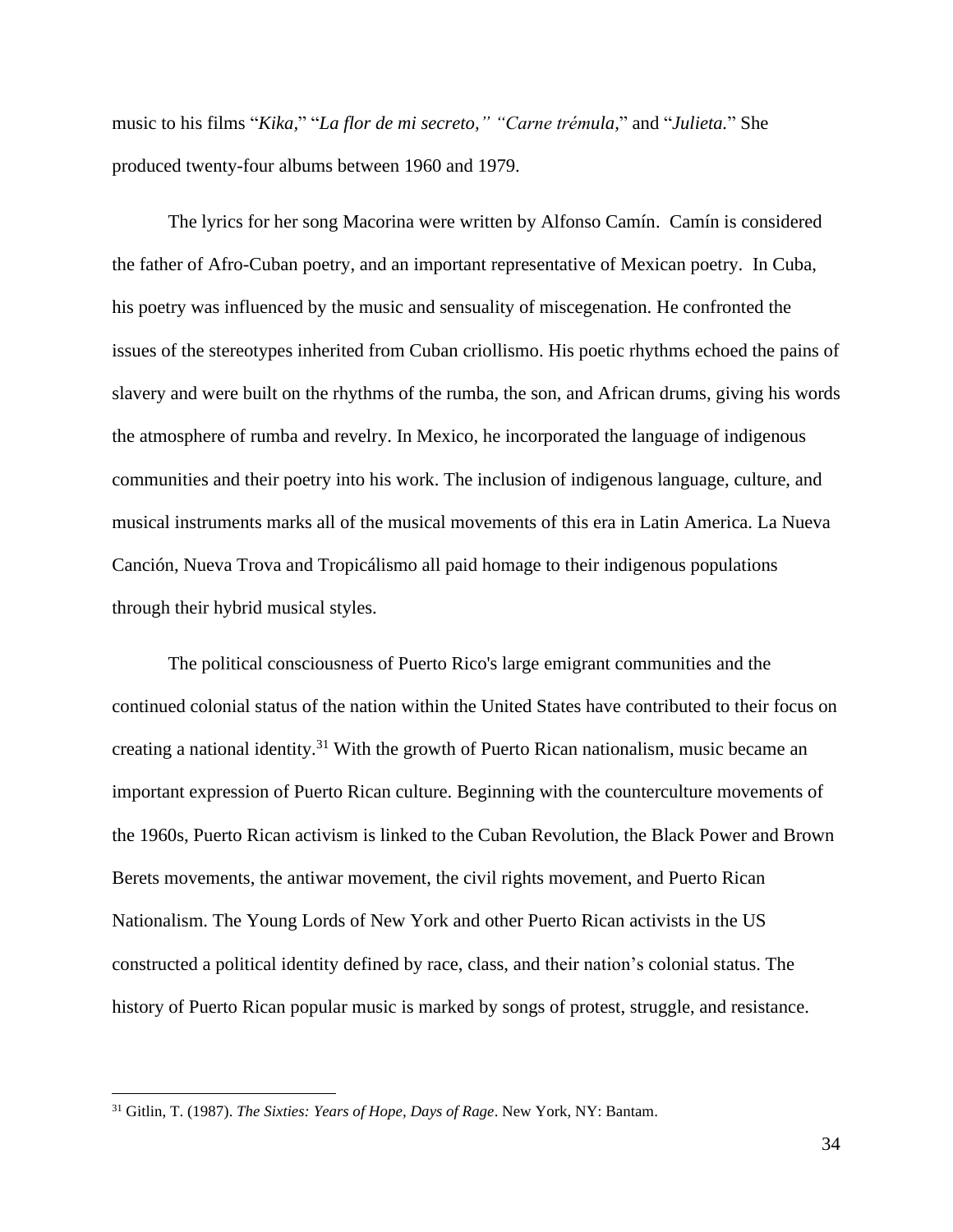music to his films "*Kika,*" "*La flor de mi secreto," "Carne trémula,*" and "*Julieta.*" She produced twenty-four albums between 1960 and 1979.

The lyrics for her song Macorina were written by Alfonso Camín. Camín is considered the father of Afro-Cuban poetry, and an important representative of Mexican poetry. In Cuba, his poetry was influenced by the music and sensuality of miscegenation. He confronted the issues of the stereotypes inherited from Cuban criollismo. His poetic rhythms echoed the pains of slavery and were built on the rhythms of the rumba, the son, and African drums, giving his words the atmosphere of rumba and revelry. In Mexico, he incorporated the language of indigenous communities and their poetry into his work. The inclusion of indigenous language, culture, and musical instruments marks all of the musical movements of this era in Latin America. La Nueva Canción, Nueva Trova and Tropicálismo all paid homage to their indigenous populations through their hybrid musical styles.

The political consciousness of Puerto Rico's large emigrant communities and the continued colonial status of the nation within the United States have contributed to their focus on creating a national identity.[31] With the growth of Puerto Rican nationalism, music became an important expression of Puerto Rican culture. Beginning with the counterculture movements of the 1960s, Puerto Rican activism is linked to the Cuban Revolution, the Black Power and Brown Berets movements, the antiwar movement, the civil rights movement, and Puerto Rican Nationalism. The Young Lords of New York and other Puerto Rican activists in the US constructed a political identity defined by race, class, and their nation's colonial status. The history of Puerto Rican popular music is marked by songs of protest, struggle, and resistance.

---

[31] Gitlin, T. (1987). *The Sixties: Years of Hope, Days of Rage*. New York, NY: Bantam.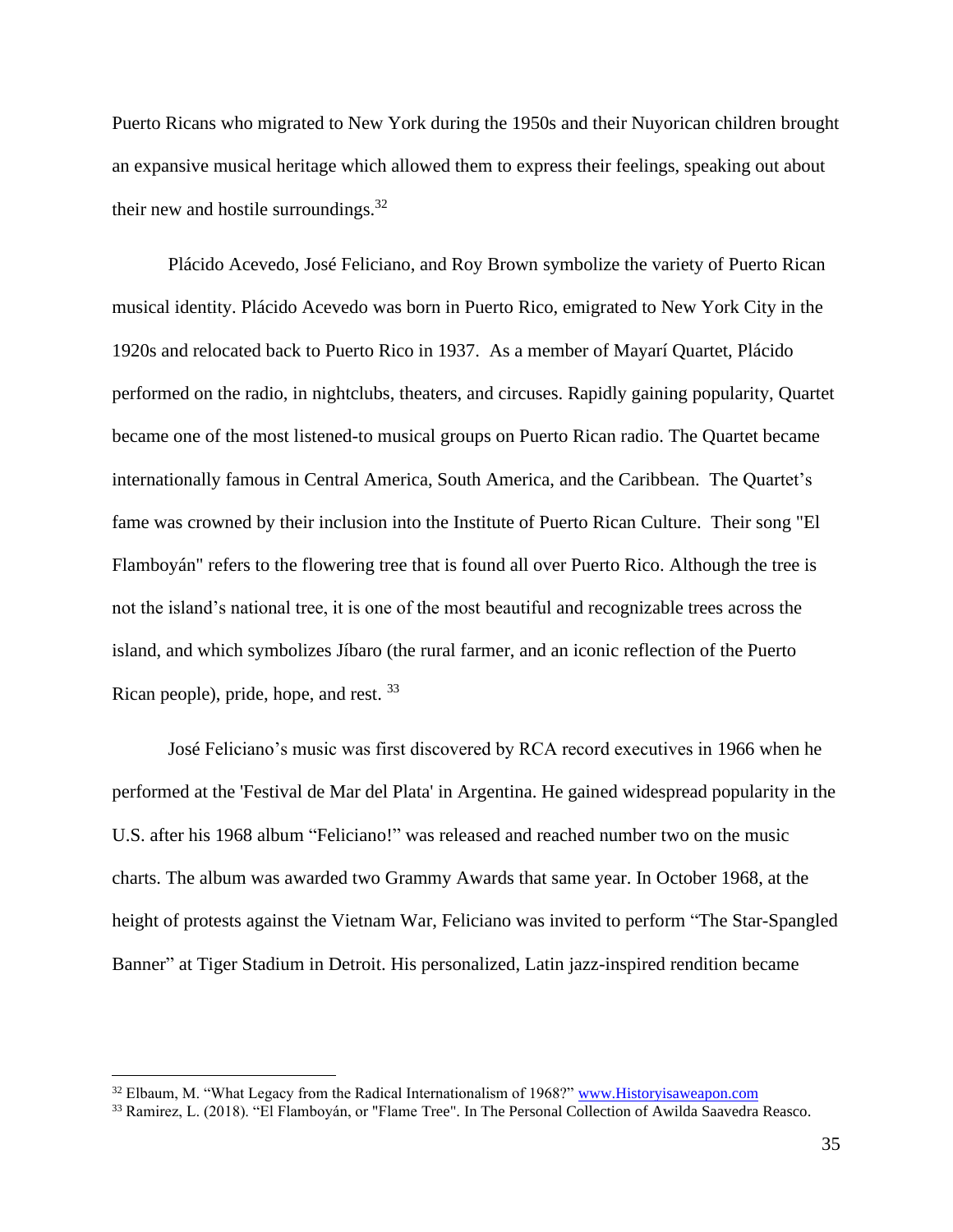Puerto Ricans who migrated to New York during the 1950s and their Nuyorican children brought an expansive musical heritage which allowed them to express their feelings, speaking out about their new and hostile surroundings.[32]

Plácido Acevedo, José Feliciano, and Roy Brown symbolize the variety of Puerto Rican musical identity. Plácido Acevedo was born in Puerto Rico, emigrated to New York City in the 1920s and relocated back to Puerto Rico in 1937. As a member of Mayarí Quartet, Plácido performed on the radio, in nightclubs, theaters, and circuses. Rapidly gaining popularity, Quartet became one of the most listened-to musical groups on Puerto Rican radio. The Quartet became internationally famous in Central America, South America, and the Caribbean. The Quartet's fame was crowned by their inclusion into the Institute of Puerto Rican Culture. Their song "El Flamboyán" refers to the flowering tree that is found all over Puerto Rico. Although the tree is not the island's national tree, it is one of the most beautiful and recognizable trees across the island, and which symbolizes Jíbaro (the rural farmer, and an iconic reflection of the Puerto Rican people), pride, hope, and rest.[33]

José Feliciano's music was first discovered by RCA record executives in 1966 when he performed at the 'Festival de Mar del Plata' in Argentina. He gained widespread popularity in the U.S. after his 1968 album "Feliciano!" was released and reached number two on the music charts. The album was awarded two Grammy Awards that same year. In October 1968, at the height of protests against the Vietnam War, Feliciano was invited to perform "The Star-Spangled Banner" at Tiger Stadium in Detroit. His personalized, Latin jazz-inspired rendition became

---

[32] Elbaum, M. "What Legacy from the Radical Internationalism of 1968?" www.Historyisaweapon.com

[33] Ramirez, L. (2018). "El Flamboyán, or "Flame Tree". In The Personal Collection of Awilda Saavedra Reasco.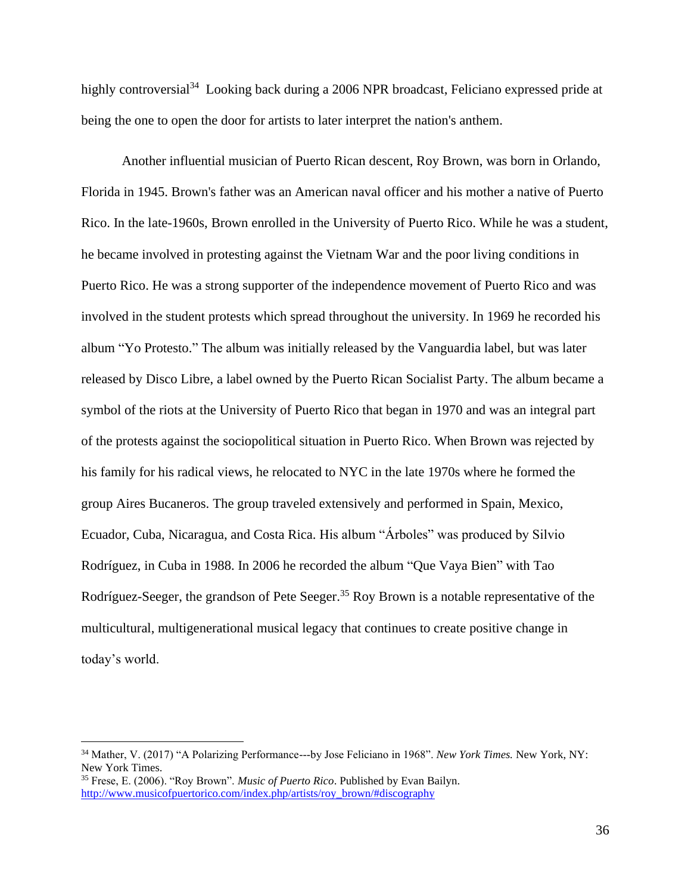highly controversial[34] Looking back during a 2006 NPR broadcast, Feliciano expressed pride at being the one to open the door for artists to later interpret the nation's anthem.

Another influential musician of Puerto Rican descent, Roy Brown, was born in Orlando, Florida in 1945. Brown's father was an American naval officer and his mother a native of Puerto Rico. In the late-1960s, Brown enrolled in the University of Puerto Rico. While he was a student, he became involved in protesting against the Vietnam War and the poor living conditions in Puerto Rico. He was a strong supporter of the independence movement of Puerto Rico and was involved in the student protests which spread throughout the university. In 1969 he recorded his album "Yo Protesto." The album was initially released by the Vanguardia label, but was later released by Disco Libre, a label owned by the Puerto Rican Socialist Party. The album became a symbol of the riots at the University of Puerto Rico that began in 1970 and was an integral part of the protests against the sociopolitical situation in Puerto Rico. When Brown was rejected by his family for his radical views, he relocated to NYC in the late 1970s where he formed the group Aires Bucaneros. The group traveled extensively and performed in Spain, Mexico, Ecuador, Cuba, Nicaragua, and Costa Rica. His album "Árboles" was produced by Silvio Rodríguez, in Cuba in 1988. In 2006 he recorded the album "Que Vaya Bien" with Tao Rodríguez-Seeger, the grandson of Pete Seeger.[35] Roy Brown is a notable representative of the multicultural, multigenerational musical legacy that continues to create positive change in today's world.

---

[34] Mather, V. (2017) "A Polarizing Performance---by Jose Feliciano in 1968". *New York Times.* New York, NY: New York Times.

[35] Frese, E. (2006). "Roy Brown". *Music of Puerto Rico*. Published by Evan Bailyn. http://www.musicofpuertorico.com/index.php/artists/roy_brown/#discography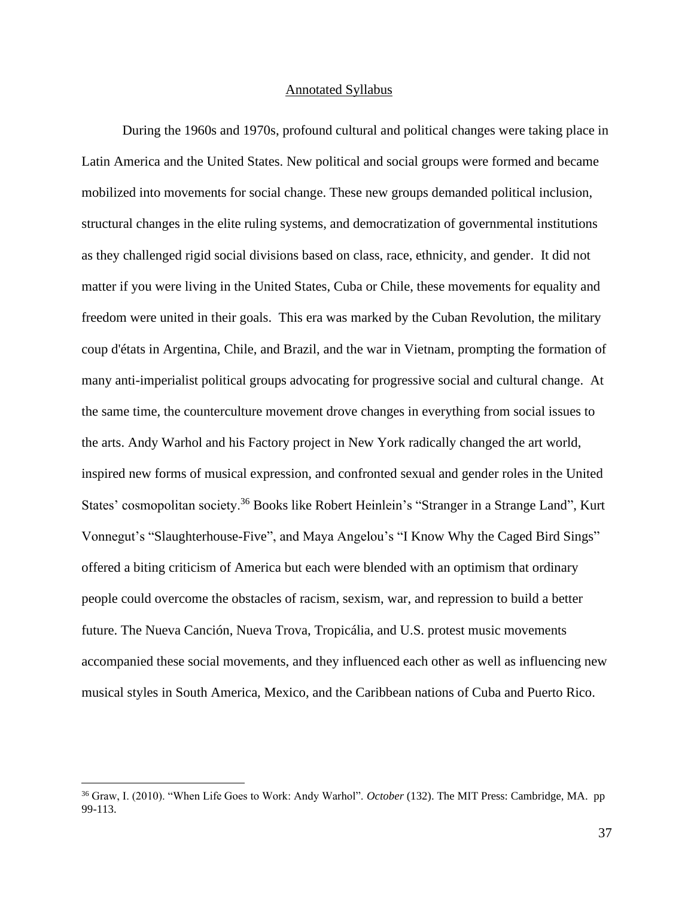## Annotated Syllabus

During the 1960s and 1970s, profound cultural and political changes were taking place in Latin America and the United States. New political and social groups were formed and became mobilized into movements for social change. These new groups demanded political inclusion, structural changes in the elite ruling systems, and democratization of governmental institutions as they challenged rigid social divisions based on class, race, ethnicity, and gender. It did not matter if you were living in the United States, Cuba or Chile, these movements for equality and freedom were united in their goals. This era was marked by the Cuban Revolution, the military coup d'états in Argentina, Chile, and Brazil, and the war in Vietnam, prompting the formation of many anti-imperialist political groups advocating for progressive social and cultural change. At the same time, the counterculture movement drove changes in everything from social issues to the arts. Andy Warhol and his Factory project in New York radically changed the art world, inspired new forms of musical expression, and confronted sexual and gender roles in the United States' cosmopolitan society.[36] Books like Robert Heinlein's "Stranger in a Strange Land", Kurt Vonnegut's "Slaughterhouse-Five", and Maya Angelou's "I Know Why the Caged Bird Sings" offered a biting criticism of America but each were blended with an optimism that ordinary people could overcome the obstacles of racism, sexism, war, and repression to build a better future. The Nueva Canción, Nueva Trova, Tropicália, and U.S. protest music movements accompanied these social movements, and they influenced each other as well as influencing new musical styles in South America, Mexico, and the Caribbean nations of Cuba and Puerto Rico.

---

[36] Graw, I. (2010). "When Life Goes to Work: Andy Warhol". *October* (132). The MIT Press: Cambridge, MA. pp 99-113.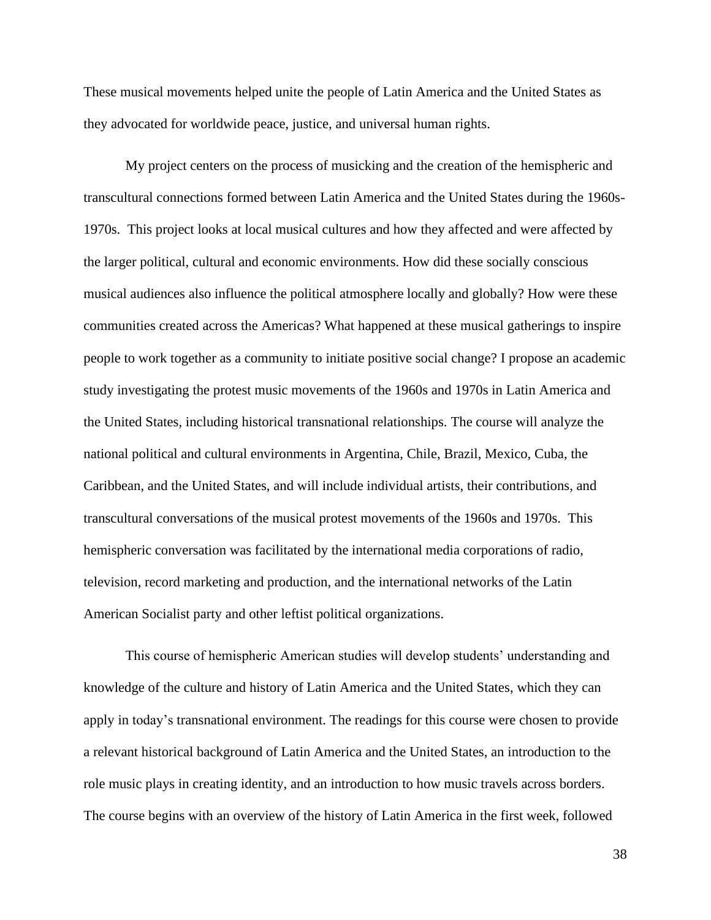These musical movements helped unite the people of Latin America and the United States as they advocated for worldwide peace, justice, and universal human rights.

My project centers on the process of musicking and the creation of the hemispheric and transcultural connections formed between Latin America and the United States during the 1960s-1970s. This project looks at local musical cultures and how they affected and were affected by the larger political, cultural and economic environments. How did these socially conscious musical audiences also influence the political atmosphere locally and globally? How were these communities created across the Americas? What happened at these musical gatherings to inspire people to work together as a community to initiate positive social change? I propose an academic study investigating the protest music movements of the 1960s and 1970s in Latin America and the United States, including historical transnational relationships. The course will analyze the national political and cultural environments in Argentina, Chile, Brazil, Mexico, Cuba, the Caribbean, and the United States, and will include individual artists, their contributions, and transcultural conversations of the musical protest movements of the 1960s and 1970s. This hemispheric conversation was facilitated by the international media corporations of radio, television, record marketing and production, and the international networks of the Latin American Socialist party and other leftist political organizations.

This course of hemispheric American studies will develop students' understanding and knowledge of the culture and history of Latin America and the United States, which they can apply in today's transnational environment. The readings for this course were chosen to provide a relevant historical background of Latin America and the United States, an introduction to the role music plays in creating identity, and an introduction to how music travels across borders. The course begins with an overview of the history of Latin America in the first week, followed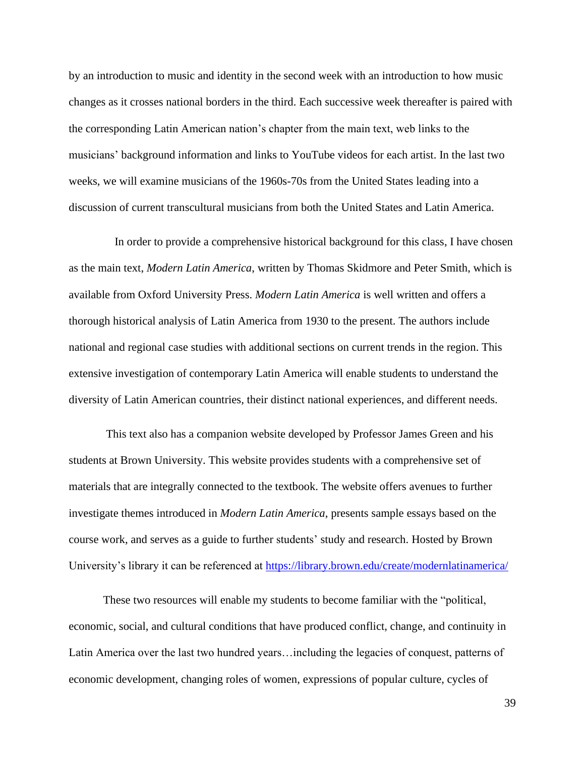by an introduction to music and identity in the second week with an introduction to how music changes as it crosses national borders in the third. Each successive week thereafter is paired with the corresponding Latin American nation's chapter from the main text, web links to the musicians' background information and links to YouTube videos for each artist. In the last two weeks, we will examine musicians of the 1960s-70s from the United States leading into a discussion of current transcultural musicians from both the United States and Latin America.

In order to provide a comprehensive historical background for this class, I have chosen as the main text, *Modern Latin America*, written by Thomas Skidmore and Peter Smith, which is available from Oxford University Press. *Modern Latin America* is well written and offers a thorough historical analysis of Latin America from 1930 to the present. The authors include national and regional case studies with additional sections on current trends in the region. This extensive investigation of contemporary Latin America will enable students to understand the diversity of Latin American countries, their distinct national experiences, and different needs.

This text also has a companion website developed by Professor James Green and his students at Brown University. This website provides students with a comprehensive set of materials that are integrally connected to the textbook. The website offers avenues to further investigate themes introduced in *Modern Latin America*, presents sample essays based on the course work, and serves as a guide to further students' study and research. Hosted by Brown University's library it can be referenced at https://library.brown.edu/create/modernlatinamerica/

These two resources will enable my students to become familiar with the "political, economic, social, and cultural conditions that have produced conflict, change, and continuity in Latin America over the last two hundred years…including the legacies of conquest, patterns of economic development, changing roles of women, expressions of popular culture, cycles of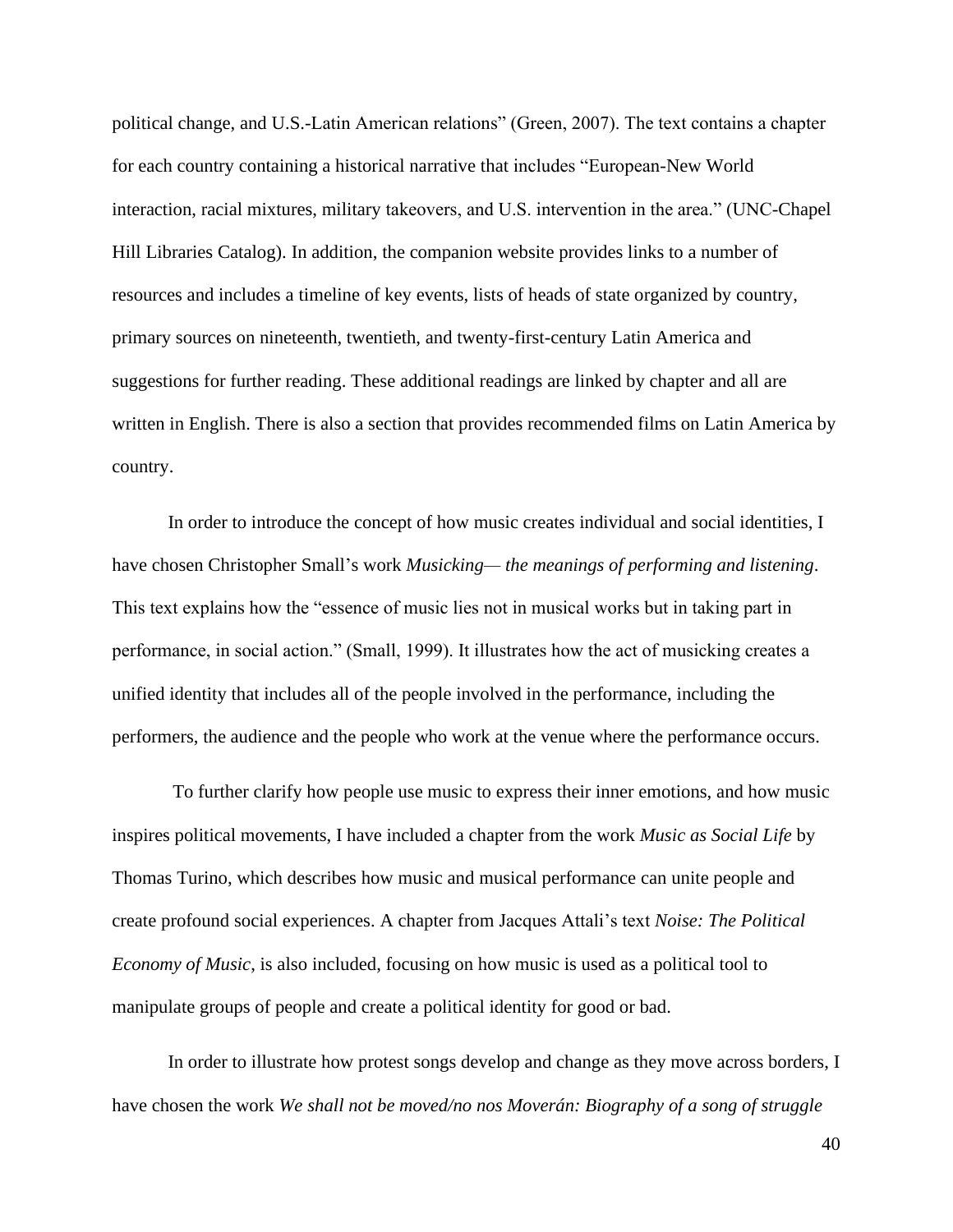political change, and U.S.-Latin American relations" (Green, 2007). The text contains a chapter for each country containing a historical narrative that includes "European-New World interaction, racial mixtures, military takeovers, and U.S. intervention in the area." (UNC-Chapel Hill Libraries Catalog). In addition, the companion website provides links to a number of resources and includes a timeline of key events, lists of heads of state organized by country, primary sources on nineteenth, twentieth, and twenty-first-century Latin America and suggestions for further reading. These additional readings are linked by chapter and all are written in English. There is also a section that provides recommended films on Latin America by country.

In order to introduce the concept of how music creates individual and social identities, I have chosen Christopher Small's work *Musicking— the meanings of performing and listening*. This text explains how the "essence of music lies not in musical works but in taking part in performance, in social action." (Small, 1999). It illustrates how the act of musicking creates a unified identity that includes all of the people involved in the performance, including the performers, the audience and the people who work at the venue where the performance occurs.

To further clarify how people use music to express their inner emotions, and how music inspires political movements, I have included a chapter from the work *Music as Social Life* by Thomas Turino, which describes how music and musical performance can unite people and create profound social experiences. A chapter from Jacques Attali's text *Noise: The Political Economy of Music,* is also included, focusing on how music is used as a political tool to manipulate groups of people and create a political identity for good or bad.

In order to illustrate how protest songs develop and change as they move across borders, I have chosen the work *We shall not be moved/no nos Moverán: Biography of a song of struggle*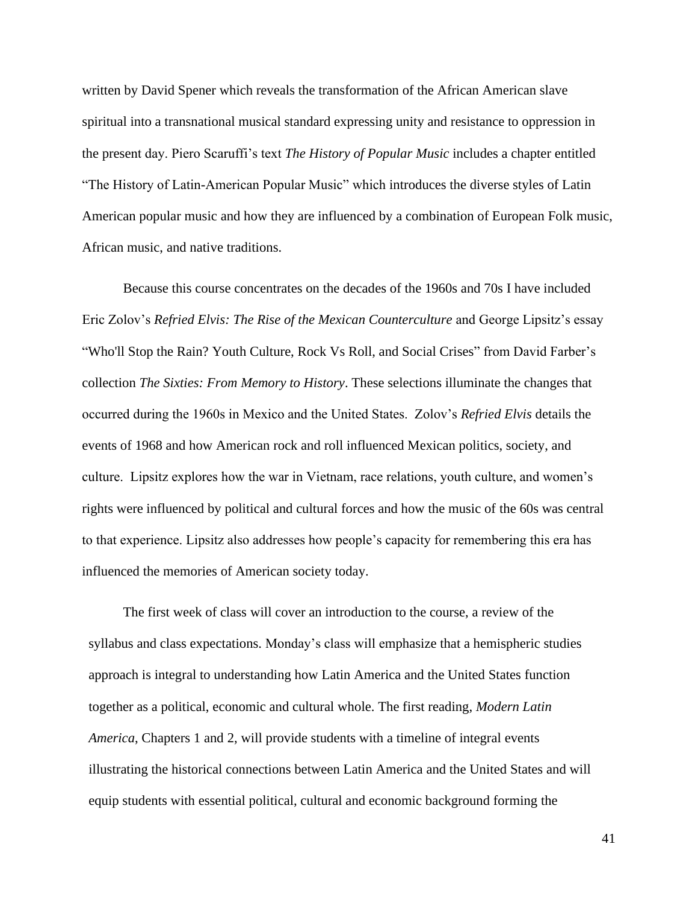written by David Spener which reveals the transformation of the African American slave spiritual into a transnational musical standard expressing unity and resistance to oppression in the present day. Piero Scaruffi's text *The History of Popular Music* includes a chapter entitled "The History of Latin-American Popular Music" which introduces the diverse styles of Latin American popular music and how they are influenced by a combination of European Folk music, African music, and native traditions.

Because this course concentrates on the decades of the 1960s and 70s I have included Eric Zolov's *Refried Elvis: The Rise of the Mexican Counterculture* and George Lipsitz's essay "Who'll Stop the Rain? Youth Culture, Rock Vs Roll, and Social Crises" from David Farber's collection *The Sixties: From Memory to History*. These selections illuminate the changes that occurred during the 1960s in Mexico and the United States. Zolov's *Refried Elvis* details the events of 1968 and how American rock and roll influenced Mexican politics, society, and culture. Lipsitz explores how the war in Vietnam, race relations, youth culture, and women's rights were influenced by political and cultural forces and how the music of the 60s was central to that experience. Lipsitz also addresses how people's capacity for remembering this era has influenced the memories of American society today.

The first week of class will cover an introduction to the course, a review of the syllabus and class expectations. Monday's class will emphasize that a hemispheric studies approach is integral to understanding how Latin America and the United States function together as a political, economic and cultural whole. The first reading, *Modern Latin America*, Chapters 1 and 2, will provide students with a timeline of integral events illustrating the historical connections between Latin America and the United States and will equip students with essential political, cultural and economic background forming the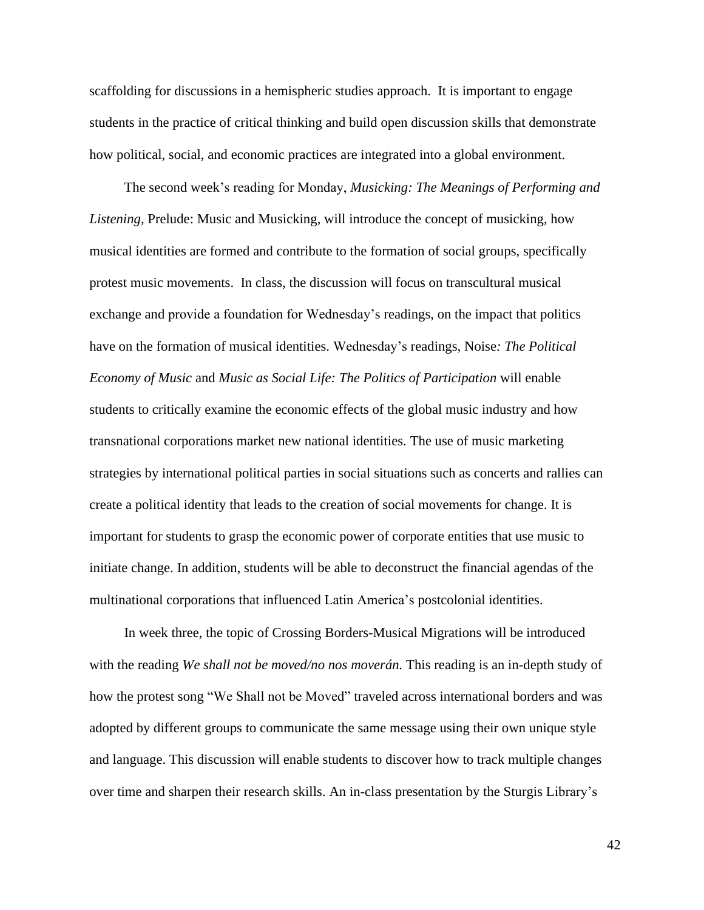scaffolding for discussions in a hemispheric studies approach. It is important to engage students in the practice of critical thinking and build open discussion skills that demonstrate how political, social, and economic practices are integrated into a global environment.

The second week's reading for Monday, *Musicking: The Meanings of Performing and Listening,* Prelude: Music and Musicking, will introduce the concept of musicking, how musical identities are formed and contribute to the formation of social groups, specifically protest music movements. In class, the discussion will focus on transcultural musical exchange and provide a foundation for Wednesday's readings, on the impact that politics have on the formation of musical identities. Wednesday's readings, Noise*: The Political Economy of Music* and *Music as Social Life: The Politics of Participation* will enable students to critically examine the economic effects of the global music industry and how transnational corporations market new national identities. The use of music marketing strategies by international political parties in social situations such as concerts and rallies can create a political identity that leads to the creation of social movements for change. It is important for students to grasp the economic power of corporate entities that use music to initiate change. In addition, students will be able to deconstruct the financial agendas of the multinational corporations that influenced Latin America's postcolonial identities.

In week three, the topic of Crossing Borders-Musical Migrations will be introduced with the reading *We shall not be moved/no nos moverán.* This reading is an in-depth study of how the protest song "We Shall not be Moved" traveled across international borders and was adopted by different groups to communicate the same message using their own unique style and language. This discussion will enable students to discover how to track multiple changes over time and sharpen their research skills. An in-class presentation by the Sturgis Library's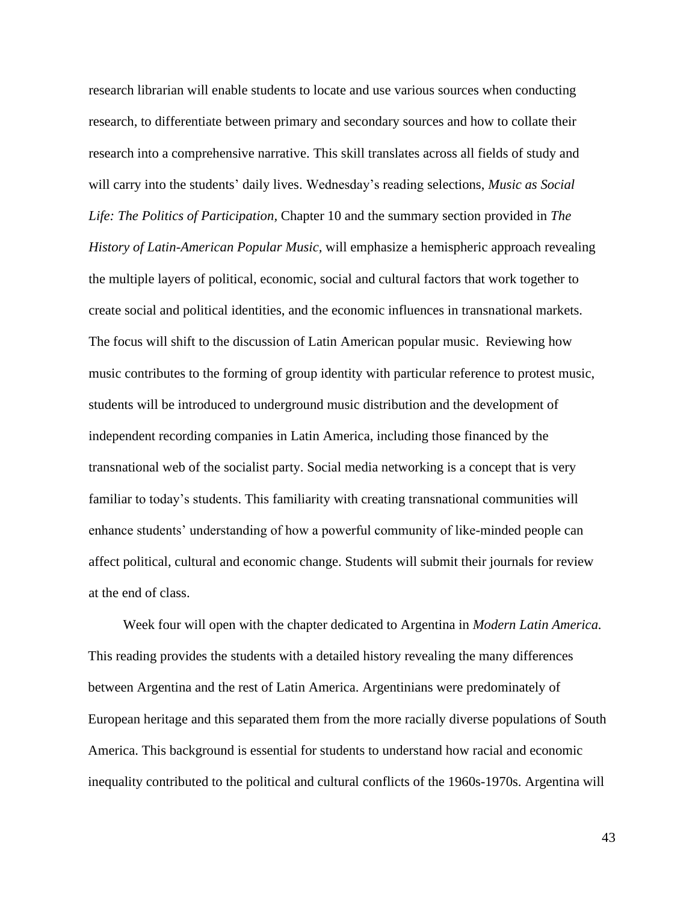research librarian will enable students to locate and use various sources when conducting research, to differentiate between primary and secondary sources and how to collate their research into a comprehensive narrative. This skill translates across all fields of study and will carry into the students' daily lives. Wednesday's reading selections, *Music as Social Life: The Politics of Participation,* Chapter 10 and the summary section provided in *The History of Latin-American Popular Music,* will emphasize a hemispheric approach revealing the multiple layers of political, economic, social and cultural factors that work together to create social and political identities, and the economic influences in transnational markets. The focus will shift to the discussion of Latin American popular music. Reviewing how music contributes to the forming of group identity with particular reference to protest music, students will be introduced to underground music distribution and the development of independent recording companies in Latin America, including those financed by the transnational web of the socialist party. Social media networking is a concept that is very familiar to today's students. This familiarity with creating transnational communities will enhance students' understanding of how a powerful community of like-minded people can affect political, cultural and economic change. Students will submit their journals for review at the end of class.

Week four will open with the chapter dedicated to Argentina in *Modern Latin America.* This reading provides the students with a detailed history revealing the many differences between Argentina and the rest of Latin America. Argentinians were predominately of European heritage and this separated them from the more racially diverse populations of South America. This background is essential for students to understand how racial and economic inequality contributed to the political and cultural conflicts of the 1960s-1970s. Argentina will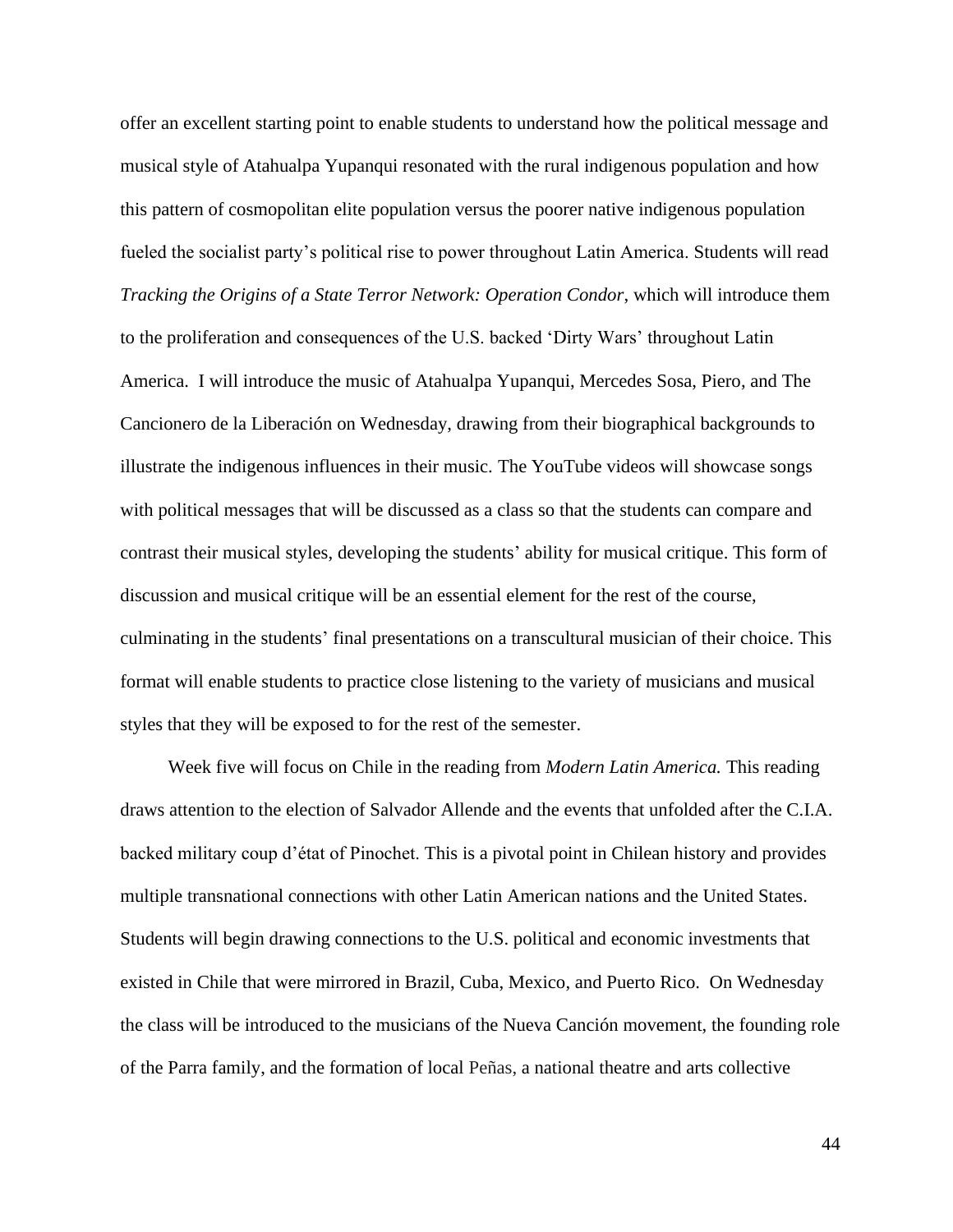offer an excellent starting point to enable students to understand how the political message and musical style of Atahualpa Yupanqui resonated with the rural indigenous population and how this pattern of cosmopolitan elite population versus the poorer native indigenous population fueled the socialist party's political rise to power throughout Latin America. Students will read *Tracking the Origins of a State Terror Network: Operation Condor*, which will introduce them to the proliferation and consequences of the U.S. backed 'Dirty Wars' throughout Latin America. I will introduce the music of Atahualpa Yupanqui, Mercedes Sosa, Piero, and The Cancionero de la Liberación on Wednesday, drawing from their biographical backgrounds to illustrate the indigenous influences in their music. The YouTube videos will showcase songs with political messages that will be discussed as a class so that the students can compare and contrast their musical styles, developing the students' ability for musical critique. This form of discussion and musical critique will be an essential element for the rest of the course, culminating in the students' final presentations on a transcultural musician of their choice. This format will enable students to practice close listening to the variety of musicians and musical styles that they will be exposed to for the rest of the semester.

Week five will focus on Chile in the reading from *Modern Latin America.* This reading draws attention to the election of Salvador Allende and the events that unfolded after the C.I.A. backed military coup d'état of Pinochet. This is a pivotal point in Chilean history and provides multiple transnational connections with other Latin American nations and the United States. Students will begin drawing connections to the U.S. political and economic investments that existed in Chile that were mirrored in Brazil, Cuba, Mexico, and Puerto Rico. On Wednesday the class will be introduced to the musicians of the Nueva Canción movement, the founding role of the Parra family, and the formation of local Peñas, a national theatre and arts collective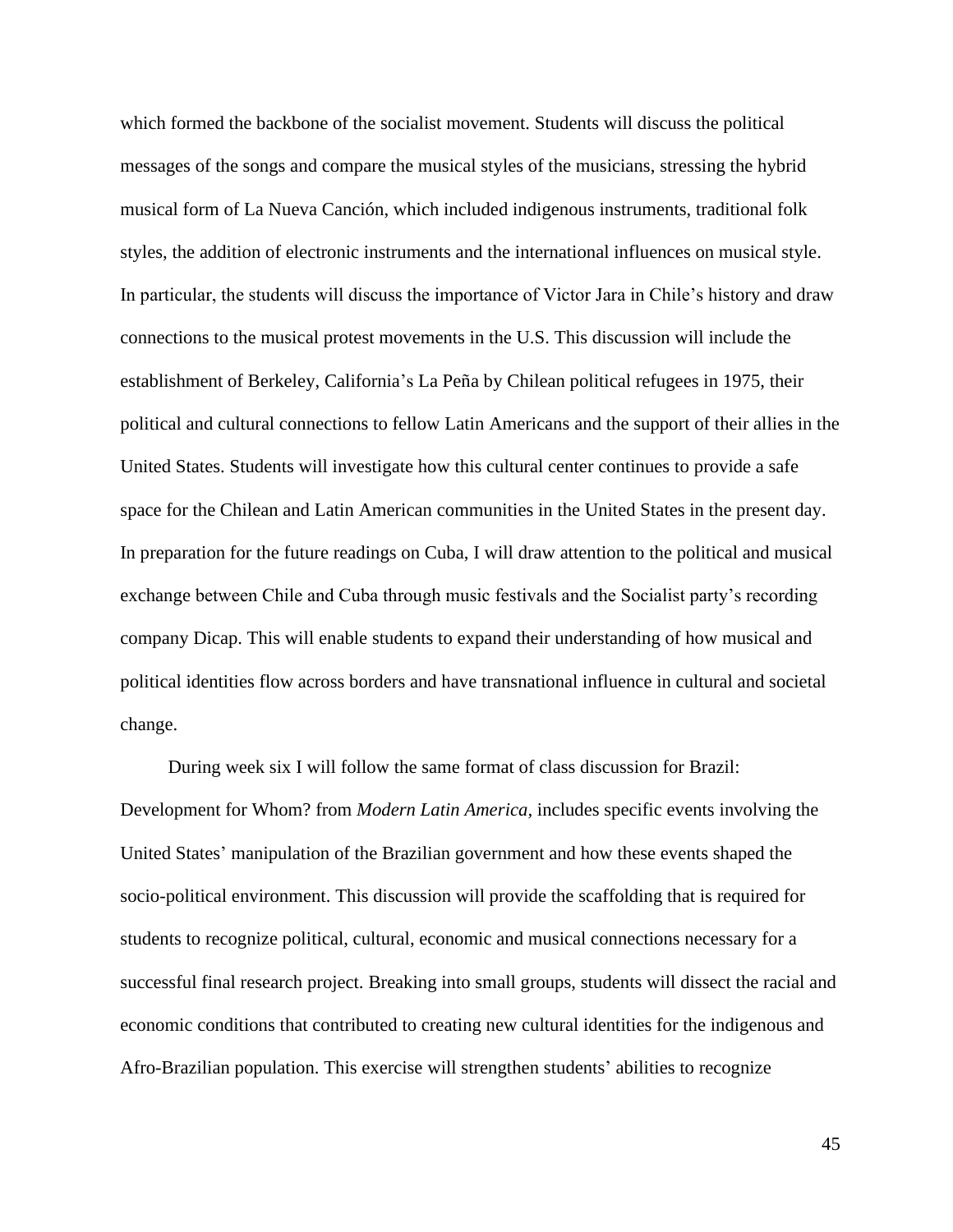which formed the backbone of the socialist movement. Students will discuss the political messages of the songs and compare the musical styles of the musicians, stressing the hybrid musical form of La Nueva Canción, which included indigenous instruments, traditional folk styles, the addition of electronic instruments and the international influences on musical style. In particular, the students will discuss the importance of Victor Jara in Chile's history and draw connections to the musical protest movements in the U.S. This discussion will include the establishment of Berkeley, California's La Peña by Chilean political refugees in 1975, their political and cultural connections to fellow Latin Americans and the support of their allies in the United States. Students will investigate how this cultural center continues to provide a safe space for the Chilean and Latin American communities in the United States in the present day. In preparation for the future readings on Cuba, I will draw attention to the political and musical exchange between Chile and Cuba through music festivals and the Socialist party's recording company Dicap. This will enable students to expand their understanding of how musical and political identities flow across borders and have transnational influence in cultural and societal change.

During week six I will follow the same format of class discussion for Brazil: Development for Whom? from *Modern Latin America*, includes specific events involving the United States' manipulation of the Brazilian government and how these events shaped the socio-political environment. This discussion will provide the scaffolding that is required for students to recognize political, cultural, economic and musical connections necessary for a successful final research project. Breaking into small groups, students will dissect the racial and economic conditions that contributed to creating new cultural identities for the indigenous and Afro-Brazilian population. This exercise will strengthen students' abilities to recognize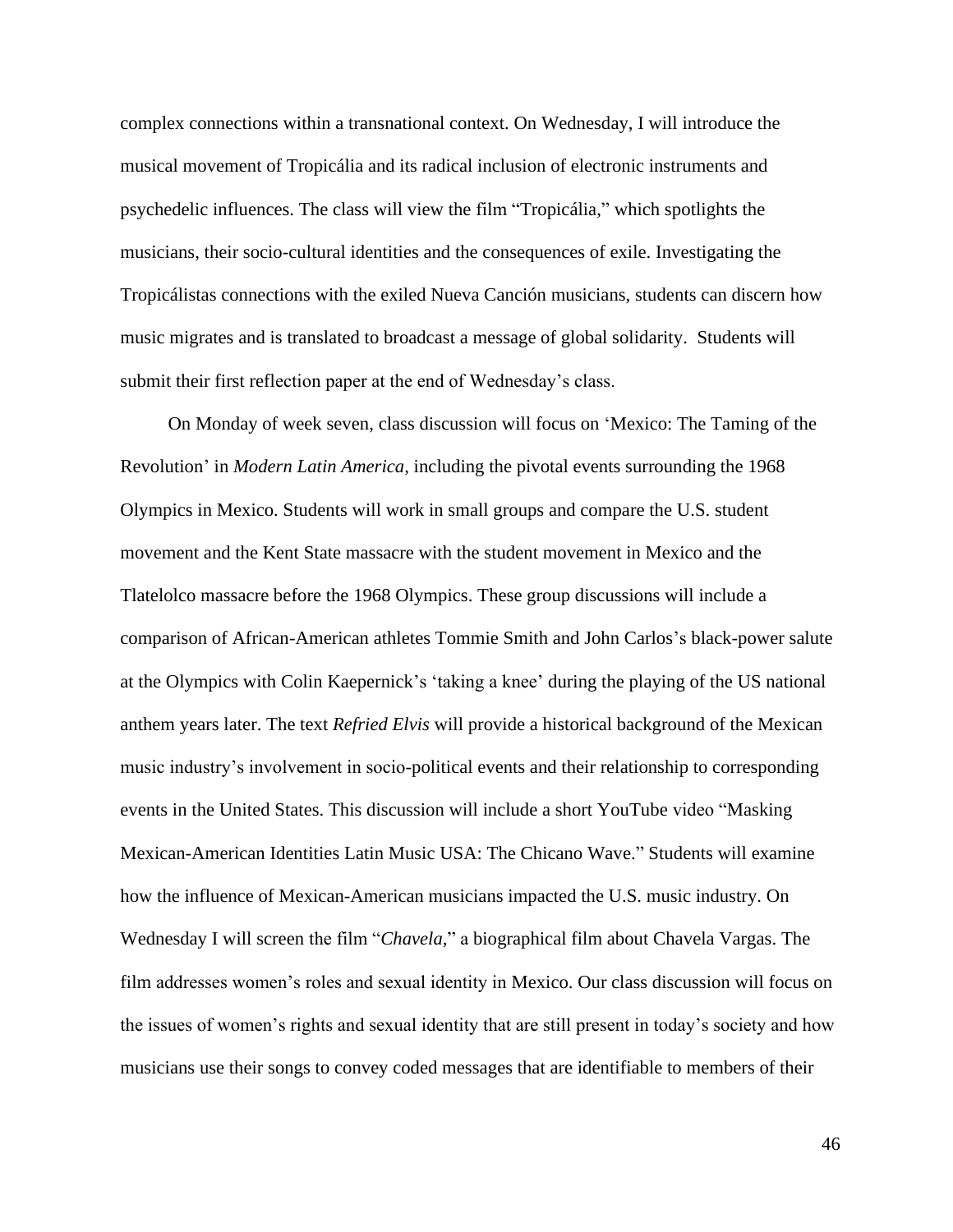complex connections within a transnational context. On Wednesday, I will introduce the musical movement of Tropicália and its radical inclusion of electronic instruments and psychedelic influences. The class will view the film "Tropicália," which spotlights the musicians, their socio-cultural identities and the consequences of exile. Investigating the Tropicálistas connections with the exiled Nueva Canción musicians, students can discern how music migrates and is translated to broadcast a message of global solidarity. Students will submit their first reflection paper at the end of Wednesday's class.

On Monday of week seven, class discussion will focus on 'Mexico: The Taming of the Revolution' in *Modern Latin America,* including the pivotal events surrounding the 1968 Olympics in Mexico. Students will work in small groups and compare the U.S. student movement and the Kent State massacre with the student movement in Mexico and the Tlatelolco massacre before the 1968 Olympics. These group discussions will include a comparison of African-American athletes Tommie Smith and John Carlos's black-power salute at the Olympics with Colin Kaepernick's 'taking a knee' during the playing of the US national anthem years later. The text *Refried Elvis* will provide a historical background of the Mexican music industry's involvement in socio-political events and their relationship to corresponding events in the United States. This discussion will include a short YouTube video "Masking Mexican-American Identities Latin Music USA: The Chicano Wave." Students will examine how the influence of Mexican-American musicians impacted the U.S. music industry. On Wednesday I will screen the film "*Chavela,*" a biographical film about Chavela Vargas. The film addresses women's roles and sexual identity in Mexico. Our class discussion will focus on the issues of women's rights and sexual identity that are still present in today's society and how musicians use their songs to convey coded messages that are identifiable to members of their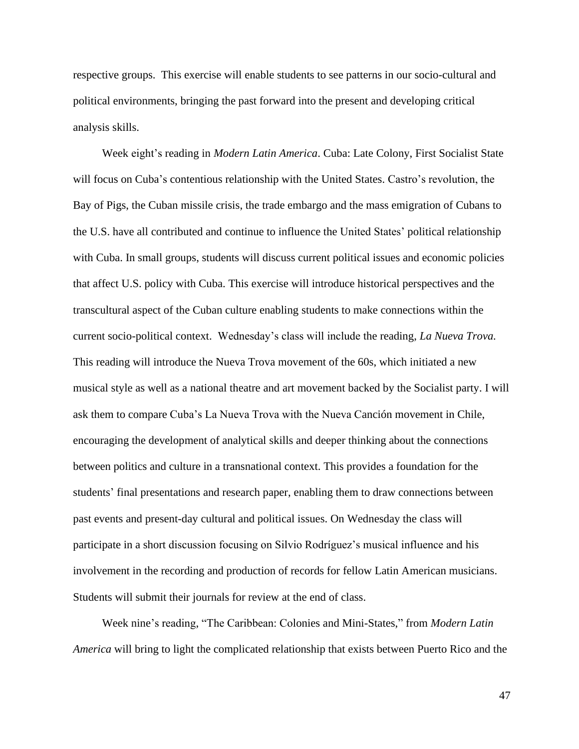respective groups. This exercise will enable students to see patterns in our socio-cultural and political environments, bringing the past forward into the present and developing critical analysis skills.

Week eight's reading in *Modern Latin America*. Cuba: Late Colony, First Socialist State will focus on Cuba's contentious relationship with the United States. Castro's revolution, the Bay of Pigs, the Cuban missile crisis, the trade embargo and the mass emigration of Cubans to the U.S. have all contributed and continue to influence the United States' political relationship with Cuba. In small groups, students will discuss current political issues and economic policies that affect U.S. policy with Cuba. This exercise will introduce historical perspectives and the transcultural aspect of the Cuban culture enabling students to make connections within the current socio-political context. Wednesday's class will include the reading, *La Nueva Trova.* This reading will introduce the Nueva Trova movement of the 60s, which initiated a new musical style as well as a national theatre and art movement backed by the Socialist party. I will ask them to compare Cuba's La Nueva Trova with the Nueva Canción movement in Chile, encouraging the development of analytical skills and deeper thinking about the connections between politics and culture in a transnational context. This provides a foundation for the students' final presentations and research paper, enabling them to draw connections between past events and present-day cultural and political issues. On Wednesday the class will participate in a short discussion focusing on Silvio Rodríguez's musical influence and his involvement in the recording and production of records for fellow Latin American musicians. Students will submit their journals for review at the end of class.

Week nine's reading, "The Caribbean: Colonies and Mini-States," from *Modern Latin America* will bring to light the complicated relationship that exists between Puerto Rico and the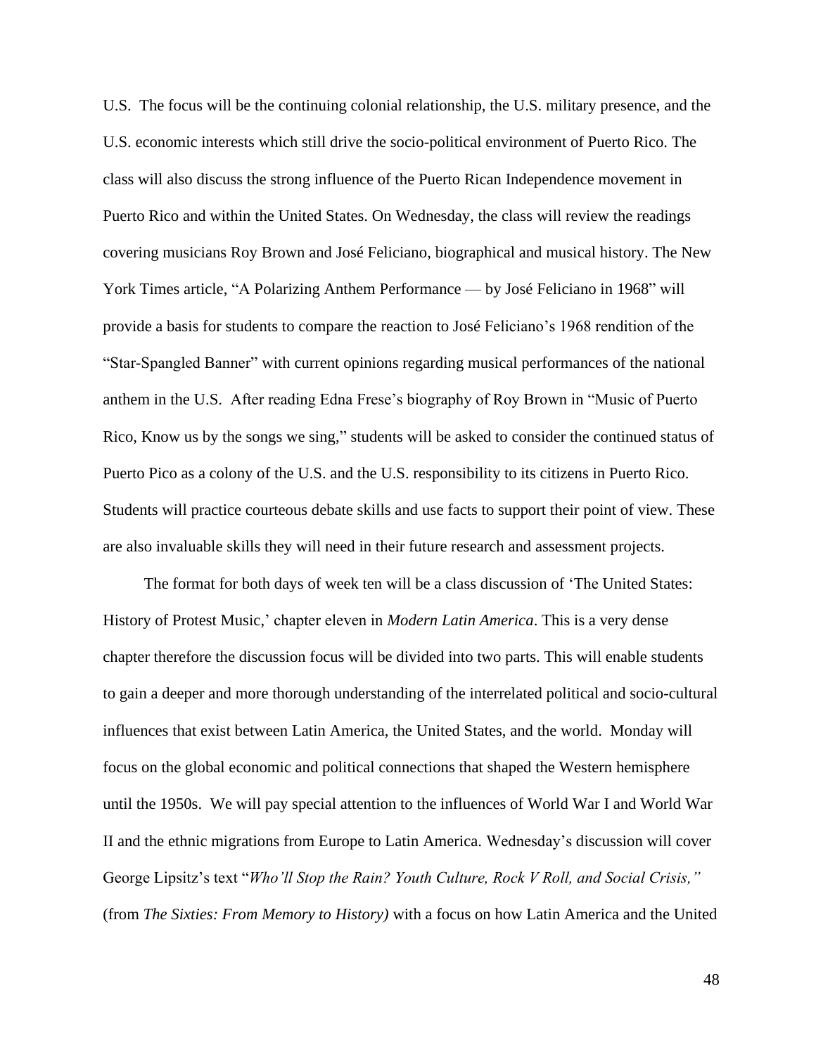U.S.  The focus will be the continuing colonial relationship, the U.S. military presence, and the U.S. economic interests which still drive the socio-political environment of Puerto Rico. The class will also discuss the strong influence of the Puerto Rican Independence movement in Puerto Rico and within the United States. On Wednesday, the class will review the readings covering musicians Roy Brown and José Feliciano, biographical and musical history. The New York Times article, "A Polarizing Anthem Performance — by José Feliciano in 1968" will provide a basis for students to compare the reaction to José Feliciano's 1968 rendition of the "Star-Spangled Banner" with current opinions regarding musical performances of the national anthem in the U.S.  After reading Edna Frese's biography of Roy Brown in "Music of Puerto Rico, Know us by the songs we sing," students will be asked to consider the continued status of Puerto Pico as a colony of the U.S. and the U.S. responsibility to its citizens in Puerto Rico. Students will practice courteous debate skills and use facts to support their point of view. These are also invaluable skills they will need in their future research and assessment projects.

The format for both days of week ten will be a class discussion of 'The United States: History of Protest Music,' chapter eleven in *Modern Latin America*. This is a very dense chapter therefore the discussion focus will be divided into two parts. This will enable students to gain a deeper and more thorough understanding of the interrelated political and socio-cultural influences that exist between Latin America, the United States, and the world.  Monday will focus on the global economic and political connections that shaped the Western hemisphere until the 1950s.  We will pay special attention to the influences of World War I and World War II and the ethnic migrations from Europe to Latin America. Wednesday's discussion will cover George Lipsitz's text "*Who'll Stop the Rain? Youth Culture, Rock V Roll, and Social Crisis,"* (from *The Sixties: From Memory to History)* with a focus on how Latin America and the United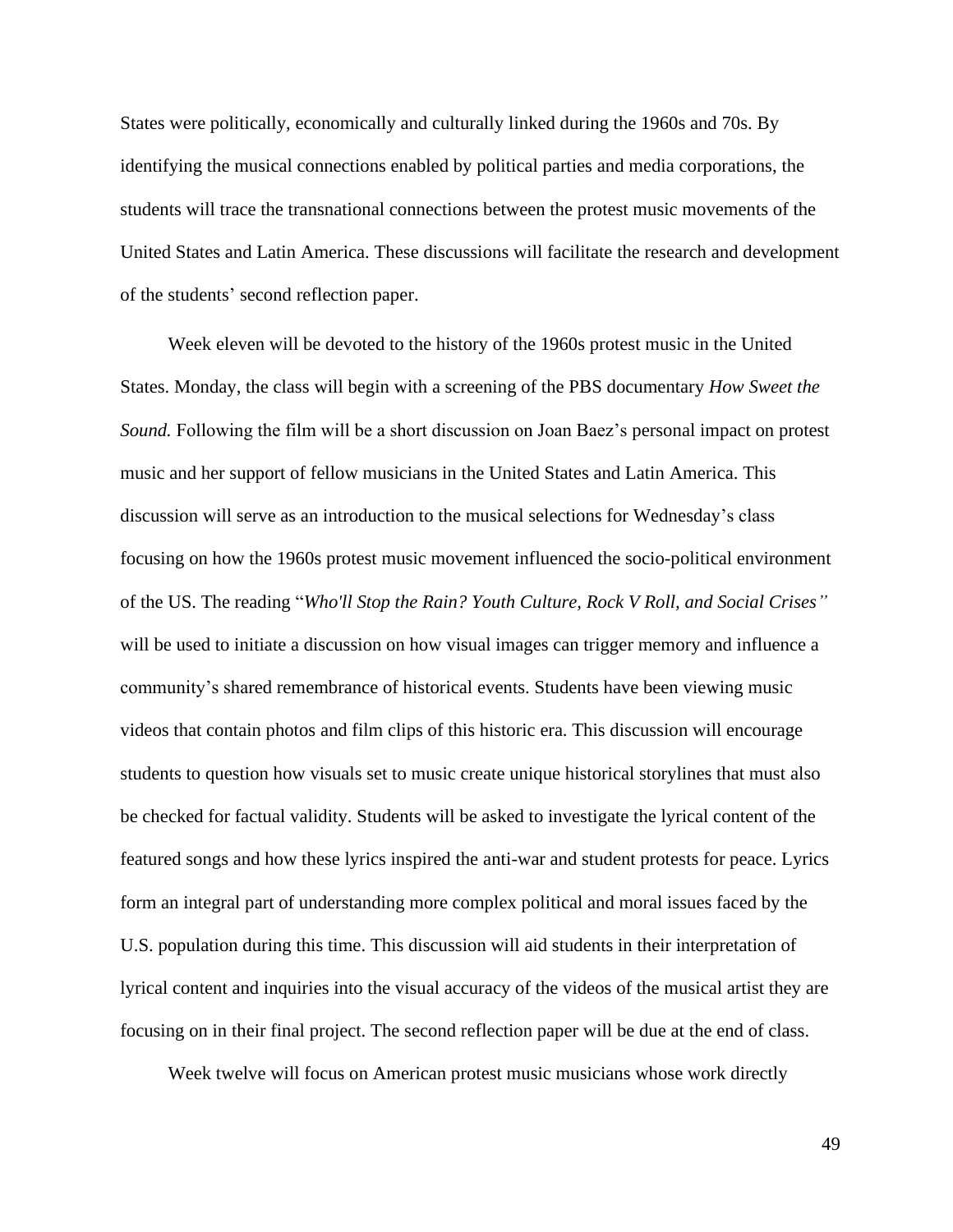States were politically, economically and culturally linked during the 1960s and 70s. By identifying the musical connections enabled by political parties and media corporations, the students will trace the transnational connections between the protest music movements of the United States and Latin America. These discussions will facilitate the research and development of the students' second reflection paper.

Week eleven will be devoted to the history of the 1960s protest music in the United States. Monday, the class will begin with a screening of the PBS documentary *How Sweet the Sound.* Following the film will be a short discussion on Joan Baez's personal impact on protest music and her support of fellow musicians in the United States and Latin America. This discussion will serve as an introduction to the musical selections for Wednesday's class focusing on how the 1960s protest music movement influenced the socio-political environment of the US. The reading "*Who'll Stop the Rain? Youth Culture, Rock V Roll, and Social Crises"* will be used to initiate a discussion on how visual images can trigger memory and influence a community's shared remembrance of historical events. Students have been viewing music videos that contain photos and film clips of this historic era. This discussion will encourage students to question how visuals set to music create unique historical storylines that must also be checked for factual validity. Students will be asked to investigate the lyrical content of the featured songs and how these lyrics inspired the anti-war and student protests for peace. Lyrics form an integral part of understanding more complex political and moral issues faced by the U.S. population during this time. This discussion will aid students in their interpretation of lyrical content and inquiries into the visual accuracy of the videos of the musical artist they are focusing on in their final project. The second reflection paper will be due at the end of class.

Week twelve will focus on American protest music musicians whose work directly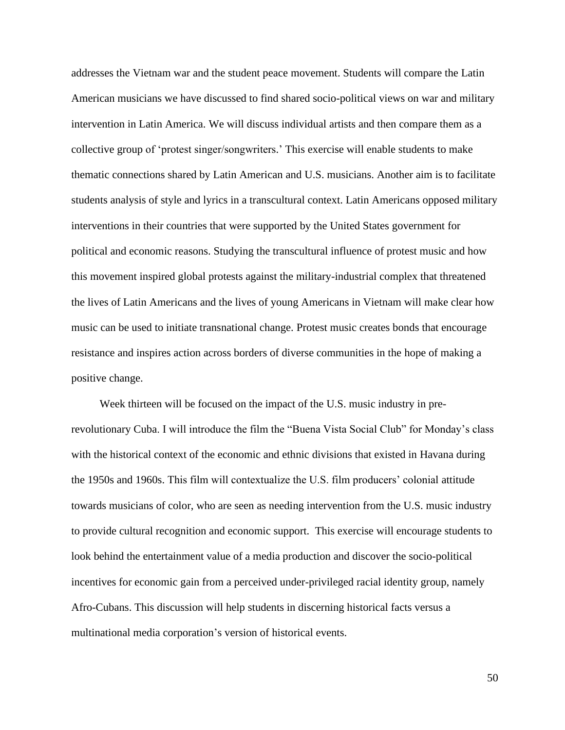addresses the Vietnam war and the student peace movement. Students will compare the Latin American musicians we have discussed to find shared socio-political views on war and military intervention in Latin America. We will discuss individual artists and then compare them as a collective group of 'protest singer/songwriters.' This exercise will enable students to make thematic connections shared by Latin American and U.S. musicians. Another aim is to facilitate students analysis of style and lyrics in a transcultural context. Latin Americans opposed military interventions in their countries that were supported by the United States government for political and economic reasons. Studying the transcultural influence of protest music and how this movement inspired global protests against the military-industrial complex that threatened the lives of Latin Americans and the lives of young Americans in Vietnam will make clear how music can be used to initiate transnational change. Protest music creates bonds that encourage resistance and inspires action across borders of diverse communities in the hope of making a positive change.

Week thirteen will be focused on the impact of the U.S. music industry in pre-revolutionary Cuba. I will introduce the film the "Buena Vista Social Club" for Monday's class with the historical context of the economic and ethnic divisions that existed in Havana during the 1950s and 1960s. This film will contextualize the U.S. film producers' colonial attitude towards musicians of color, who are seen as needing intervention from the U.S. music industry to provide cultural recognition and economic support. This exercise will encourage students to look behind the entertainment value of a media production and discover the socio-political incentives for economic gain from a perceived under-privileged racial identity group, namely Afro-Cubans. This discussion will help students in discerning historical facts versus a multinational media corporation's version of historical events.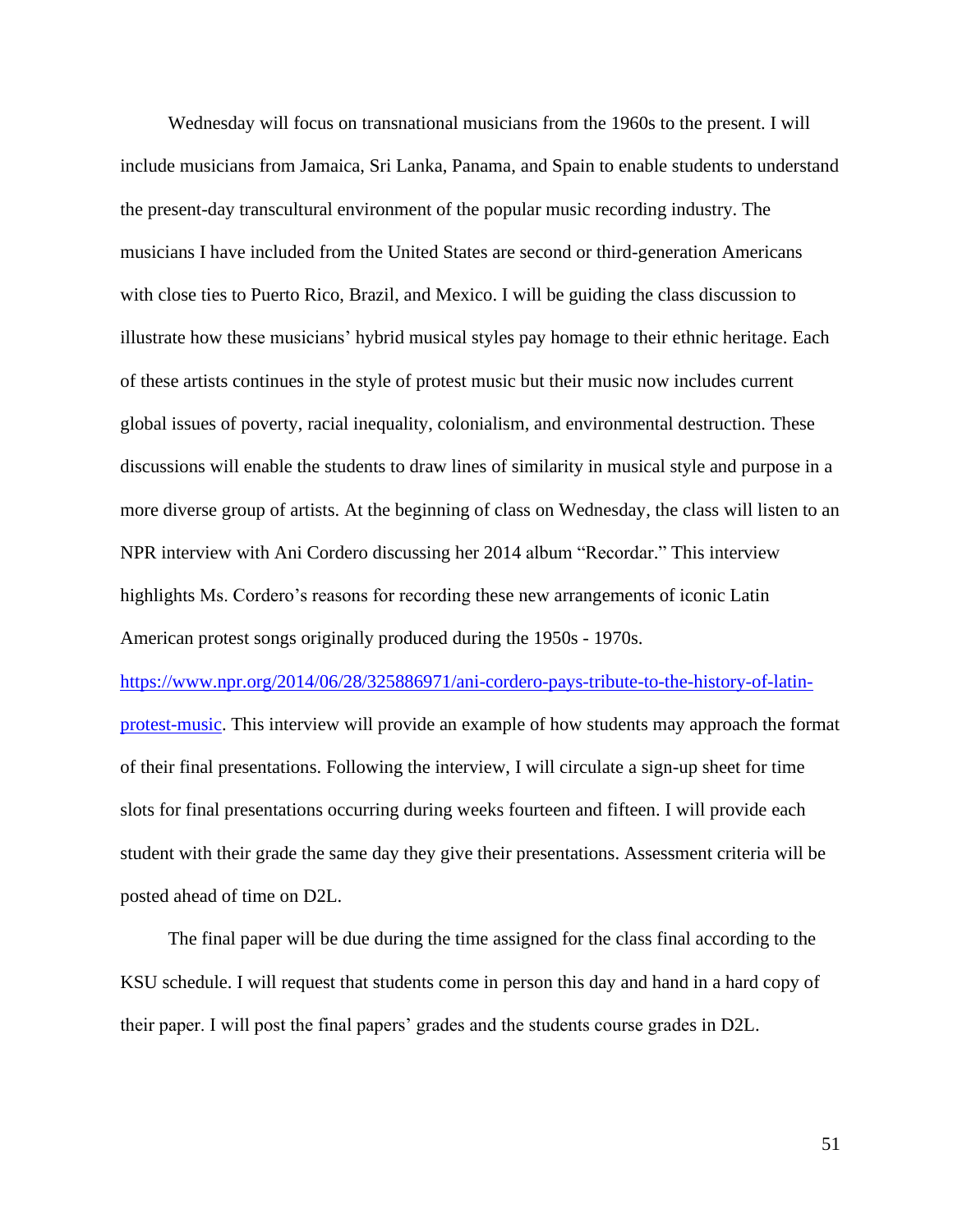Wednesday will focus on transnational musicians from the 1960s to the present. I will include musicians from Jamaica, Sri Lanka, Panama, and Spain to enable students to understand the present-day transcultural environment of the popular music recording industry. The musicians I have included from the United States are second or third-generation Americans with close ties to Puerto Rico, Brazil, and Mexico. I will be guiding the class discussion to illustrate how these musicians' hybrid musical styles pay homage to their ethnic heritage. Each of these artists continues in the style of protest music but their music now includes current global issues of poverty, racial inequality, colonialism, and environmental destruction. These discussions will enable the students to draw lines of similarity in musical style and purpose in a more diverse group of artists. At the beginning of class on Wednesday, the class will listen to an NPR interview with Ani Cordero discussing her 2014 album "Recordar." This interview highlights Ms. Cordero's reasons for recording these new arrangements of iconic Latin American protest songs originally produced during the 1950s - 1970s. https://www.npr.org/2014/06/28/325886971/ani-cordero-pays-tribute-to-the-history-of-latin-protest-music. This interview will provide an example of how students may approach the format of their final presentations. Following the interview, I will circulate a sign-up sheet for time slots for final presentations occurring during weeks fourteen and fifteen. I will provide each student with their grade the same day they give their presentations. Assessment criteria will be posted ahead of time on D2L.

The final paper will be due during the time assigned for the class final according to the KSU schedule. I will request that students come in person this day and hand in a hard copy of their paper. I will post the final papers' grades and the students course grades in D2L.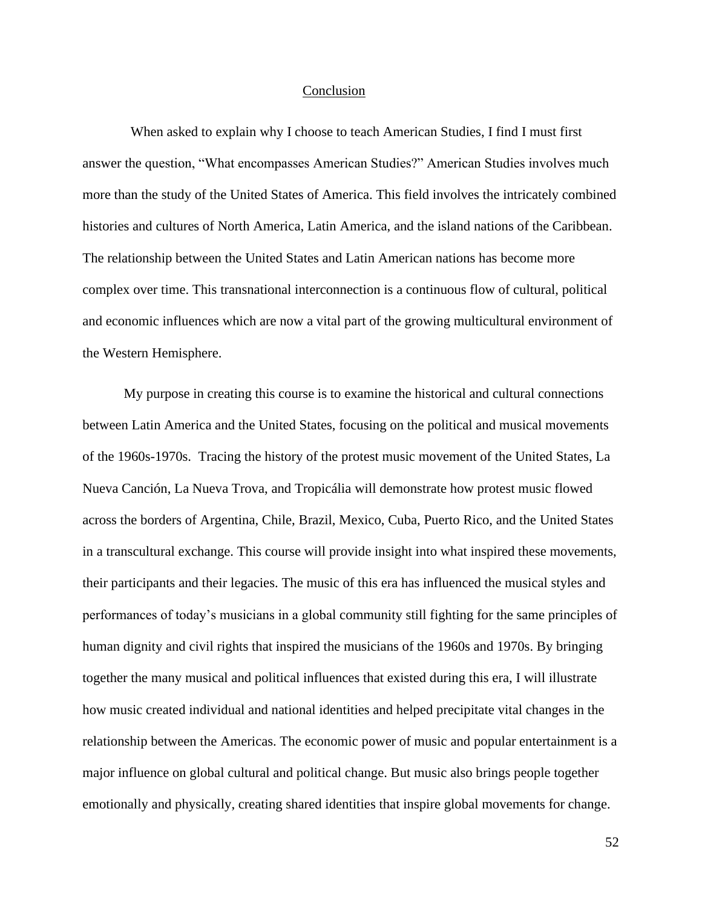## Conclusion

When asked to explain why I choose to teach American Studies, I find I must first answer the question, "What encompasses American Studies?" American Studies involves much more than the study of the United States of America. This field involves the intricately combined histories and cultures of North America, Latin America, and the island nations of the Caribbean. The relationship between the United States and Latin American nations has become more complex over time. This transnational interconnection is a continuous flow of cultural, political and economic influences which are now a vital part of the growing multicultural environment of the Western Hemisphere.

My purpose in creating this course is to examine the historical and cultural connections between Latin America and the United States, focusing on the political and musical movements of the 1960s-1970s. Tracing the history of the protest music movement of the United States, La Nueva Canción, La Nueva Trova, and Tropicália will demonstrate how protest music flowed across the borders of Argentina, Chile, Brazil, Mexico, Cuba, Puerto Rico, and the United States in a transcultural exchange. This course will provide insight into what inspired these movements, their participants and their legacies. The music of this era has influenced the musical styles and performances of today's musicians in a global community still fighting for the same principles of human dignity and civil rights that inspired the musicians of the 1960s and 1970s. By bringing together the many musical and political influences that existed during this era, I will illustrate how music created individual and national identities and helped precipitate vital changes in the relationship between the Americas. The economic power of music and popular entertainment is a major influence on global cultural and political change. But music also brings people together emotionally and physically, creating shared identities that inspire global movements for change.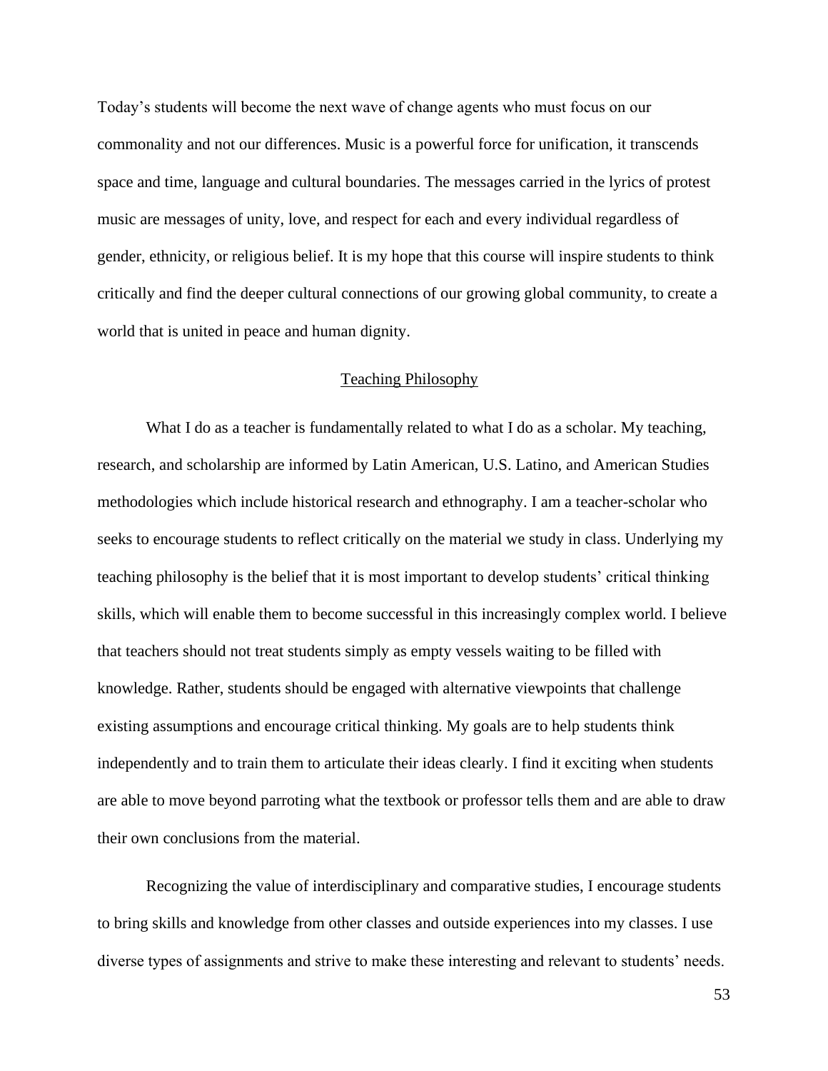Today's students will become the next wave of change agents who must focus on our commonality and not our differences. Music is a powerful force for unification, it transcends space and time, language and cultural boundaries. The messages carried in the lyrics of protest music are messages of unity, love, and respect for each and every individual regardless of gender, ethnicity, or religious belief. It is my hope that this course will inspire students to think critically and find the deeper cultural connections of our growing global community, to create a world that is united in peace and human dignity.

## Teaching Philosophy

What I do as a teacher is fundamentally related to what I do as a scholar. My teaching, research, and scholarship are informed by Latin American, U.S. Latino, and American Studies methodologies which include historical research and ethnography. I am a teacher-scholar who seeks to encourage students to reflect critically on the material we study in class. Underlying my teaching philosophy is the belief that it is most important to develop students' critical thinking skills, which will enable them to become successful in this increasingly complex world. I believe that teachers should not treat students simply as empty vessels waiting to be filled with knowledge. Rather, students should be engaged with alternative viewpoints that challenge existing assumptions and encourage critical thinking. My goals are to help students think independently and to train them to articulate their ideas clearly. I find it exciting when students are able to move beyond parroting what the textbook or professor tells them and are able to draw their own conclusions from the material.

Recognizing the value of interdisciplinary and comparative studies, I encourage students to bring skills and knowledge from other classes and outside experiences into my classes. I use diverse types of assignments and strive to make these interesting and relevant to students' needs.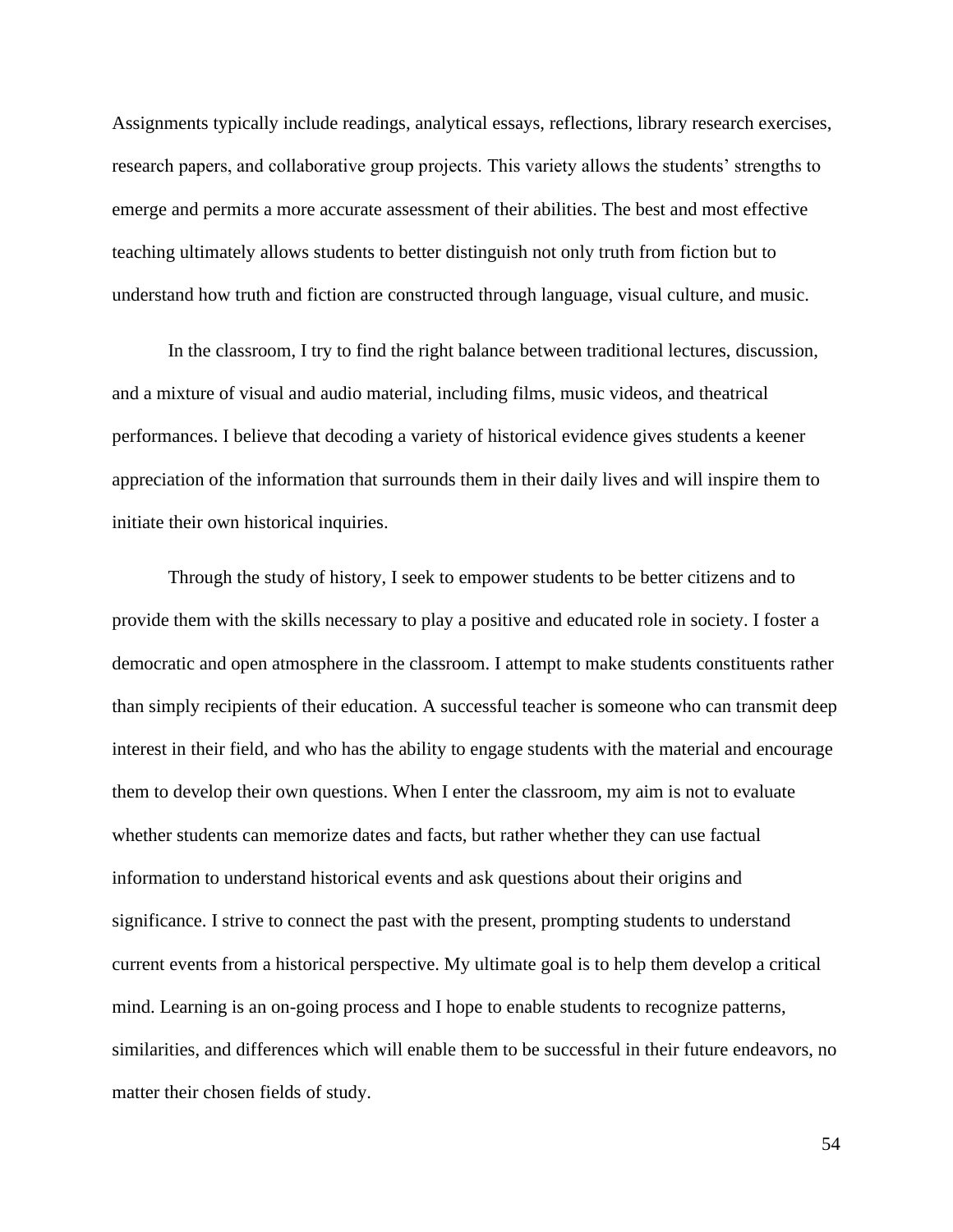Assignments typically include readings, analytical essays, reflections, library research exercises, research papers, and collaborative group projects. This variety allows the students' strengths to emerge and permits a more accurate assessment of their abilities. The best and most effective teaching ultimately allows students to better distinguish not only truth from fiction but to understand how truth and fiction are constructed through language, visual culture, and music.

In the classroom, I try to find the right balance between traditional lectures, discussion, and a mixture of visual and audio material, including films, music videos, and theatrical performances. I believe that decoding a variety of historical evidence gives students a keener appreciation of the information that surrounds them in their daily lives and will inspire them to initiate their own historical inquiries.

Through the study of history, I seek to empower students to be better citizens and to provide them with the skills necessary to play a positive and educated role in society. I foster a democratic and open atmosphere in the classroom. I attempt to make students constituents rather than simply recipients of their education. A successful teacher is someone who can transmit deep interest in their field, and who has the ability to engage students with the material and encourage them to develop their own questions. When I enter the classroom, my aim is not to evaluate whether students can memorize dates and facts, but rather whether they can use factual information to understand historical events and ask questions about their origins and significance. I strive to connect the past with the present, prompting students to understand current events from a historical perspective. My ultimate goal is to help them develop a critical mind. Learning is an on-going process and I hope to enable students to recognize patterns, similarities, and differences which will enable them to be successful in their future endeavors, no matter their chosen fields of study.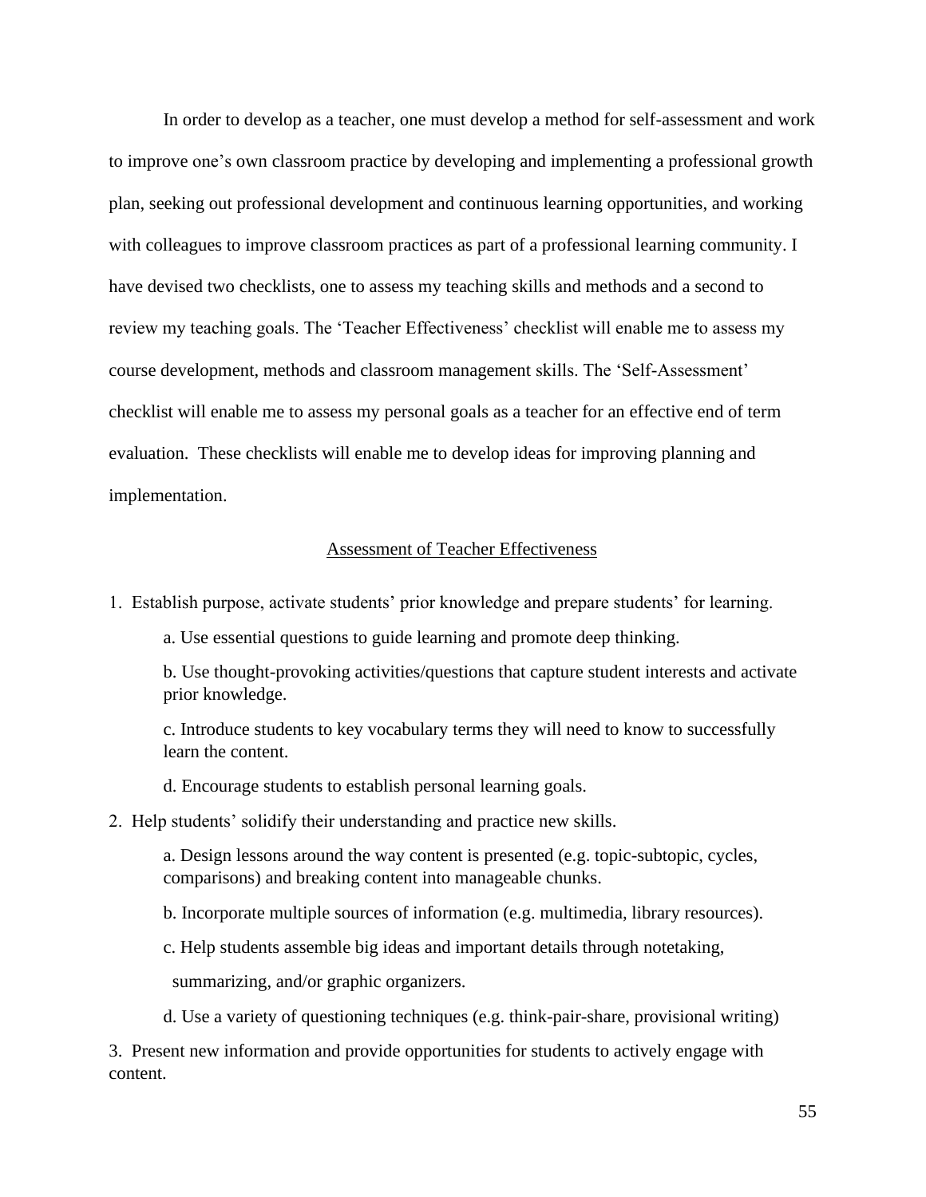In order to develop as a teacher, one must develop a method for self-assessment and work to improve one's own classroom practice by developing and implementing a professional growth plan, seeking out professional development and continuous learning opportunities, and working with colleagues to improve classroom practices as part of a professional learning community. I have devised two checklists, one to assess my teaching skills and methods and a second to review my teaching goals. The 'Teacher Effectiveness' checklist will enable me to assess my course development, methods and classroom management skills. The 'Self-Assessment' checklist will enable me to assess my personal goals as a teacher for an effective end of term evaluation. These checklists will enable me to develop ideas for improving planning and implementation.

## Assessment of Teacher Effectiveness

1. Establish purpose, activate students' prior knowledge and prepare students' for learning.

    a. Use essential questions to guide learning and promote deep thinking.

    b. Use thought-provoking activities/questions that capture student interests and activate prior knowledge.

    c. Introduce students to key vocabulary terms they will need to know to successfully learn the content.

    d. Encourage students to establish personal learning goals.

2. Help students' solidify their understanding and practice new skills.

    a. Design lessons around the way content is presented (e.g. topic-subtopic, cycles, comparisons) and breaking content into manageable chunks.

    b. Incorporate multiple sources of information (e.g. multimedia, library resources).

    c. Help students assemble big ideas and important details through notetaking, summarizing, and/or graphic organizers.

    d. Use a variety of questioning techniques (e.g. think-pair-share, provisional writing)

3. Present new information and provide opportunities for students to actively engage with content.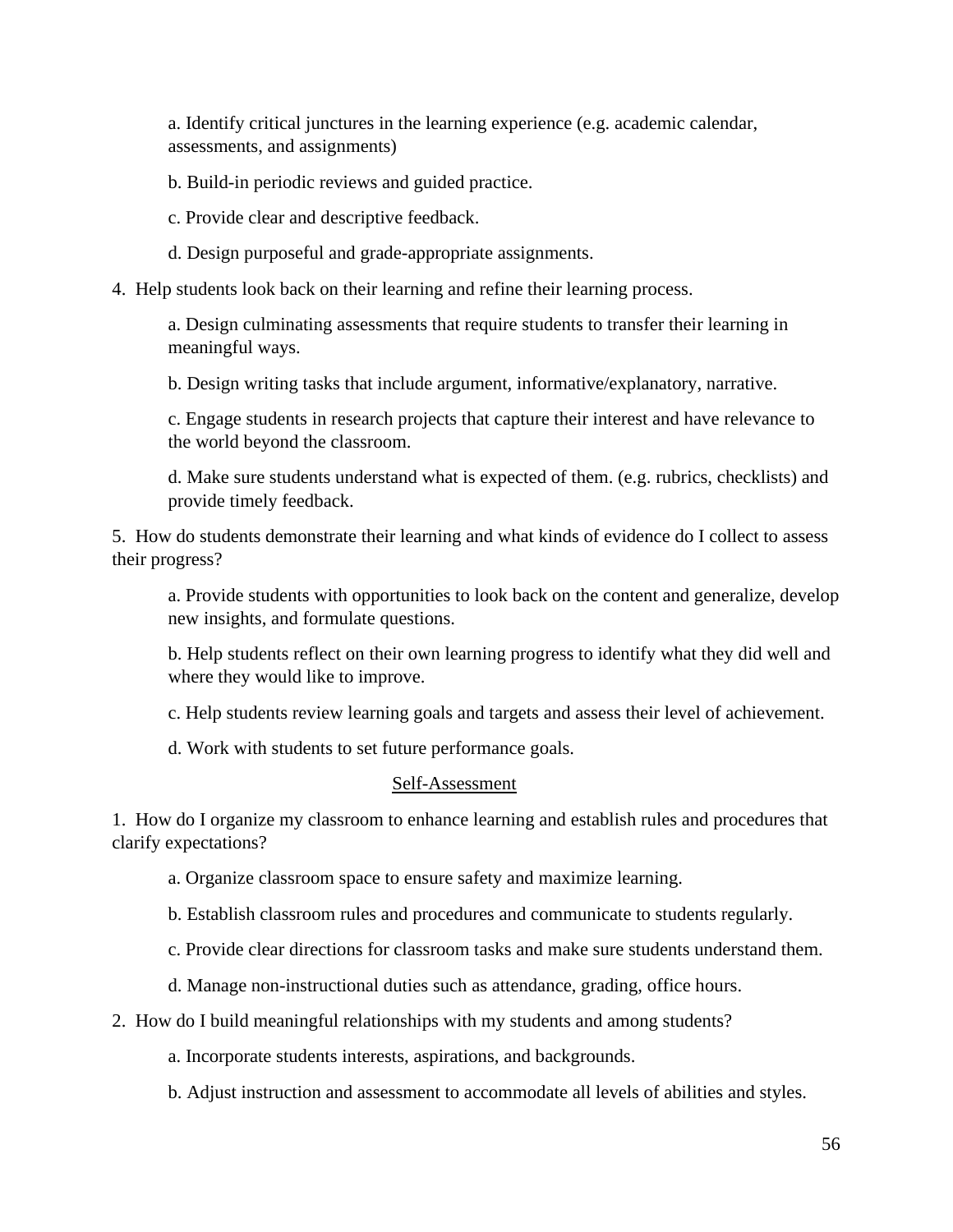a. Identify critical junctures in the learning experience (e.g. academic calendar, assessments, and assignments)

b. Build-in periodic reviews and guided practice.

c. Provide clear and descriptive feedback.

d. Design purposeful and grade-appropriate assignments.

4. Help students look back on their learning and refine their learning process.

a. Design culminating assessments that require students to transfer their learning in meaningful ways.

b. Design writing tasks that include argument, informative/explanatory, narrative.

c. Engage students in research projects that capture their interest and have relevance to the world beyond the classroom.

d. Make sure students understand what is expected of them. (e.g. rubrics, checklists) and provide timely feedback.

5. How do students demonstrate their learning and what kinds of evidence do I collect to assess their progress?

a. Provide students with opportunities to look back on the content and generalize, develop new insights, and formulate questions.

b. Help students reflect on their own learning progress to identify what they did well and where they would like to improve.

c. Help students review learning goals and targets and assess their level of achievement.

d. Work with students to set future performance goals.

Self-Assessment

1. How do I organize my classroom to enhance learning and establish rules and procedures that clarify expectations?

a. Organize classroom space to ensure safety and maximize learning.

b. Establish classroom rules and procedures and communicate to students regularly.

c. Provide clear directions for classroom tasks and make sure students understand them.

d. Manage non-instructional duties such as attendance, grading, office hours.

2. How do I build meaningful relationships with my students and among students?

a. Incorporate students interests, aspirations, and backgrounds.

b. Adjust instruction and assessment to accommodate all levels of abilities and styles.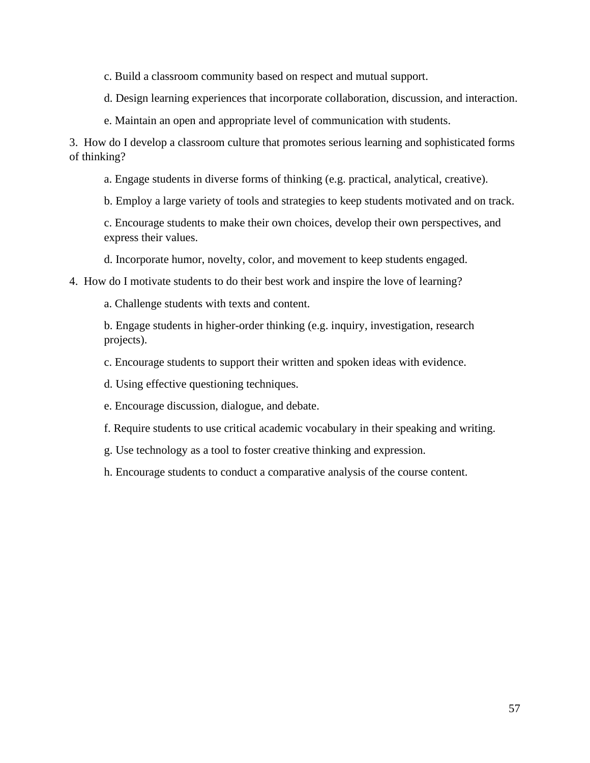c. Build a classroom community based on respect and mutual support.

d. Design learning experiences that incorporate collaboration, discussion, and interaction.

e. Maintain an open and appropriate level of communication with students.

3. How do I develop a classroom culture that promotes serious learning and sophisticated forms of thinking?

a. Engage students in diverse forms of thinking (e.g. practical, analytical, creative).

b. Employ a large variety of tools and strategies to keep students motivated and on track.

c. Encourage students to make their own choices, develop their own perspectives, and express their values.

d. Incorporate humor, novelty, color, and movement to keep students engaged.

4. How do I motivate students to do their best work and inspire the love of learning?

a. Challenge students with texts and content.

b. Engage students in higher-order thinking (e.g. inquiry, investigation, research projects).

c. Encourage students to support their written and spoken ideas with evidence.

d. Using effective questioning techniques.

e. Encourage discussion, dialogue, and debate.

f. Require students to use critical academic vocabulary in their speaking and writing.

g. Use technology as a tool to foster creative thinking and expression.

h. Encourage students to conduct a comparative analysis of the course content.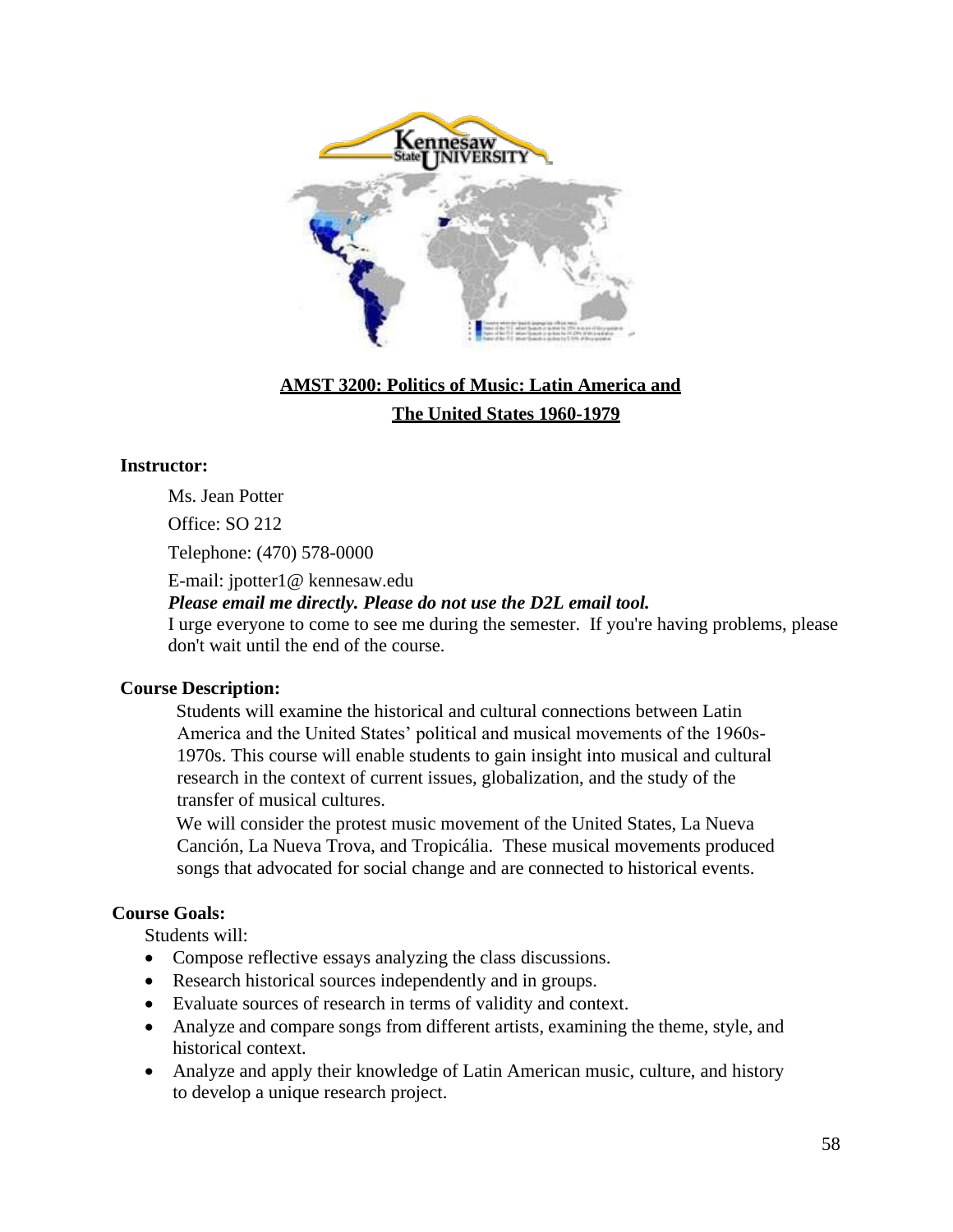## AMST 3200: Politics of Music: Latin America and The United States 1960-1979

**Instructor:**

Ms. Jean Potter

Office: SO 212

Telephone: (470) 578-0000

E-mail: jpotter1@ kennesaw.edu

***Please email me directly. Please do not use the D2L email tool.***

I urge everyone to come to see me during the semester. If you're having problems, please don't wait until the end of the course.

**Course Description:**

Students will examine the historical and cultural connections between Latin America and the United States' political and musical movements of the 1960s-1970s. This course will enable students to gain insight into musical and cultural research in the context of current issues, globalization, and the study of the transfer of musical cultures.

We will consider the protest music movement of the United States, La Nueva Canción, La Nueva Trova, and Tropicália. These musical movements produced songs that advocated for social change and are connected to historical events.

**Course Goals:**

Students will:

- Compose reflective essays analyzing the class discussions.
- Research historical sources independently and in groups.
- Evaluate sources of research in terms of validity and context.
- Analyze and compare songs from different artists, examining the theme, style, and historical context.
- Analyze and apply their knowledge of Latin American music, culture, and history to develop a unique research project.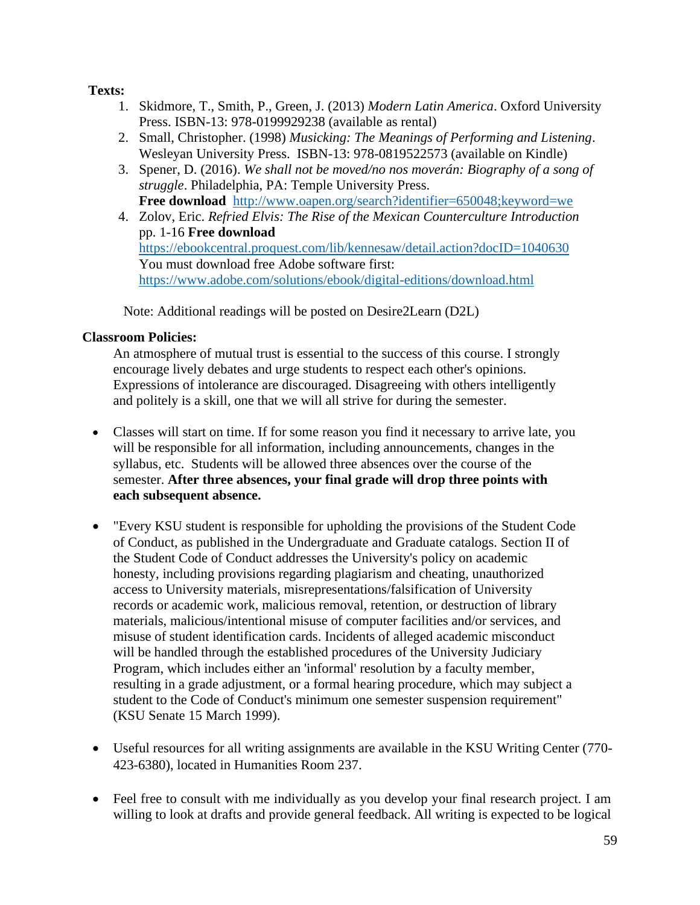**Texts:**

1. Skidmore, T., Smith, P., Green, J. (2013) *Modern Latin America*. Oxford University Press. ISBN-13: 978-0199929238 (available as rental)
2. Small, Christopher. (1998) *Musicking: The Meanings of Performing and Listening*. Wesleyan University Press. ISBN-13: 978-0819522573 (available on Kindle)
3. Spener, D. (2016). *We shall not be moved/no nos moverán: Biography of a song of struggle*. Philadelphia, PA: Temple University Press.
   **Free download** http://www.oapen.org/search?identifier=650048;keyword=we
4. Zolov, Eric. *Refried Elvis: The Rise of the Mexican Counterculture Introduction* pp. 1-16 **Free download**
   https://ebookcentral.proquest.com/lib/kennesaw/detail.action?docID=1040630
   You must download free Adobe software first:
   https://www.adobe.com/solutions/ebook/digital-editions/download.html

Note: Additional readings will be posted on Desire2Learn (D2L)

**Classroom Policies:**

An atmosphere of mutual trust is essential to the success of this course. I strongly encourage lively debates and urge students to respect each other's opinions. Expressions of intolerance are discouraged. Disagreeing with others intelligently and politely is a skill, one that we will all strive for during the semester.

- Classes will start on time. If for some reason you find it necessary to arrive late, you will be responsible for all information, including announcements, changes in the syllabus, etc. Students will be allowed three absences over the course of the semester. **After three absences, your final grade will drop three points with each subsequent absence.**

- "Every KSU student is responsible for upholding the provisions of the Student Code of Conduct, as published in the Undergraduate and Graduate catalogs. Section II of the Student Code of Conduct addresses the University's policy on academic honesty, including provisions regarding plagiarism and cheating, unauthorized access to University materials, misrepresentations/falsification of University records or academic work, malicious removal, retention, or destruction of library materials, malicious/intentional misuse of computer facilities and/or services, and misuse of student identification cards. Incidents of alleged academic misconduct will be handled through the established procedures of the University Judiciary Program, which includes either an 'informal' resolution by a faculty member, resulting in a grade adjustment, or a formal hearing procedure, which may subject a student to the Code of Conduct's minimum one semester suspension requirement" (KSU Senate 15 March 1999).

- Useful resources for all writing assignments are available in the KSU Writing Center (770-423-6380), located in Humanities Room 237.

- Feel free to consult with me individually as you develop your final research project. I am willing to look at drafts and provide general feedback. All writing is expected to be logical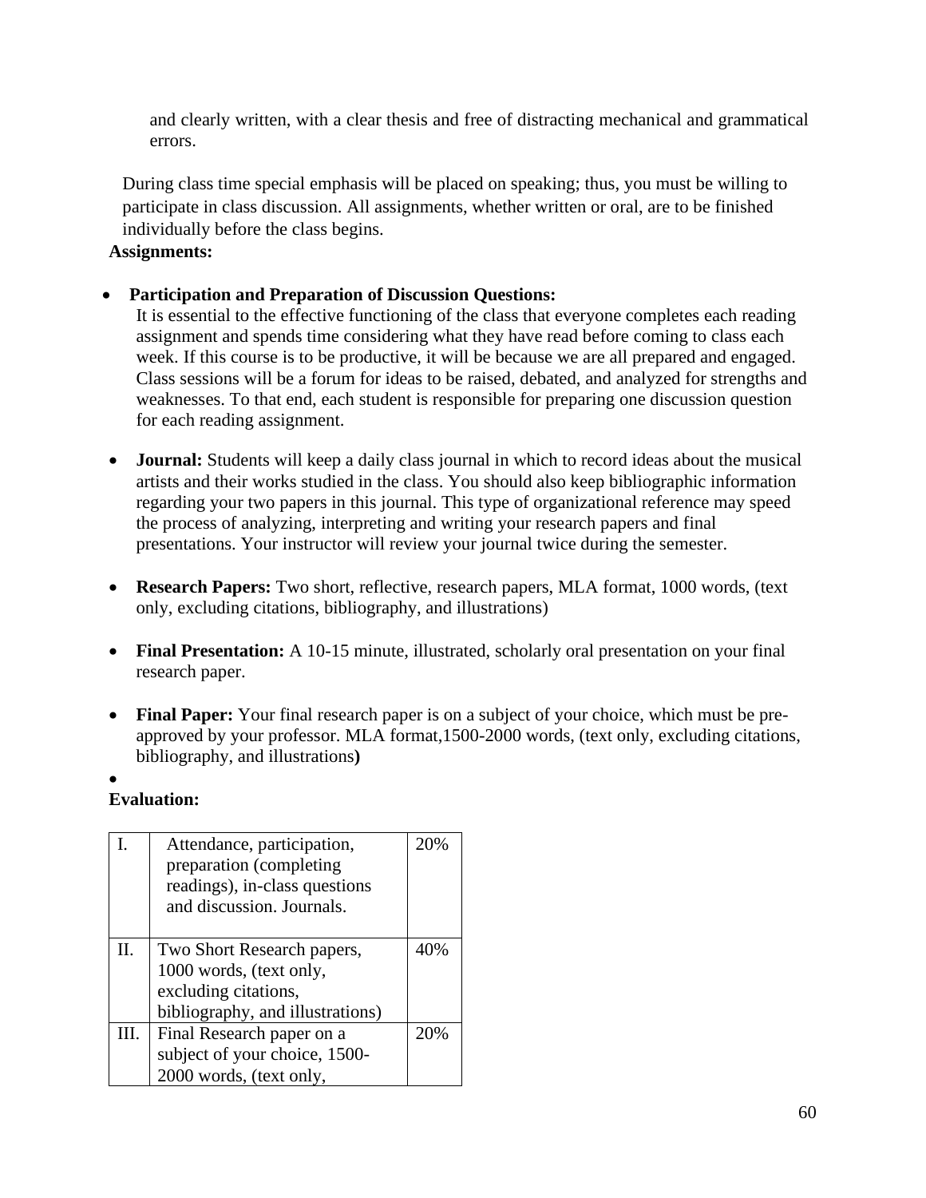and clearly written, with a clear thesis and free of distracting mechanical and grammatical errors.

During class time special emphasis will be placed on speaking; thus, you must be willing to participate in class discussion. All assignments, whether written or oral, are to be finished individually before the class begins.

**Assignments:**

- **Participation and Preparation of Discussion Questions:** It is essential to the effective functioning of the class that everyone completes each reading assignment and spends time considering what they have read before coming to class each week. If this course is to be productive, it will be because we are all prepared and engaged. Class sessions will be a forum for ideas to be raised, debated, and analyzed for strengths and weaknesses. To that end, each student is responsible for preparing one discussion question for each reading assignment.

- **Journal:** Students will keep a daily class journal in which to record ideas about the musical artists and their works studied in the class. You should also keep bibliographic information regarding your two papers in this journal. This type of organizational reference may speed the process of analyzing, interpreting and writing your research papers and final presentations. Your instructor will review your journal twice during the semester.

- **Research Papers:** Two short, reflective, research papers, MLA format, 1000 words, (text only, excluding citations, bibliography, and illustrations)

- **Final Presentation:** A 10-15 minute, illustrated, scholarly oral presentation on your final research paper.

- **Final Paper:** Your final research paper is on a subject of your choice, which must be pre-approved by your professor. MLA format,1500-2000 words, (text only, excluding citations, bibliography, and illustrations**)**

**Evaluation:**

| | | |
|---|---|---|
| I. | Attendance, participation, preparation (completing readings), in-class questions and discussion. Journals. | 20% |
| II. | Two Short Research papers, 1000 words, (text only, excluding citations, bibliography, and illustrations) | 40% |
| III. | Final Research paper on a subject of your choice, 1500-2000 words, (text only, | 20% |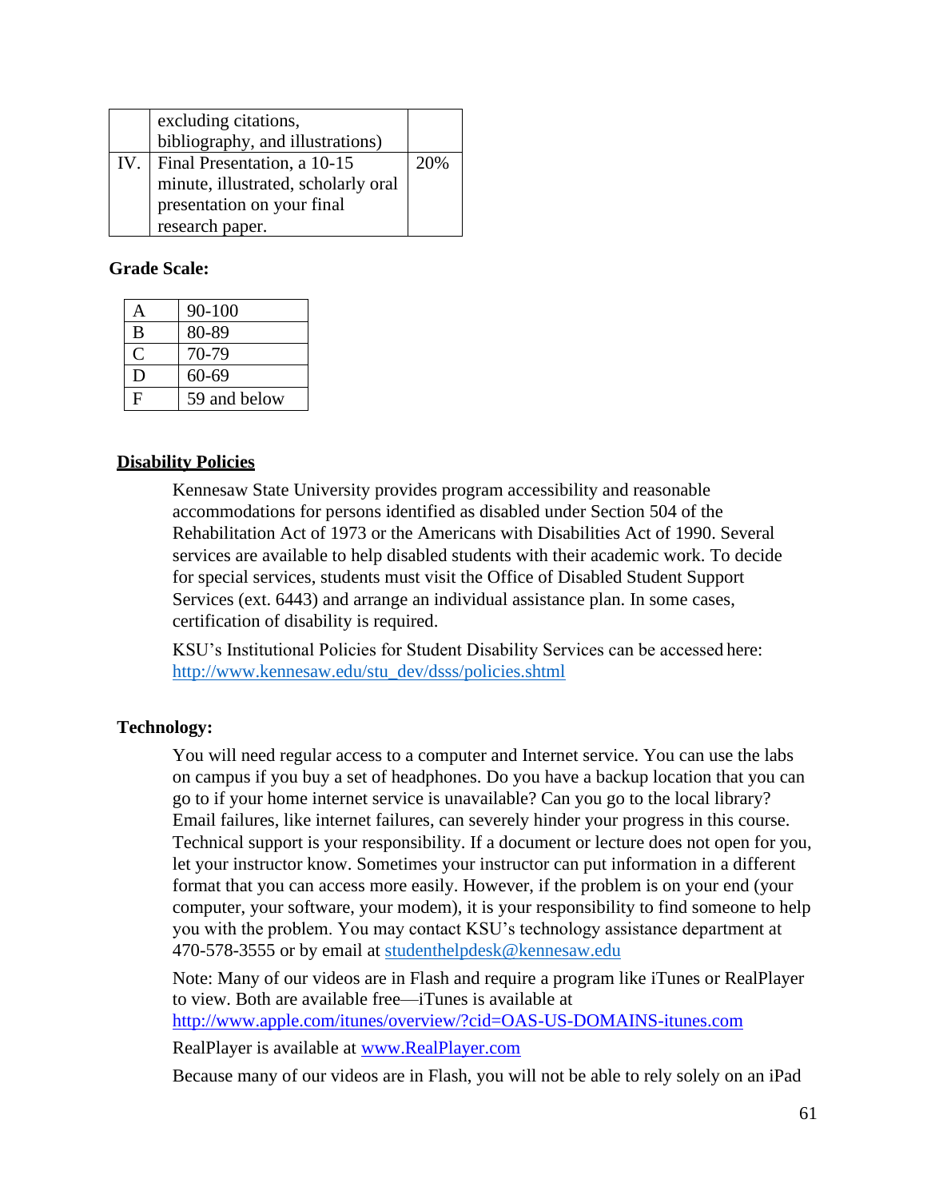|  | excluding citations, bibliography, and illustrations) |  |
|---|---|---|
| IV. | Final Presentation, a 10-15 minute, illustrated, scholarly oral presentation on your final research paper. | 20% |

**Grade Scale:**

| A | 90-100 |
|---|---|
| B | 80-89 |
| C | 70-79 |
| D | 60-69 |
| F | 59 and below |

**Disability Policies**

Kennesaw State University provides program accessibility and reasonable accommodations for persons identified as disabled under Section 504 of the Rehabilitation Act of 1973 or the Americans with Disabilities Act of 1990. Several services are available to help disabled students with their academic work. To decide for special services, students must visit the Office of Disabled Student Support Services (ext. 6443) and arrange an individual assistance plan. In some cases, certification of disability is required.

KSU's Institutional Policies for Student Disability Services can be accessed here: http://www.kennesaw.edu/stu_dev/dsss/policies.shtml

**Technology:**

You will need regular access to a computer and Internet service. You can use the labs on campus if you buy a set of headphones. Do you have a backup location that you can go to if your home internet service is unavailable? Can you go to the local library? Email failures, like internet failures, can severely hinder your progress in this course. Technical support is your responsibility. If a document or lecture does not open for you, let your instructor know. Sometimes your instructor can put information in a different format that you can access more easily. However, if the problem is on your end (your computer, your software, your modem), it is your responsibility to find someone to help you with the problem. You may contact KSU's technology assistance department at 470-578-3555 or by email at studenthelpdesk@kennesaw.edu

Note: Many of our videos are in Flash and require a program like iTunes or RealPlayer to view. Both are available free—iTunes is available at http://www.apple.com/itunes/overview/?cid=OAS-US-DOMAINS-itunes.com

RealPlayer is available at www.RealPlayer.com

Because many of our videos are in Flash, you will not be able to rely solely on an iPad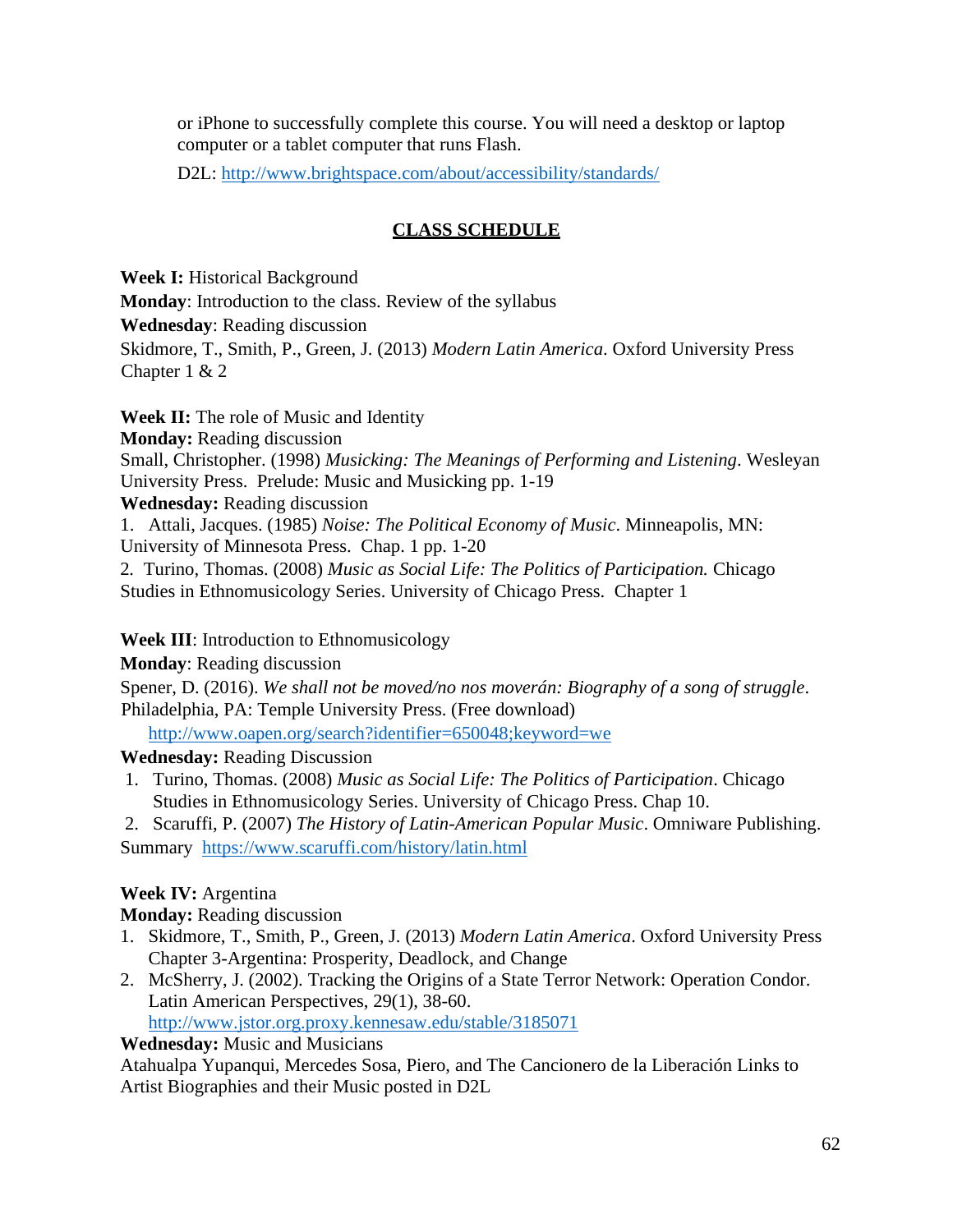or iPhone to successfully complete this course. You will need a desktop or laptop computer or a tablet computer that runs Flash.

D2L: http://www.brightspace.com/about/accessibility/standards/

## CLASS SCHEDULE

**Week I:** Historical Background

**Monday**: Introduction to the class. Review of the syllabus

**Wednesday**: Reading discussion

Skidmore, T., Smith, P., Green, J. (2013) *Modern Latin America*. Oxford University Press Chapter 1 & 2

**Week II:** The role of Music and Identity

**Monday:** Reading discussion

Small, Christopher. (1998) *Musicking: The Meanings of Performing and Listening*. Wesleyan University Press. Prelude: Music and Musicking pp. 1-19

**Wednesday:** Reading discussion

1. Attali, Jacques. (1985) *Noise: The Political Economy of Music*. Minneapolis, MN: University of Minnesota Press. Chap. 1 pp. 1-20
2. Turino, Thomas. (2008) *Music as Social Life: The Politics of Participation.* Chicago Studies in Ethnomusicology Series. University of Chicago Press. Chapter 1

**Week III**: Introduction to Ethnomusicology

**Monday**: Reading discussion

Spener, D. (2016). *We shall not be moved/no nos moverán: Biography of a song of struggle*. Philadelphia, PA: Temple University Press. (Free download)

http://www.oapen.org/search?identifier=650048;keyword=we

**Wednesday:** Reading Discussion

1. Turino, Thomas. (2008) *Music as Social Life: The Politics of Participation*. Chicago Studies in Ethnomusicology Series. University of Chicago Press. Chap 10.
2. Scaruffi, P. (2007) *The History of Latin-American Popular Music*. Omniware Publishing.

Summary https://www.scaruffi.com/history/latin.html

**Week IV:** Argentina

**Monday:** Reading discussion

1. Skidmore, T., Smith, P., Green, J. (2013) *Modern Latin America*. Oxford University Press Chapter 3-Argentina: Prosperity, Deadlock, and Change
2. McSherry, J. (2002). Tracking the Origins of a State Terror Network: Operation Condor. Latin American Perspectives, 29(1), 38-60. http://www.jstor.org.proxy.kennesaw.edu/stable/3185071

**Wednesday:** Music and Musicians

Atahualpa Yupanqui, Mercedes Sosa, Piero, and The Cancionero de la Liberación Links to Artist Biographies and their Music posted in D2L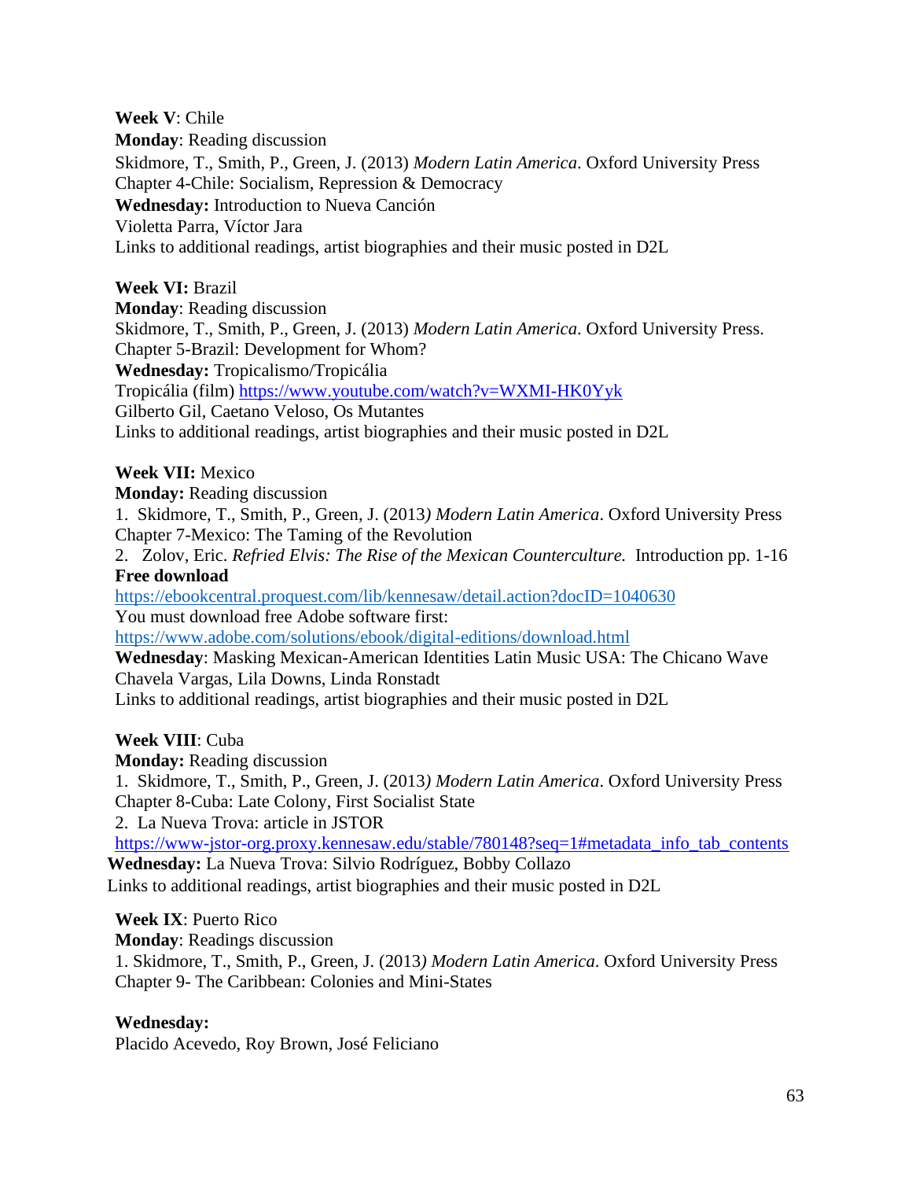**Week V**: Chile
**Monday**: Reading discussion
Skidmore, T., Smith, P., Green, J. (2013) *Modern Latin America*. Oxford University Press
Chapter 4-Chile: Socialism, Repression & Democracy
**Wednesday:** Introduction to Nueva Canción
Violetta Parra, Víctor Jara
Links to additional readings, artist biographies and their music posted in D2L

**Week VI:** Brazil
**Monday**: Reading discussion
Skidmore, T., Smith, P., Green, J. (2013) *Modern Latin America*. Oxford University Press.
Chapter 5-Brazil: Development for Whom?
**Wednesday:** Tropicalismo/Tropicália
Tropicália (film) https://www.youtube.com/watch?v=WXMI-HK0Yyk
Gilberto Gil, Caetano Veloso, Os Mutantes
Links to additional readings, artist biographies and their music posted in D2L

**Week VII:** Mexico
**Monday:** Reading discussion
1. Skidmore, T., Smith, P., Green, J. (2013*) Modern Latin America*. Oxford University Press
Chapter 7-Mexico: The Taming of the Revolution
2. Zolov, Eric. *Refried Elvis: The Rise of the Mexican Counterculture.* Introduction pp. 1-16
**Free download**
https://ebookcentral.proquest.com/lib/kennesaw/detail.action?docID=1040630
You must download free Adobe software first:
https://www.adobe.com/solutions/ebook/digital-editions/download.html
**Wednesday**: Masking Mexican-American Identities Latin Music USA: The Chicano Wave
Chavela Vargas, Lila Downs, Linda Ronstadt
Links to additional readings, artist biographies and their music posted in D2L

**Week VIII**: Cuba
**Monday:** Reading discussion
1. Skidmore, T., Smith, P., Green, J. (2013*) Modern Latin America*. Oxford University Press
Chapter 8-Cuba: Late Colony, First Socialist State
2. La Nueva Trova: article in JSTOR
https://www-jstor-org.proxy.kennesaw.edu/stable/780148?seq=1#metadata_info_tab_contents
**Wednesday:** La Nueva Trova: Silvio Rodríguez, Bobby Collazo
Links to additional readings, artist biographies and their music posted in D2L

**Week IX**: Puerto Rico
**Monday**: Readings discussion
1. Skidmore, T., Smith, P., Green, J. (2013*) Modern Latin America*. Oxford University Press
Chapter 9- The Caribbean: Colonies and Mini-States

**Wednesday:**
Placido Acevedo, Roy Brown, José Feliciano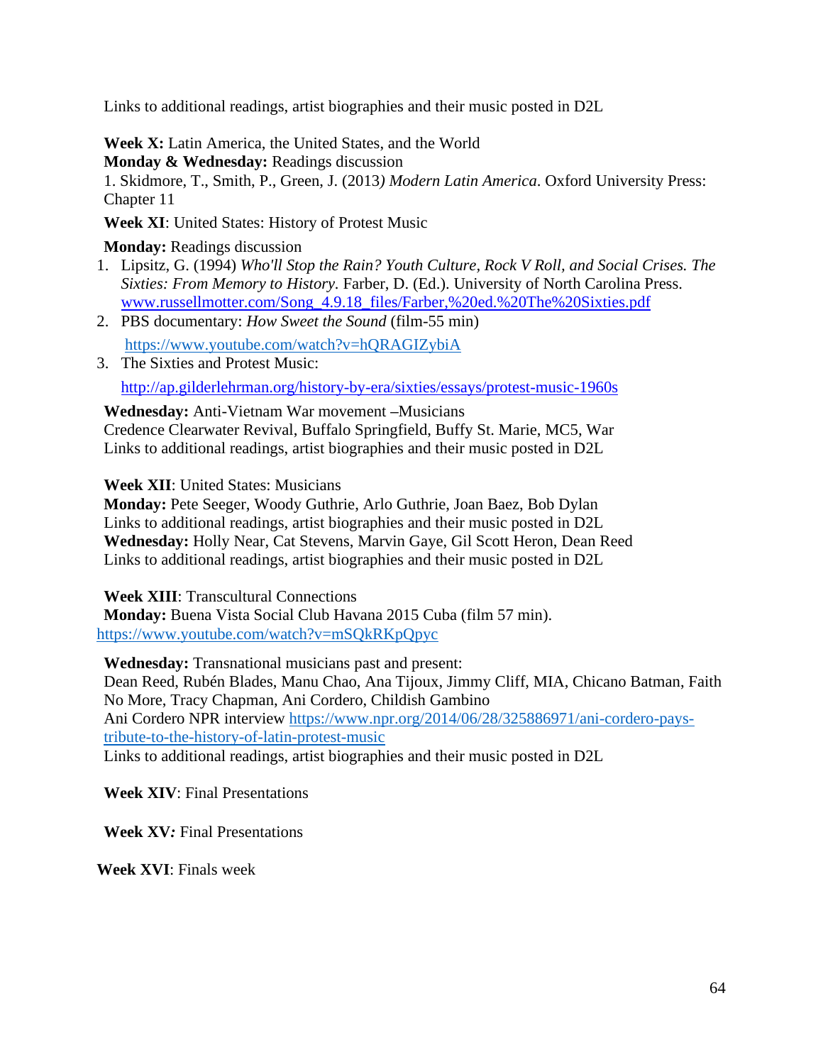Links to additional readings, artist biographies and their music posted in D2L

**Week X:** Latin America, the United States, and the World
**Monday & Wednesday:** Readings discussion
1. Skidmore, T., Smith, P., Green, J. (2013*)* *Modern Latin America*. Oxford University Press: Chapter 11

**Week XI**: United States: History of Protest Music

**Monday:** Readings discussion

1. Lipsitz, G. (1994) *Who'll Stop the Rain? Youth Culture, Rock V Roll, and Social Crises. The Sixties: From Memory to History*. Farber, D. (Ed.). University of North Carolina Press. www.russellmotter.com/Song_4.9.18_files/Farber,%20ed.%20The%20Sixties.pdf
2. PBS documentary: *How Sweet the Sound* (film-55 min)
   https://www.youtube.com/watch?v=hQRAGIZybiA
3. The Sixties and Protest Music:
   http://ap.gilderlehrman.org/history-by-era/sixties/essays/protest-music-1960s

**Wednesday:** Anti-Vietnam War movement –Musicians
Credence Clearwater Revival, Buffalo Springfield, Buffy St. Marie, MC5, War
Links to additional readings, artist biographies and their music posted in D2L

**Week XII**: United States: Musicians
**Monday:** Pete Seeger, Woody Guthrie, Arlo Guthrie, Joan Baez, Bob Dylan
Links to additional readings, artist biographies and their music posted in D2L
**Wednesday:** Holly Near, Cat Stevens, Marvin Gaye, Gil Scott Heron, Dean Reed
Links to additional readings, artist biographies and their music posted in D2L

**Week XIII**: Transcultural Connections
**Monday:** Buena Vista Social Club Havana 2015 Cuba (film 57 min).
https://www.youtube.com/watch?v=mSQkRKpQpyc

**Wednesday:** Transnational musicians past and present:
Dean Reed, Rubén Blades, Manu Chao, Ana Tijoux, Jimmy Cliff, MIA, Chicano Batman, Faith No More, Tracy Chapman, Ani Cordero, Childish Gambino
Ani Cordero NPR interview https://www.npr.org/2014/06/28/325886971/ani-cordero-pays-tribute-to-the-history-of-latin-protest-music
Links to additional readings, artist biographies and their music posted in D2L

**Week XIV**: Final Presentations

**Week XV*:*** Final Presentations

**Week XVI**: Finals week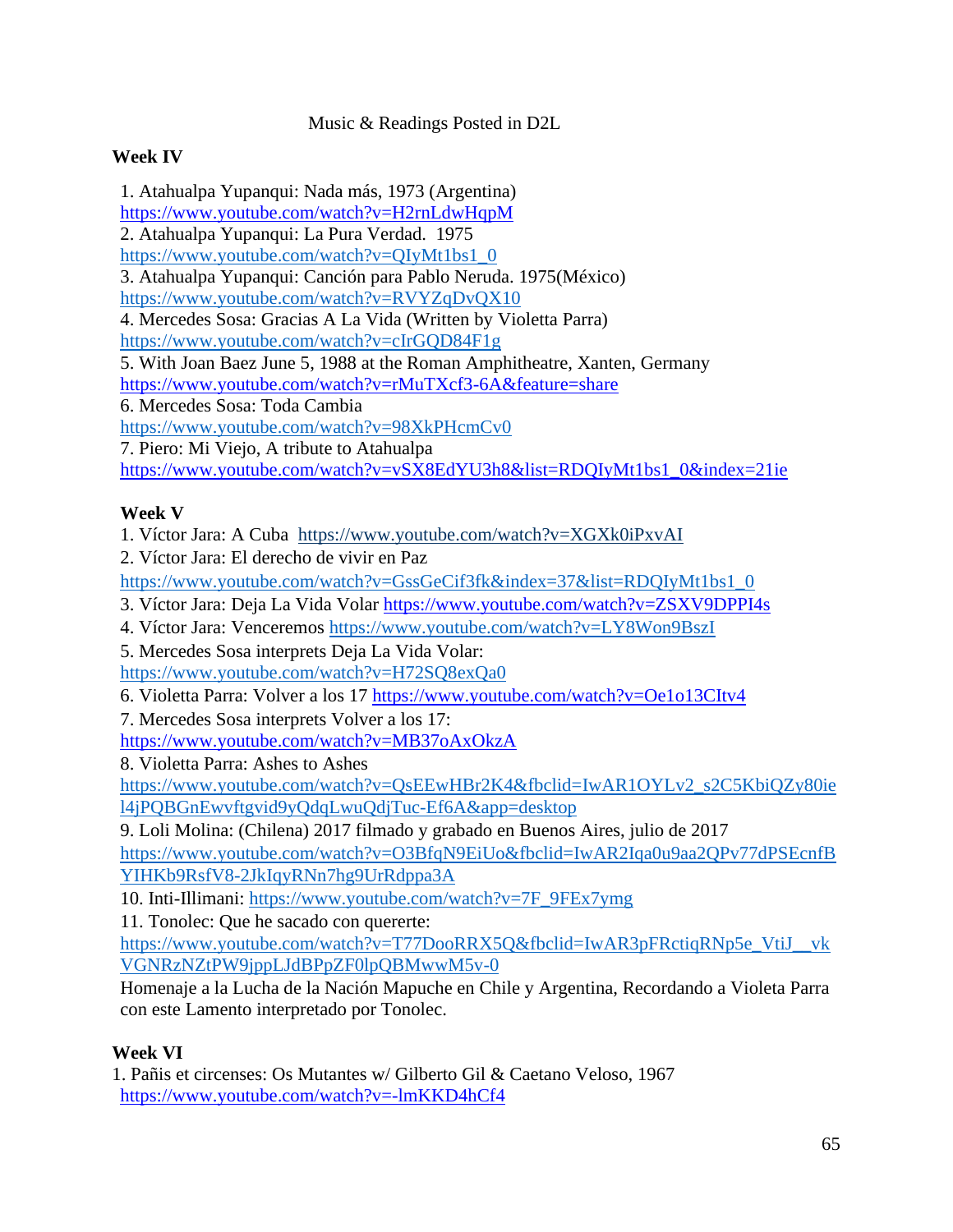Music & Readings Posted in D2L

**Week IV**

1. Atahualpa Yupanqui: Nada más, 1973 (Argentina)
https://www.youtube.com/watch?v=H2rnLdwHqpM
2. Atahualpa Yupanqui: La Pura Verdad. 1975
https://www.youtube.com/watch?v=QIyMt1bs1_0
3. Atahualpa Yupanqui: Canción para Pablo Neruda. 1975(México)
https://www.youtube.com/watch?v=RVYZqDvQX10
4. Mercedes Sosa: Gracias A La Vida (Written by Violetta Parra)
https://www.youtube.com/watch?v=cIrGQD84F1g
5. With Joan Baez June 5, 1988 at the Roman Amphitheatre, Xanten, Germany
https://www.youtube.com/watch?v=rMuTXcf3-6A&feature=share
6. Mercedes Sosa: Toda Cambia
https://www.youtube.com/watch?v=98XkPHcmCv0
7. Piero: Mi Viejo, A tribute to Atahualpa
https://www.youtube.com/watch?v=vSX8EdYU3h8&list=RDQIyMt1bs1_0&index=21ie

**Week V**

1. Víctor Jara: A Cuba https://www.youtube.com/watch?v=XGXk0iPxvAI
2. Víctor Jara: El derecho de vivir en Paz
https://www.youtube.com/watch?v=GssGeCif3fk&index=37&list=RDQIyMt1bs1_0
3. Víctor Jara: Deja La Vida Volar https://www.youtube.com/watch?v=ZSXV9DPPI4s
4. Víctor Jara: Venceremos https://www.youtube.com/watch?v=LY8Won9BszI
5. Mercedes Sosa interprets Deja La Vida Volar:
https://www.youtube.com/watch?v=H72SQ8exQa0
6. Violetta Parra: Volver a los 17 https://www.youtube.com/watch?v=Oe1o13CItv4
7. Mercedes Sosa interprets Volver a los 17:
https://www.youtube.com/watch?v=MB37oAxOkzA
8. Violetta Parra: Ashes to Ashes
https://www.youtube.com/watch?v=QsEEwHBr2K4&fbclid=IwAR1OYLv2_s2C5KbiQZy80iel4jPQBGnEwvftgvid9yQdqLwuQdjTuc-Ef6A&app=desktop
9. Loli Molina: (Chilena) 2017 filmado y grabado en Buenos Aires, julio de 2017
https://www.youtube.com/watch?v=O3BfqN9EiUo&fbclid=IwAR2Iqa0u9aa2QPv77dPSEcnfBYIHKb9RsfV8-2JkIqyRNn7hg9UrRdppa3A
10. Inti-Illimani: https://www.youtube.com/watch?v=7F_9FEx7ymg
11. Tonolec: Que he sacado con quererte:
https://www.youtube.com/watch?v=T77DooRRX5Q&fbclid=IwAR3pFRctiqRNp5e_VtiJ__vkVGNRzNZtPW9jppLJdBPpZF0lpQBMwwM5v-0
Homenaje a la Lucha de la Nación Mapuche en Chile y Argentina, Recordando a Violeta Parra con este Lamento interpretado por Tonolec.

**Week VI**

1. Pañis et circenses: Os Mutantes w/ Gilberto Gil & Caetano Veloso, 1967
https://www.youtube.com/watch?v=-lmKKD4hCf4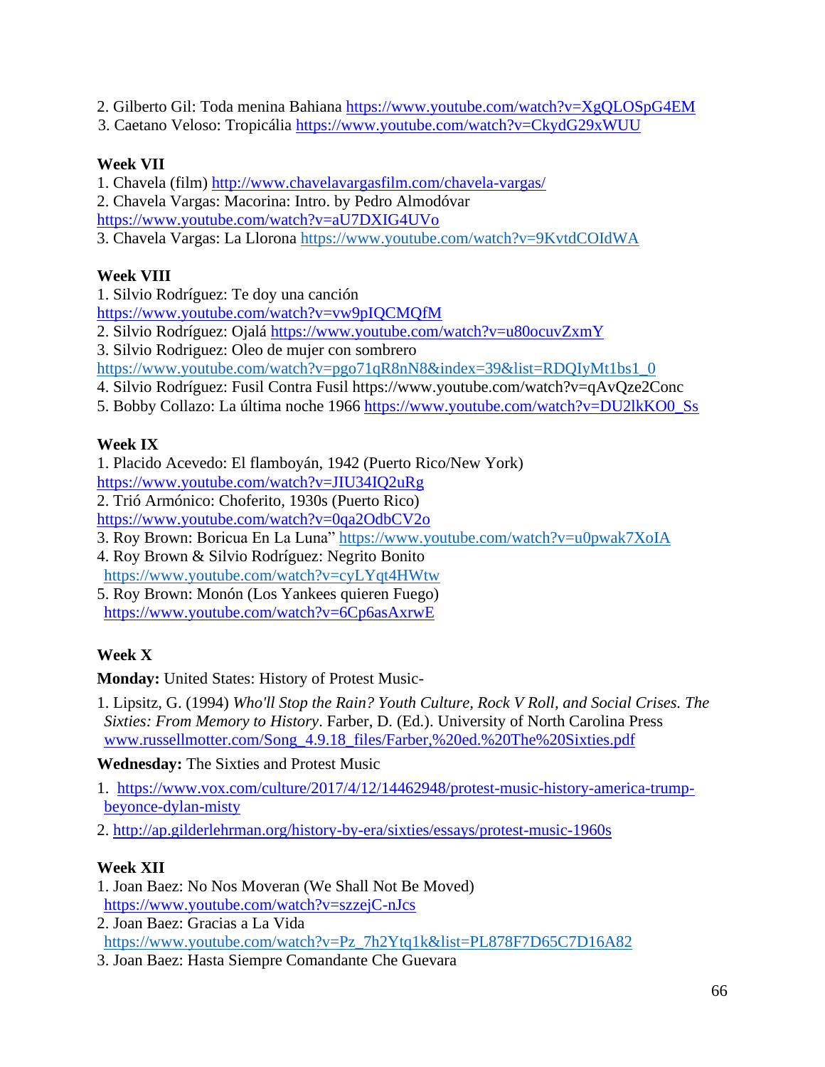2. Gilberto Gil: Toda menina Bahiana https://www.youtube.com/watch?v=XgQLOSpG4EM
3. Caetano Veloso: Tropicália https://www.youtube.com/watch?v=CkydG29xWUU

**Week VII**

1. Chavela (film) http://www.chavelavargasfilm.com/chavela-vargas/
2. Chavela Vargas: Macorina: Intro. by Pedro Almodóvar https://www.youtube.com/watch?v=aU7DXIG4UVo
3. Chavela Vargas: La Llorona https://www.youtube.com/watch?v=9KvtdCOIdWA

**Week VIII**

1. Silvio Rodríguez: Te doy una canción https://www.youtube.com/watch?v=vw9pIQCMQfM
2. Silvio Rodríguez: Ojalá https://www.youtube.com/watch?v=u80ocuvZxmY
3. Silvio Rodriguez: Oleo de mujer con sombrero https://www.youtube.com/watch?v=pgo71qR8nN8&index=39&list=RDQIyMt1bs1_0
4. Silvio Rodríguez: Fusil Contra Fusil https://www.youtube.com/watch?v=qAvQze2Conc
5. Bobby Collazo: La última noche 1966 https://www.youtube.com/watch?v=DU2lkKO0_Ss

**Week IX**

1. Placido Acevedo: El flamboyán, 1942 (Puerto Rico/New York) https://www.youtube.com/watch?v=JIU34IQ2uRg
2. Trió Armónico: Choferito, 1930s (Puerto Rico) https://www.youtube.com/watch?v=0qa2OdbCV2o
3. Roy Brown: Boricua En La Luna" https://www.youtube.com/watch?v=u0pwak7XoIA
4. Roy Brown & Silvio Rodríguez: Negrito Bonito https://www.youtube.com/watch?v=cyLYqt4HWtw
5. Roy Brown: Monón (Los Yankees quieren Fuego) https://www.youtube.com/watch?v=6Cp6asAxrwE

**Week X**

**Monday:** United States: History of Protest Music-

1. Lipsitz, G. (1994) *Who'll Stop the Rain? Youth Culture, Rock V Roll, and Social Crises. The Sixties: From Memory to History*. Farber, D. (Ed.). University of North Carolina Press www.russellmotter.com/Song_4.9.18_files/Farber,%20ed.%20The%20Sixties.pdf

**Wednesday:** The Sixties and Protest Music

1. https://www.vox.com/culture/2017/4/12/14462948/protest-music-history-america-trump-beyonce-dylan-misty
2. http://ap.gilderlehrman.org/history-by-era/sixties/essays/protest-music-1960s

**Week XII**

1. Joan Baez: No Nos Moveran (We Shall Not Be Moved) https://www.youtube.com/watch?v=szzejC-nJcs
2. Joan Baez: Gracias a La Vida https://www.youtube.com/watch?v=Pz_7h2Ytq1k&list=PL878F7D65C7D16A82
3. Joan Baez: Hasta Siempre Comandante Che Guevara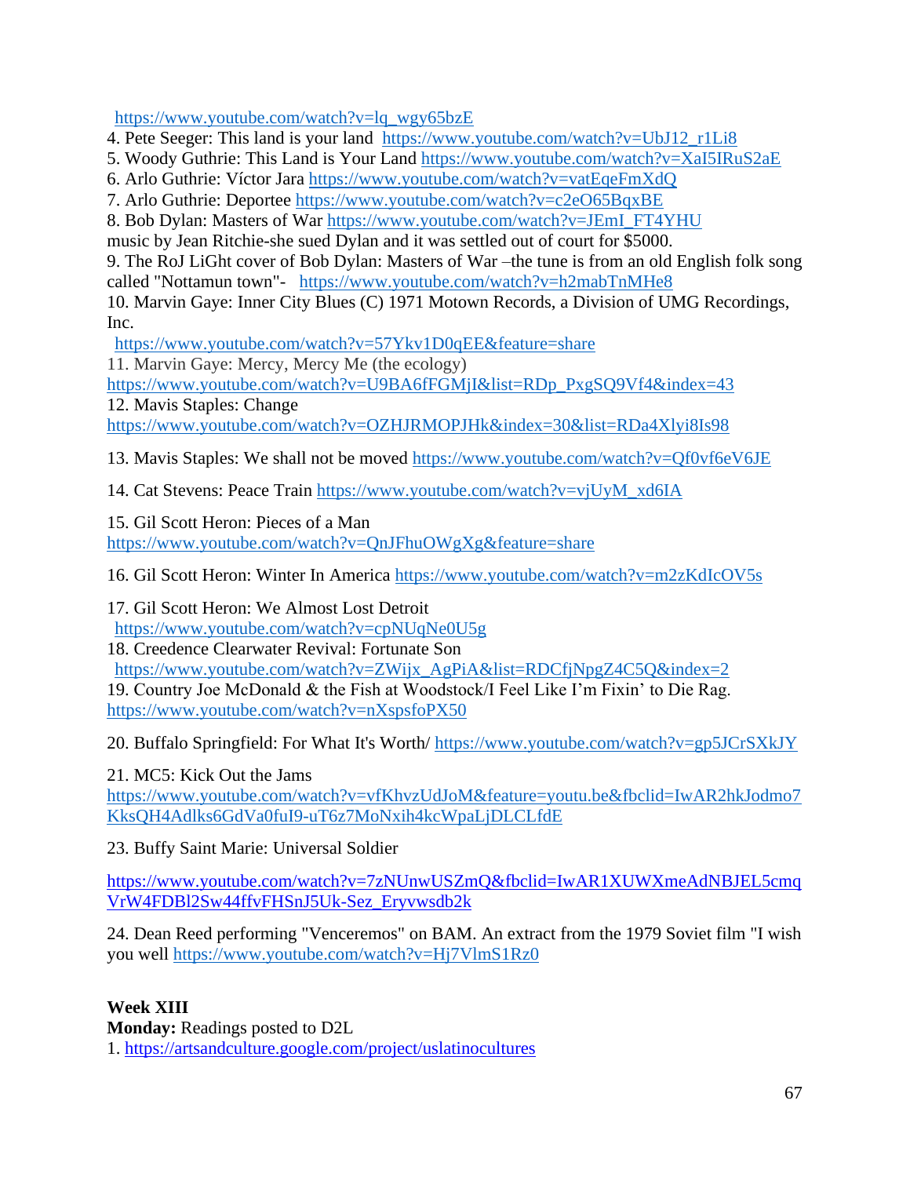https://www.youtube.com/watch?v=lq_wgy65bzE

4. Pete Seeger: This land is your land https://www.youtube.com/watch?v=UbJ12_r1Li8
5. Woody Guthrie: This Land is Your Land https://www.youtube.com/watch?v=XaI5IRuS2aE
6. Arlo Guthrie: Víctor Jara https://www.youtube.com/watch?v=vatEqeFmXdQ
7. Arlo Guthrie: Deportee https://www.youtube.com/watch?v=c2eO65BqxBE
8. Bob Dylan: Masters of War https://www.youtube.com/watch?v=JEmI_FT4YHU
music by Jean Ritchie-she sued Dylan and it was settled out of court for $5000.
9. The RoJ LiGht cover of Bob Dylan: Masters of War –the tune is from an old English folk song called "Nottamun town"- https://www.youtube.com/watch?v=h2mabTnMHe8
10. Marvin Gaye: Inner City Blues (C) 1971 Motown Records, a Division of UMG Recordings, Inc.
https://www.youtube.com/watch?v=57Ykv1D0qEE&feature=share
11. Marvin Gaye: Mercy, Mercy Me (the ecology)
https://www.youtube.com/watch?v=U9BA6fFGMjI&list=RDp_PxgSQ9Vf4&index=43
12. Mavis Staples: Change
https://www.youtube.com/watch?v=OZHJRMOPJHk&index=30&list=RDa4Xlyi8Is98

13. Mavis Staples: We shall not be moved https://www.youtube.com/watch?v=Qf0vf6eV6JE

14. Cat Stevens: Peace Train https://www.youtube.com/watch?v=vjUyM_xd6IA

15. Gil Scott Heron: Pieces of a Man
https://www.youtube.com/watch?v=QnJFhuOWgXg&feature=share

16. Gil Scott Heron: Winter In America https://www.youtube.com/watch?v=m2zKdIcOV5s

17. Gil Scott Heron: We Almost Lost Detroit
https://www.youtube.com/watch?v=cpNUqNe0U5g
18. Creedence Clearwater Revival: Fortunate Son
https://www.youtube.com/watch?v=ZWijx_AgPiA&list=RDCfjNpgZ4C5Q&index=2
19. Country Joe McDonald & the Fish at Woodstock/I Feel Like I'm Fixin' to Die Rag.
https://www.youtube.com/watch?v=nXspsfoPX50

20. Buffalo Springfield: For What It's Worth/ https://www.youtube.com/watch?v=gp5JCrSXkJY

21. MC5: Kick Out the Jams
https://www.youtube.com/watch?v=vfKhvzUdJoM&feature=youtu.be&fbclid=IwAR2hkJodmo7KksQH4Adlks6GdVa0fuI9-uT6z7MoNxih4kcWpaLjDLCLfdE

23. Buffy Saint Marie: Universal Soldier

https://www.youtube.com/watch?v=7zNUnwUSZmQ&fbclid=IwAR1XUWXmeAdNBJEL5cmqVrW4FDBl2Sw44ffvFHSnJ5Uk-Sez_Eryvwsdb2k

24. Dean Reed performing "Venceremos" on BAM. An extract from the 1979 Soviet film "I wish you well https://www.youtube.com/watch?v=Hj7VlmS1Rz0

**Week XIII**
**Monday:** Readings posted to D2L
1. https://artsandculture.google.com/project/uslatinocultures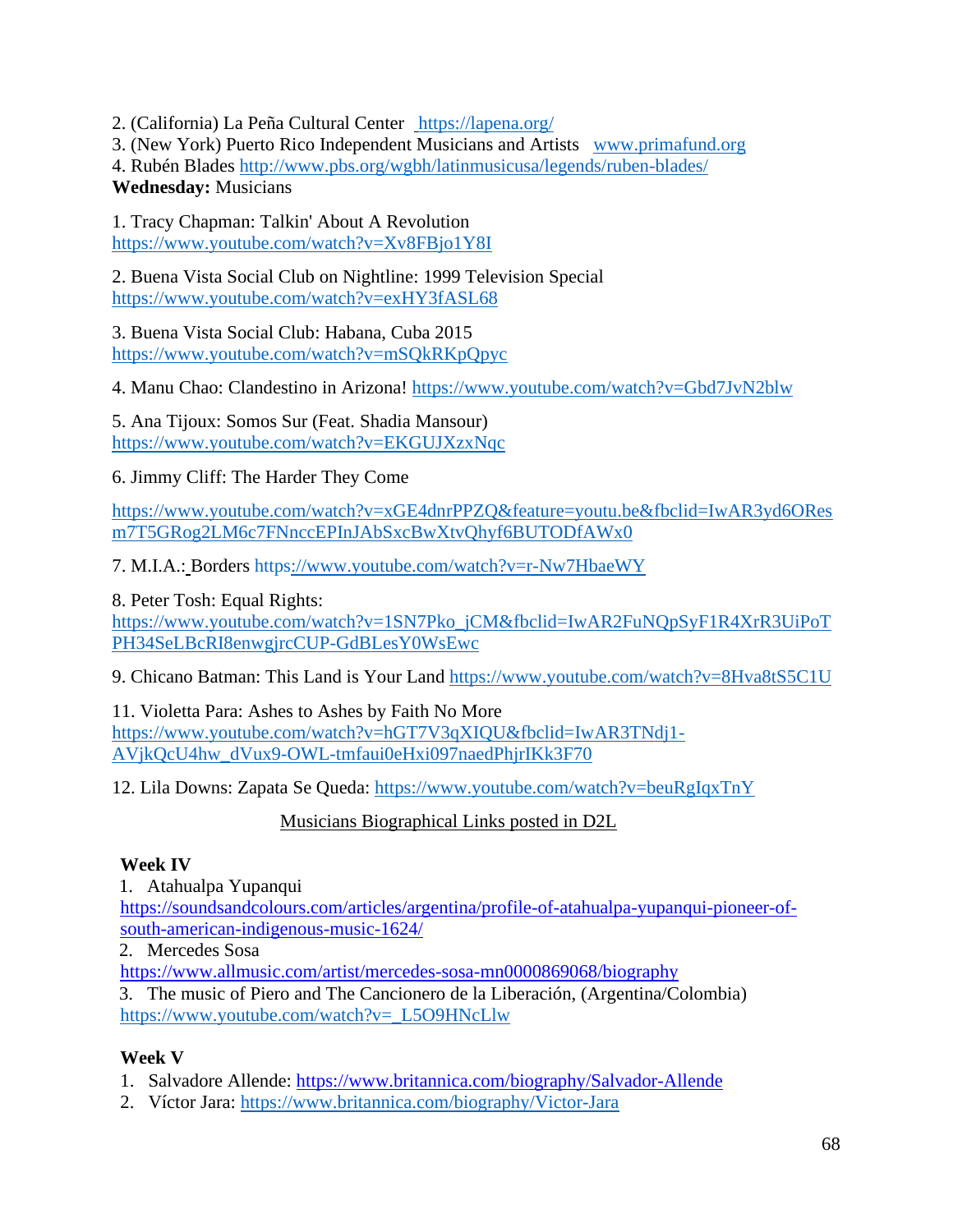2. (California) La Peña Cultural Center https://lapena.org/
3. (New York) Puerto Rico Independent Musicians and Artists www.primafund.org
4. Rubén Blades http://www.pbs.org/wgbh/latinmusicusa/legends/ruben-blades/

**Wednesday:** Musicians

1. Tracy Chapman: Talkin' About A Revolution https://www.youtube.com/watch?v=Xv8FBjo1Y8I

2. Buena Vista Social Club on Nightline: 1999 Television Special https://www.youtube.com/watch?v=exHY3fASL68

3. Buena Vista Social Club: Habana, Cuba 2015 https://www.youtube.com/watch?v=mSQkRKpQpyc

4. Manu Chao: Clandestino in Arizona! https://www.youtube.com/watch?v=Gbd7JvN2blw

5. Ana Tijoux: Somos Sur (Feat. Shadia Mansour) https://www.youtube.com/watch?v=EKGUJXzxNqc

6. Jimmy Cliff: The Harder They Come

https://www.youtube.com/watch?v=xGE4dnrPPZQ&feature=youtu.be&fbclid=IwAR3yd6OResm7T5GRog2LM6c7FNnccEPInJAbSxcBwXtvQhyf6BUTODfAWx0

7. M.I.A.: Borders https://www.youtube.com/watch?v=r-Nw7HbaeWY

8. Peter Tosh: Equal Rights: https://www.youtube.com/watch?v=1SN7Pko_jCM&fbclid=IwAR2FuNQpSyF1R4XrR3UiPoTPH34SeLBcRI8enwgjrcCUP-GdBLesY0WsEwc

9. Chicano Batman: This Land is Your Land https://www.youtube.com/watch?v=8Hva8tS5C1U

11. Violetta Para: Ashes to Ashes by Faith No More https://www.youtube.com/watch?v=hGT7V3qXIQU&fbclid=IwAR3TNdj1-AVjkQcU4hw_dVux9-OWL-tmfaui0eHxi097naedPhjrIKk3F70

12. Lila Downs: Zapata Se Queda: https://www.youtube.com/watch?v=beuRgIqxTnY

Musicians Biographical Links posted in D2L

**Week IV**

1. Atahualpa Yupanqui https://soundsandcolours.com/articles/argentina/profile-of-atahualpa-yupanqui-pioneer-of-south-american-indigenous-music-1624/
2. Mercedes Sosa https://www.allmusic.com/artist/mercedes-sosa-mn0000869068/biography
3. The music of Piero and The Cancionero de la Liberación, (Argentina/Colombia) https://www.youtube.com/watch?v=_L5O9HNcLlw

**Week V**

1. Salvadore Allende: https://www.britannica.com/biography/Salvador-Allende
2. Víctor Jara: https://www.britannica.com/biography/Victor-Jara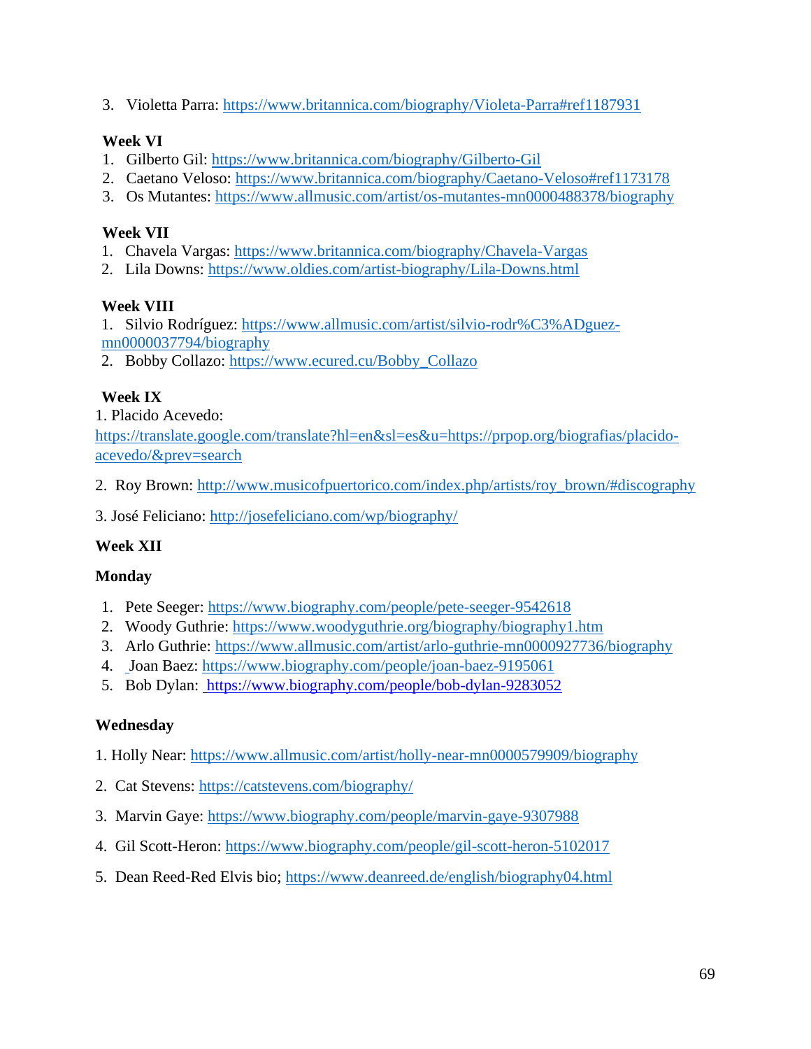3. Violetta Parra: https://www.britannica.com/biography/Violeta-Parra#ref1187931

**Week VI**

1. Gilberto Gil: https://www.britannica.com/biography/Gilberto-Gil
2. Caetano Veloso: https://www.britannica.com/biography/Caetano-Veloso#ref1173178
3. Os Mutantes: https://www.allmusic.com/artist/os-mutantes-mn0000488378/biography

**Week VII**

1. Chavela Vargas: https://www.britannica.com/biography/Chavela-Vargas
2. Lila Downs: https://www.oldies.com/artist-biography/Lila-Downs.html

**Week VIII**

1. Silvio Rodríguez: https://www.allmusic.com/artist/silvio-rodr%C3%ADguez-mn0000037794/biography
2. Bobby Collazo: https://www.ecured.cu/Bobby_Collazo

**Week IX**

1. Placido Acevedo: https://translate.google.com/translate?hl=en&sl=es&u=https://prpop.org/biografias/placido-acevedo/&prev=search

2. Roy Brown: http://www.musicofpuertorico.com/index.php/artists/roy_brown/#discography

3. José Feliciano: http://josefeliciano.com/wp/biography/

**Week XII**

**Monday**

1. Pete Seeger: https://www.biography.com/people/pete-seeger-9542618
2. Woody Guthrie: https://www.woodyguthrie.org/biography/biography1.htm
3. Arlo Guthrie: https://www.allmusic.com/artist/arlo-guthrie-mn0000927736/biography
4. Joan Baez: https://www.biography.com/people/joan-baez-9195061
5. Bob Dylan: https://www.biography.com/people/bob-dylan-9283052

**Wednesday**

1. Holly Near: https://www.allmusic.com/artist/holly-near-mn0000579909/biography

2. Cat Stevens: https://catstevens.com/biography/

3. Marvin Gaye: https://www.biography.com/people/marvin-gaye-9307988

4. Gil Scott-Heron: https://www.biography.com/people/gil-scott-heron-5102017

5. Dean Reed-Red Elvis bio; https://www.deanreed.de/english/biography04.html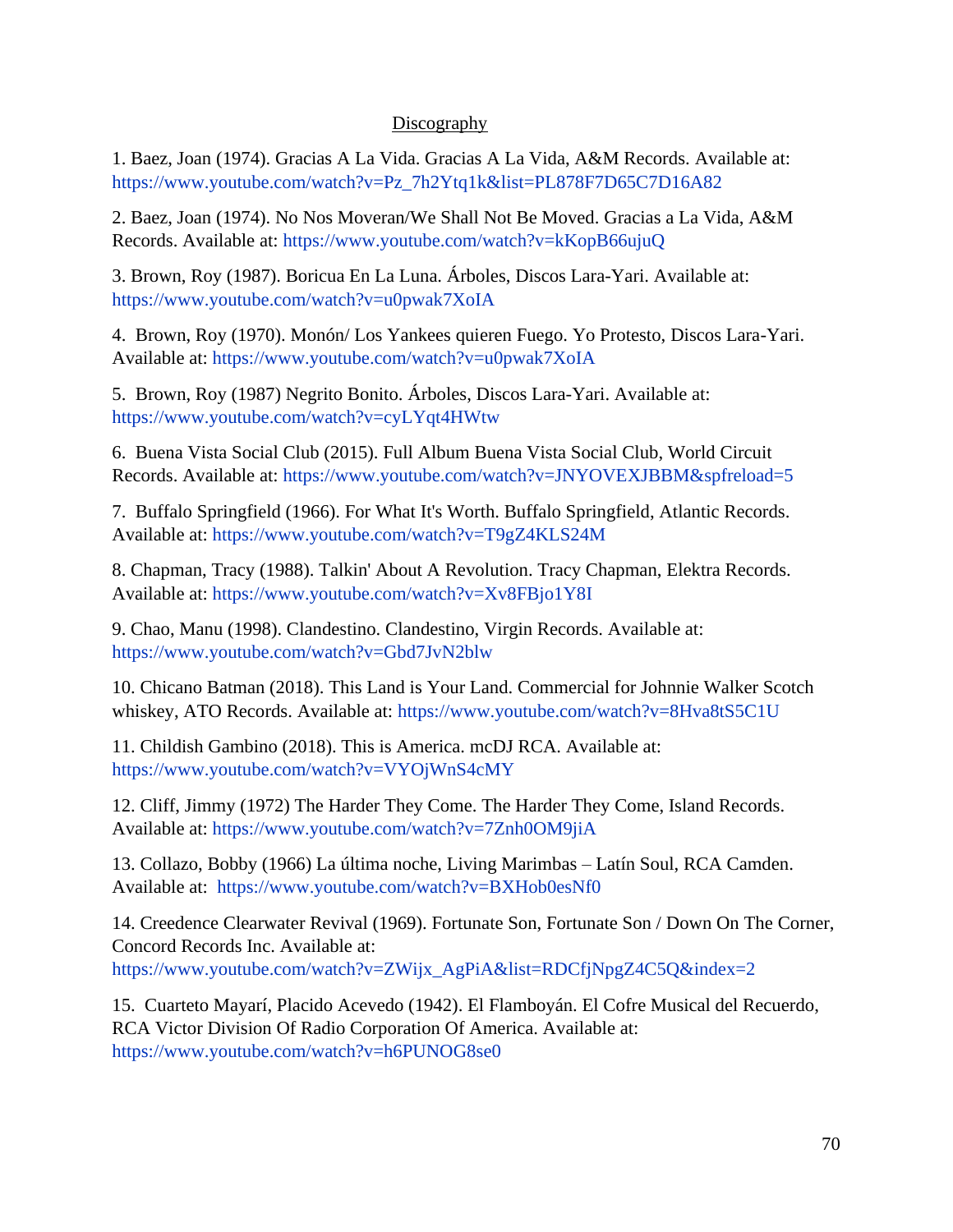## Discography

1. Baez, Joan (1974). Gracias A La Vida. Gracias A La Vida, A&M Records. Available at: https://www.youtube.com/watch?v=Pz_7h2Ytq1k&list=PL878F7D65C7D16A82

2. Baez, Joan (1974). No Nos Moveran/We Shall Not Be Moved. Gracias a La Vida, A&M Records. Available at: https://www.youtube.com/watch?v=kKopB66ujuQ

3. Brown, Roy (1987). Boricua En La Luna. Árboles, Discos Lara-Yari. Available at: https://www.youtube.com/watch?v=u0pwak7XoIA

4. Brown, Roy (1970). Monón/ Los Yankees quieren Fuego. Yo Protesto, Discos Lara-Yari. Available at: https://www.youtube.com/watch?v=u0pwak7XoIA

5. Brown, Roy (1987) Negrito Bonito. Árboles, Discos Lara-Yari. Available at: https://www.youtube.com/watch?v=cyLYqt4HWtw

6. Buena Vista Social Club (2015). Full Album Buena Vista Social Club, World Circuit Records. Available at: https://www.youtube.com/watch?v=JNYOVEXJBBM&spfreload=5

7. Buffalo Springfield (1966). For What It's Worth. Buffalo Springfield, Atlantic Records. Available at: https://www.youtube.com/watch?v=T9gZ4KLS24M

8. Chapman, Tracy (1988). Talkin' About A Revolution. Tracy Chapman, Elektra Records. Available at: https://www.youtube.com/watch?v=Xv8FBjo1Y8I

9. Chao, Manu (1998). Clandestino. Clandestino, Virgin Records. Available at: https://www.youtube.com/watch?v=Gbd7JvN2blw

10. Chicano Batman (2018). This Land is Your Land. Commercial for Johnnie Walker Scotch whiskey, ATO Records. Available at: https://www.youtube.com/watch?v=8Hva8tS5C1U

11. Childish Gambino (2018). This is America. mcDJ RCA. Available at: https://www.youtube.com/watch?v=VYOjWnS4cMY

12. Cliff, Jimmy (1972) The Harder They Come. The Harder They Come, Island Records. Available at: https://www.youtube.com/watch?v=7Znh0OM9jiA

13. Collazo, Bobby (1966) La última noche, Living Marimbas – Latín Soul, RCA Camden. Available at: https://www.youtube.com/watch?v=BXHob0esNf0

14. Creedence Clearwater Revival (1969). Fortunate Son, Fortunate Son / Down On The Corner, Concord Records Inc. Available at: https://www.youtube.com/watch?v=ZWijx_AgPiA&list=RDCfjNpgZ4C5Q&index=2

15. Cuarteto Mayarí, Placido Acevedo (1942). El Flamboyán. El Cofre Musical del Recuerdo, RCA Victor Division Of Radio Corporation Of America. Available at: https://www.youtube.com/watch?v=h6PUNOG8se0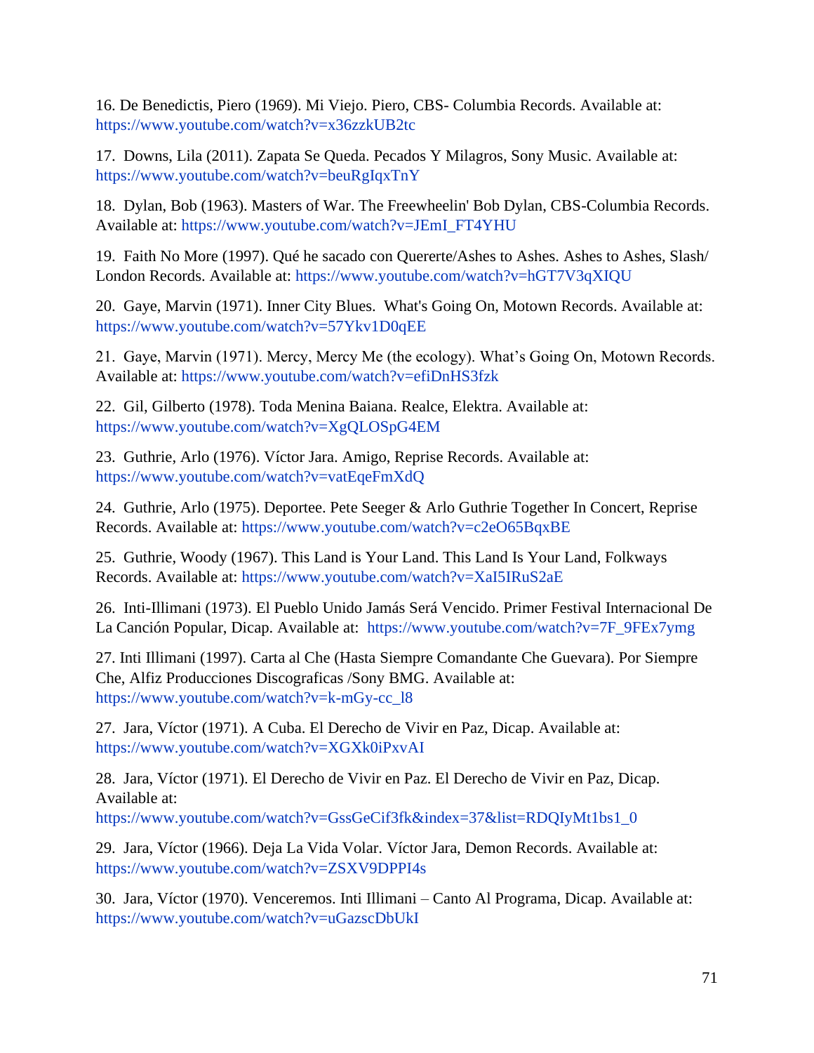16. De Benedictis, Piero (1969). Mi Viejo. Piero, CBS- Columbia Records. Available at: https://www.youtube.com/watch?v=x36zzkUB2tc

17. Downs, Lila (2011). Zapata Se Queda. Pecados Y Milagros, Sony Music. Available at: https://www.youtube.com/watch?v=beuRgIqxTnY

18. Dylan, Bob (1963). Masters of War. The Freewheelin' Bob Dylan, CBS-Columbia Records. Available at: https://www.youtube.com/watch?v=JEmI_FT4YHU

19. Faith No More (1997). Qué he sacado con Quererte/Ashes to Ashes. Ashes to Ashes, Slash/ London Records. Available at: https://www.youtube.com/watch?v=hGT7V3qXIQU

20. Gaye, Marvin (1971). Inner City Blues. What's Going On, Motown Records. Available at: https://www.youtube.com/watch?v=57Ykv1D0qEE

21. Gaye, Marvin (1971). Mercy, Mercy Me (the ecology). What's Going On, Motown Records. Available at: https://www.youtube.com/watch?v=efiDnHS3fzk

22. Gil, Gilberto (1978). Toda Menina Baiana. Realce, Elektra. Available at: https://www.youtube.com/watch?v=XgQLOSpG4EM

23. Guthrie, Arlo (1976). Víctor Jara. Amigo, Reprise Records. Available at: https://www.youtube.com/watch?v=vatEqeFmXdQ

24. Guthrie, Arlo (1975). Deportee. Pete Seeger & Arlo Guthrie Together In Concert, Reprise Records. Available at: https://www.youtube.com/watch?v=c2eO65BqxBE

25. Guthrie, Woody (1967). This Land is Your Land. This Land Is Your Land, Folkways Records. Available at: https://www.youtube.com/watch?v=XaI5IRuS2aE

26. Inti-Illimani (1973). El Pueblo Unido Jamás Será Vencido. Primer Festival Internacional De La Canción Popular, Dicap. Available at: https://www.youtube.com/watch?v=7F_9FEx7ymg

27. Inti Illimani (1997). Carta al Che (Hasta Siempre Comandante Che Guevara). Por Siempre Che, Alfiz Producciones Discograficas /Sony BMG. Available at: https://www.youtube.com/watch?v=k-mGy-cc_l8

27. Jara, Víctor (1971). A Cuba. El Derecho de Vivir en Paz, Dicap. Available at: https://www.youtube.com/watch?v=XGXk0iPxvAI

28. Jara, Víctor (1971). El Derecho de Vivir en Paz. El Derecho de Vivir en Paz, Dicap. Available at: https://www.youtube.com/watch?v=GssGeCif3fk&index=37&list=RDQIyMt1bs1_0

29. Jara, Víctor (1966). Deja La Vida Volar. Víctor Jara, Demon Records. Available at: https://www.youtube.com/watch?v=ZSXV9DPPI4s

30. Jara, Víctor (1970). Venceremos. Inti Illimani – Canto Al Programa, Dicap. Available at: https://www.youtube.com/watch?v=uGazscDbUkI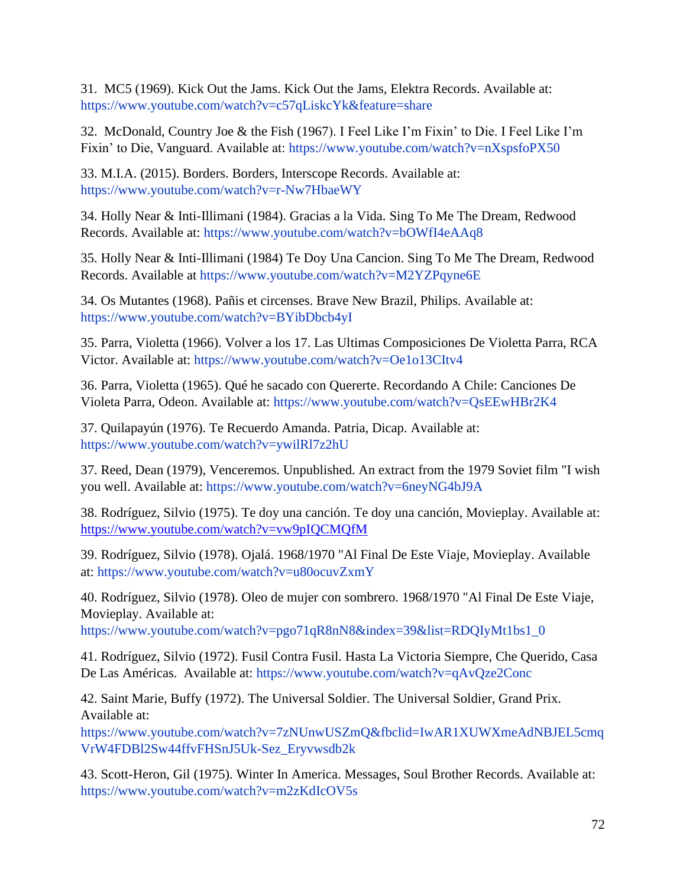31. MC5 (1969). Kick Out the Jams. Kick Out the Jams, Elektra Records. Available at: https://www.youtube.com/watch?v=c57qLiskcYk&feature=share

32. McDonald, Country Joe & the Fish (1967). I Feel Like I'm Fixin' to Die. I Feel Like I'm Fixin' to Die, Vanguard. Available at: https://www.youtube.com/watch?v=nXspsfoPX50

33. M.I.A. (2015). Borders. Borders, Interscope Records. Available at: https://www.youtube.com/watch?v=r-Nw7HbaeWY

34. Holly Near & Inti-Illimani (1984). Gracias a la Vida. Sing To Me The Dream, Redwood Records. Available at: https://www.youtube.com/watch?v=bOWfI4eAAq8

35. Holly Near & Inti-Illimani (1984) Te Doy Una Cancion. Sing To Me The Dream, Redwood Records. Available at https://www.youtube.com/watch?v=M2YZPqyne6E

34. Os Mutantes (1968). Pañis et circenses. Brave New Brazil, Philips. Available at: https://www.youtube.com/watch?v=BYibDbcb4yI

35. Parra, Violetta (1966). Volver a los 17. Las Ultimas Composiciones De Violetta Parra, RCA Victor. Available at: https://www.youtube.com/watch?v=Oe1o13CItv4

36. Parra, Violetta (1965). Qué he sacado con Quererte. Recordando A Chile: Canciones De Violeta Parra, Odeon. Available at: https://www.youtube.com/watch?v=QsEEwHBr2K4

37. Quilapayún (1976). Te Recuerdo Amanda. Patria, Dicap. Available at: https://www.youtube.com/watch?v=ywilRl7z2hU

37. Reed, Dean (1979), Venceremos. Unpublished. An extract from the 1979 Soviet film "I wish you well. Available at: https://www.youtube.com/watch?v=6neyNG4bJ9A

38. Rodríguez, Silvio (1975). Te doy una canción. Te doy una canción, Movieplay. Available at: https://www.youtube.com/watch?v=vw9pIQCMQfM

39. Rodríguez, Silvio (1978). Ojalá. 1968/1970 "Al Final De Este Viaje, Movieplay. Available at: https://www.youtube.com/watch?v=u80ocuvZxmY

40. Rodríguez, Silvio (1978). Oleo de mujer con sombrero. 1968/1970 "Al Final De Este Viaje, Movieplay. Available at: https://www.youtube.com/watch?v=pgo71qR8nN8&index=39&list=RDQIyMt1bs1_0

41. Rodríguez, Silvio (1972). Fusil Contra Fusil. Hasta La Victoria Siempre, Che Querido, Casa De Las Américas. Available at: https://www.youtube.com/watch?v=qAvQze2Conc

42. Saint Marie, Buffy (1972). The Universal Soldier. The Universal Soldier, Grand Prix. Available at: https://www.youtube.com/watch?v=7zNUnwUSZmQ&fbclid=IwAR1XUWXmeAdNBJEL5cmqVrW4FDBl2Sw44ffvFHSnJ5Uk-Sez_Eryvwsdb2k

43. Scott-Heron, Gil (1975). Winter In America. Messages, Soul Brother Records. Available at: https://www.youtube.com/watch?v=m2zKdIcOV5s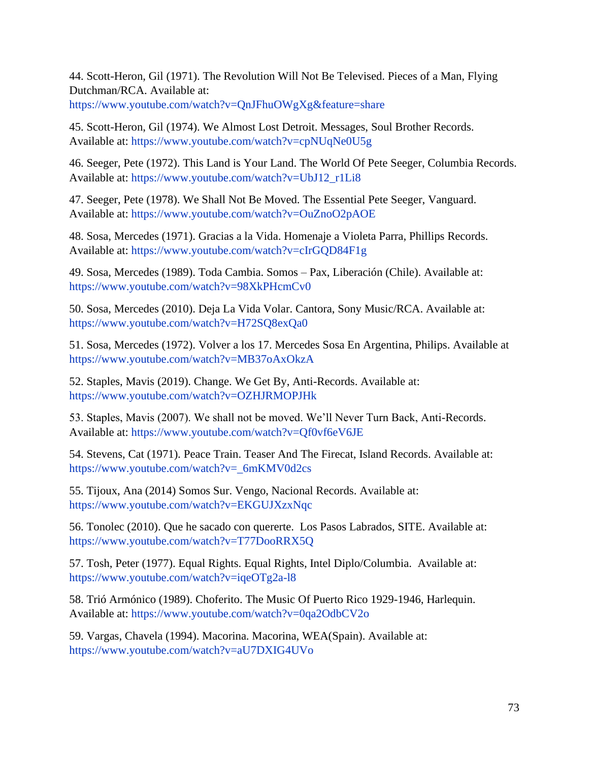44. Scott-Heron, Gil (1971). The Revolution Will Not Be Televised. Pieces of a Man, Flying Dutchman/RCA. Available at: https://www.youtube.com/watch?v=QnJFhuOWgXg&feature=share

45. Scott-Heron, Gil (1974). We Almost Lost Detroit. Messages, Soul Brother Records. Available at: https://www.youtube.com/watch?v=cpNUqNe0U5g

46. Seeger, Pete (1972). This Land is Your Land. The World Of Pete Seeger, Columbia Records. Available at: https://www.youtube.com/watch?v=UbJ12_r1Li8

47. Seeger, Pete (1978). We Shall Not Be Moved. The Essential Pete Seeger, Vanguard. Available at: https://www.youtube.com/watch?v=OuZnoO2pAOE

48. Sosa, Mercedes (1971). Gracias a la Vida. Homenaje a Violeta Parra, Phillips Records. Available at: https://www.youtube.com/watch?v=cIrGQD84F1g

49. Sosa, Mercedes (1989). Toda Cambia. Somos – Pax, Liberación (Chile). Available at: https://www.youtube.com/watch?v=98XkPHcmCv0

50. Sosa, Mercedes (2010). Deja La Vida Volar. Cantora, Sony Music/RCA. Available at: https://www.youtube.com/watch?v=H72SQ8exQa0

51. Sosa, Mercedes (1972). Volver a los 17. Mercedes Sosa En Argentina, Philips. Available at https://www.youtube.com/watch?v=MB37oAxOkzA

52. Staples, Mavis (2019). Change. We Get By, Anti-Records. Available at: https://www.youtube.com/watch?v=OZHJRMOPJHk

53. Staples, Mavis (2007). We shall not be moved. We'll Never Turn Back, Anti-Records. Available at: https://www.youtube.com/watch?v=Qf0vf6eV6JE

54. Stevens, Cat (1971). Peace Train. Teaser And The Firecat, Island Records. Available at: https://www.youtube.com/watch?v=_6mKMV0d2cs

55. Tijoux, Ana (2014) Somos Sur. Vengo, Nacional Records. Available at: https://www.youtube.com/watch?v=EKGUJXzxNqc

56. Tonolec (2010). Que he sacado con quererte. Los Pasos Labrados, SITE. Available at: https://www.youtube.com/watch?v=T77DooRRX5Q

57. Tosh, Peter (1977). Equal Rights. Equal Rights, Intel Diplo/Columbia. Available at: https://www.youtube.com/watch?v=iqeOTg2a-l8

58. Trió Armónico (1989). Choferito. The Music Of Puerto Rico 1929-1946, Harlequin. Available at: https://www.youtube.com/watch?v=0qa2OdbCV2o

59. Vargas, Chavela (1994). Macorina. Macorina, WEA(Spain). Available at: https://www.youtube.com/watch?v=aU7DXIG4UVo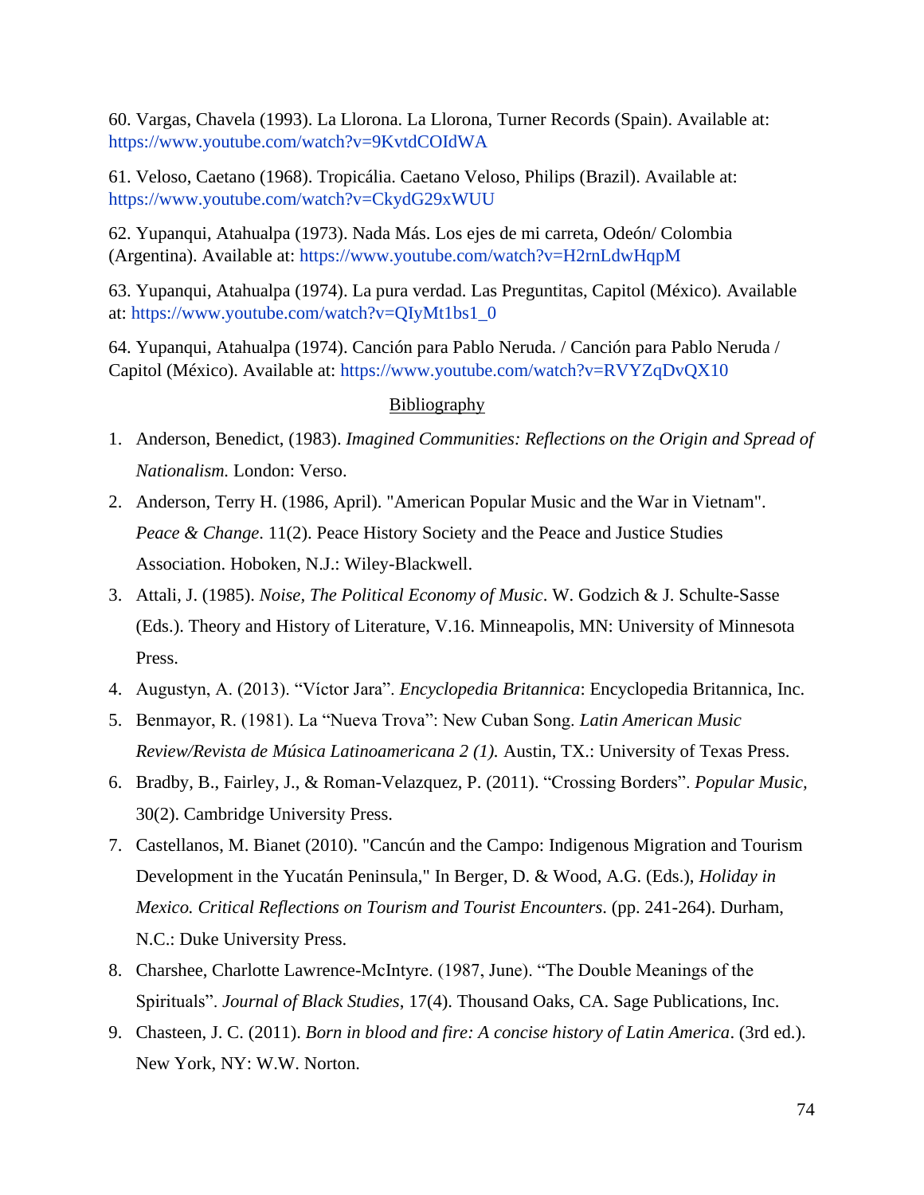60. Vargas, Chavela (1993). La Llorona. La Llorona, Turner Records (Spain). Available at: https://www.youtube.com/watch?v=9KvtdCOIdWA

61. Veloso, Caetano (1968). Tropicália. Caetano Veloso, Philips (Brazil). Available at: https://www.youtube.com/watch?v=CkydG29xWUU

62. Yupanqui, Atahualpa (1973). Nada Más. Los ejes de mi carreta, Odeón/ Colombia (Argentina). Available at: https://www.youtube.com/watch?v=H2rnLdwHqpM

63. Yupanqui, Atahualpa (1974). La pura verdad. Las Preguntitas, Capitol (México). Available at: https://www.youtube.com/watch?v=QIyMt1bs1_0

64. Yupanqui, Atahualpa (1974). Canción para Pablo Neruda. / Canción para Pablo Neruda / Capitol (México). Available at: https://www.youtube.com/watch?v=RVYZqDvQX10

## Bibliography

1. Anderson, Benedict, (1983). *Imagined Communities: Reflections on the Origin and Spread of Nationalism.* London: Verso.
2. Anderson, Terry H. (1986, April). "American Popular Music and the War in Vietnam". *Peace & Change*. 11(2). Peace History Society and the Peace and Justice Studies Association. Hoboken, N.J.: Wiley-Blackwell.
3. Attali, J. (1985). *Noise, The Political Economy of Music*. W. Godzich & J. Schulte-Sasse (Eds.). Theory and History of Literature, V.16. Minneapolis, MN: University of Minnesota Press.
4. Augustyn, A. (2013). "Víctor Jara". *Encyclopedia Britannica*: Encyclopedia Britannica, Inc.
5. Benmayor, R. (1981). La "Nueva Trova": New Cuban Song. *Latin American Music Review/Revista de Música Latinoamericana 2 (1).* Austin, TX.: University of Texas Press.
6. Bradby, B., Fairley, J., & Roman-Velazquez, P. (2011). "Crossing Borders". *Popular Music,* 30(2). Cambridge University Press.
7. Castellanos, M. Bianet (2010). "Cancún and the Campo: Indigenous Migration and Tourism Development in the Yucatán Peninsula," In Berger, D. & Wood, A.G. (Eds.), *Holiday in Mexico. Critical Reflections on Tourism and Tourist Encounters*. (pp. 241-264). Durham, N.C.: Duke University Press.
8. Charshee, Charlotte Lawrence-McIntyre. (1987, June). "The Double Meanings of the Spirituals". *Journal of Black Studies,* 17(4). Thousand Oaks, CA. Sage Publications, Inc.
9. Chasteen, J. C. (2011). *Born in blood and fire: A concise history of Latin America*. (3rd ed.). New York, NY: W.W. Norton.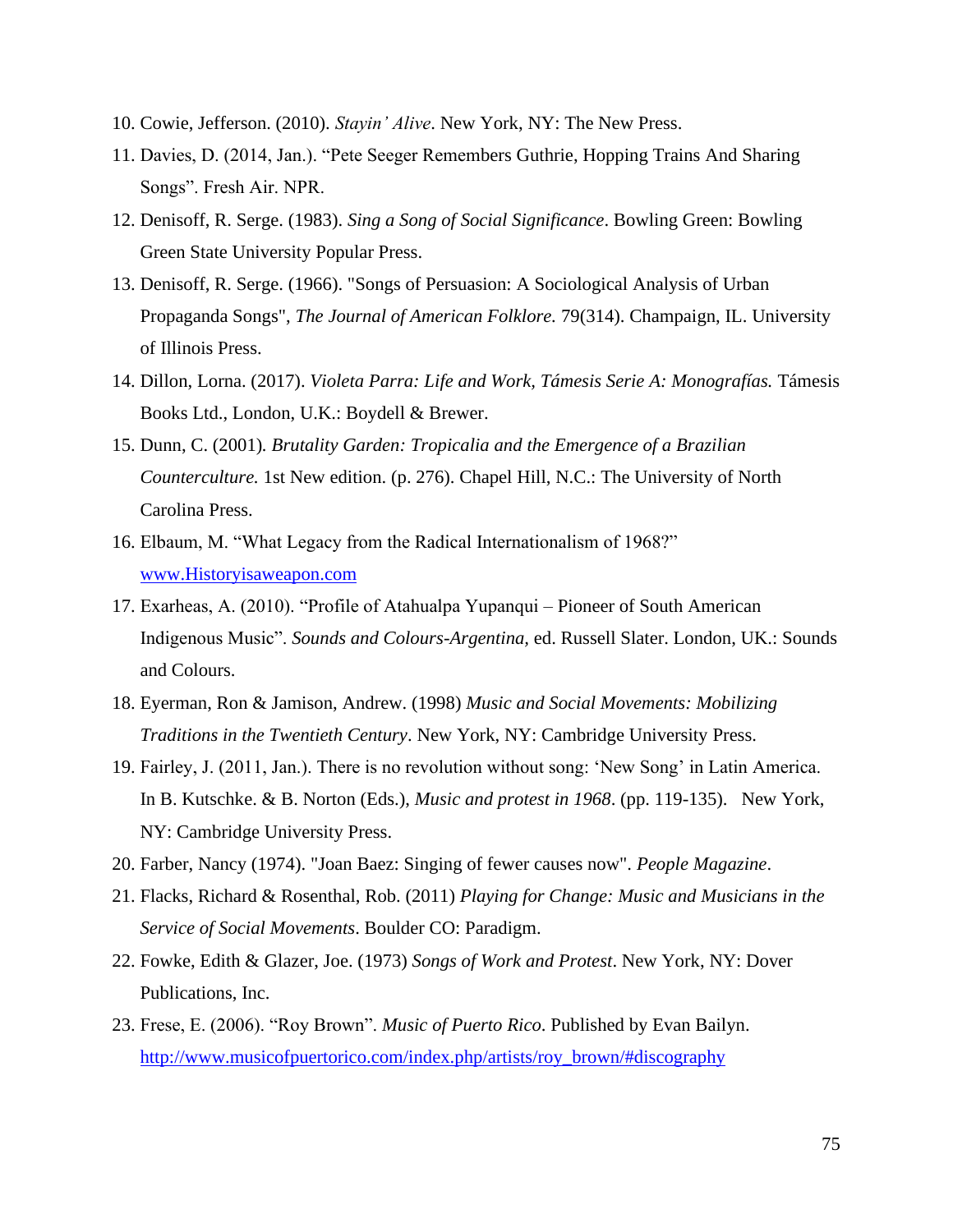10. Cowie, Jefferson. (2010). *Stayin' Alive*. New York, NY: The New Press.
11. Davies, D. (2014, Jan.). "Pete Seeger Remembers Guthrie, Hopping Trains And Sharing Songs". Fresh Air. NPR.
12. Denisoff, R. Serge. (1983). *Sing a Song of Social Significance*. Bowling Green: Bowling Green State University Popular Press.
13. Denisoff, R. Serge. (1966). "Songs of Persuasion: A Sociological Analysis of Urban Propaganda Songs", *The Journal of American Folklore.* 79(314). Champaign, IL. University of Illinois Press.
14. Dillon, Lorna. (2017). *Violeta Parra: Life and Work, Támesis Serie A: Monografías.* Támesis Books Ltd., London, U.K.: Boydell & Brewer.
15. Dunn, C. (2001). *Brutality Garden: Tropicalia and the Emergence of a Brazilian Counterculture.* 1st New edition. (p. 276). Chapel Hill, N.C.: The University of North Carolina Press.
16. Elbaum, M. "What Legacy from the Radical Internationalism of 1968?" [www.Historyisaweapon.com](www.Historyisaweapon.com)
17. Exarheas, A. (2010). "Profile of Atahualpa Yupanqui – Pioneer of South American Indigenous Music". *Sounds and Colours-Argentina*, ed. Russell Slater. London, UK.: Sounds and Colours.
18. Eyerman, Ron & Jamison, Andrew. (1998) *Music and Social Movements: Mobilizing Traditions in the Twentieth Century*. New York, NY: Cambridge University Press.
19. Fairley, J. (2011, Jan.). There is no revolution without song: 'New Song' in Latin America. In B. Kutschke. & B. Norton (Eds.), *Music and protest in 1968*. (pp. 119-135). New York, NY: Cambridge University Press.
20. Farber, Nancy (1974). "Joan Baez: Singing of fewer causes now". *People Magazine*.
21. Flacks, Richard & Rosenthal, Rob. (2011) *Playing for Change: Music and Musicians in the Service of Social Movements*. Boulder CO: Paradigm.
22. Fowke, Edith & Glazer, Joe. (1973) *Songs of Work and Protest*. New York, NY: Dover Publications, Inc.
23. Frese, E. (2006). "Roy Brown". *Music of Puerto Rico*. Published by Evan Bailyn. [http://www.musicofpuertorico.com/index.php/artists/roy_brown/#discography](http://www.musicofpuertorico.com/index.php/artists/roy_brown/#discography)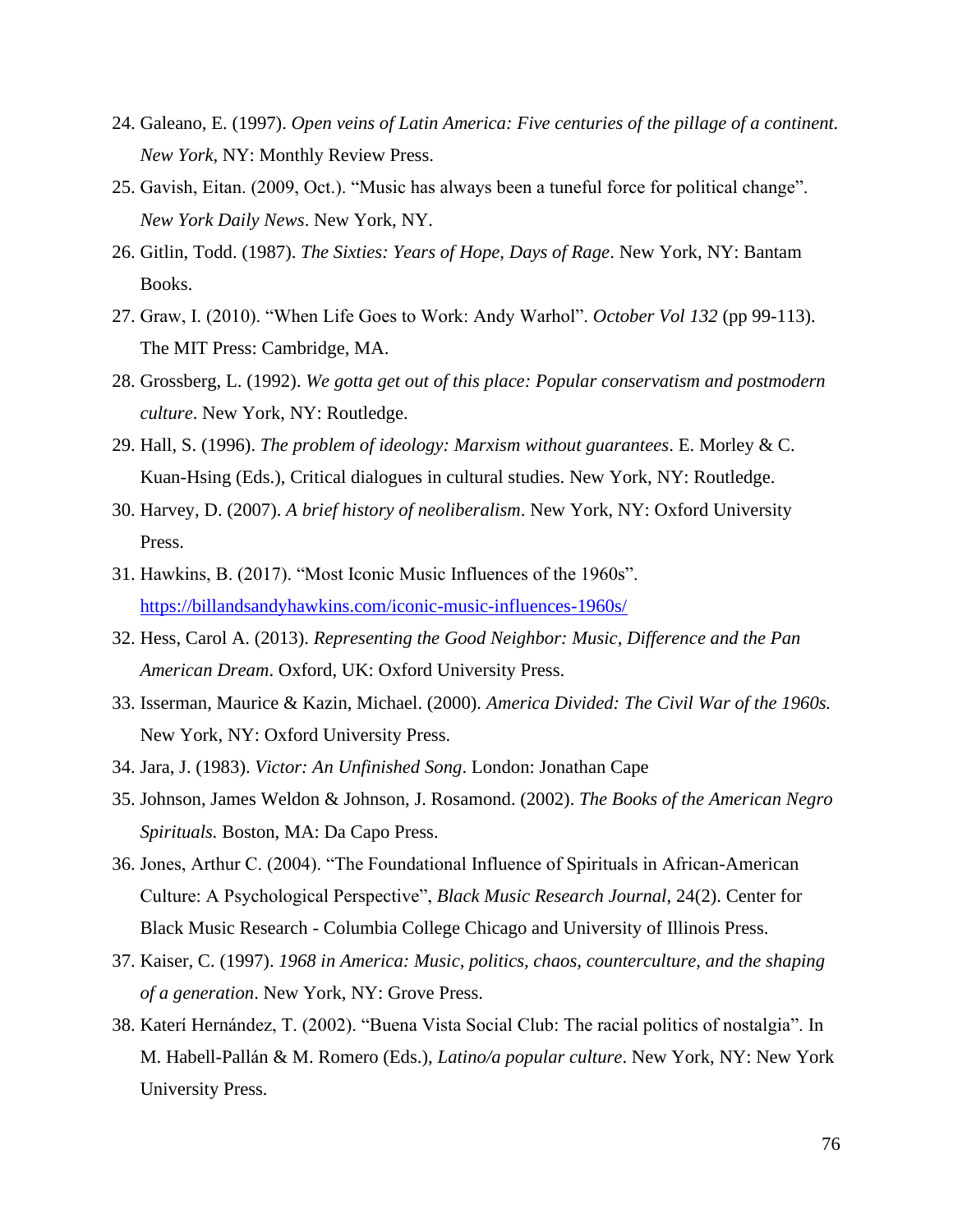24. Galeano, E. (1997). *Open veins of Latin America: Five centuries of the pillage of a continent. New York*, NY: Monthly Review Press.
25. Gavish, Eitan. (2009, Oct.). "Music has always been a tuneful force for political change". *New York Daily News*. New York, NY.
26. Gitlin, Todd. (1987). *The Sixties: Years of Hope, Days of Rage*. New York, NY: Bantam Books.
27. Graw, I. (2010). "When Life Goes to Work: Andy Warhol". *October Vol 132* (pp 99-113). The MIT Press: Cambridge, MA.
28. Grossberg, L. (1992). *We gotta get out of this place: Popular conservatism and postmodern culture*. New York, NY: Routledge.
29. Hall, S. (1996). *The problem of ideology: Marxism without guarantees*. E. Morley & C. Kuan-Hsing (Eds.), Critical dialogues in cultural studies. New York, NY: Routledge.
30. Harvey, D. (2007). *A brief history of neoliberalism*. New York, NY: Oxford University Press.
31. Hawkins, B. (2017). "Most Iconic Music Influences of the 1960s". https://billandsandyhawkins.com/iconic-music-influences-1960s/
32. Hess, Carol A. (2013). *Representing the Good Neighbor: Music, Difference and the Pan American Dream*. Oxford, UK: Oxford University Press.
33. Isserman, Maurice & Kazin, Michael. (2000). *America Divided: The Civil War of the 1960s.* New York, NY: Oxford University Press.
34. Jara, J. (1983). *Victor: An Unfinished Song*. London: Jonathan Cape
35. Johnson, James Weldon & Johnson, J. Rosamond. (2002). *The Books of the American Negro Spirituals.* Boston, MA: Da Capo Press.
36. Jones, Arthur C. (2004). "The Foundational Influence of Spirituals in African-American Culture: A Psychological Perspective", *Black Music Research Journal*, 24(2). Center for Black Music Research - Columbia College Chicago and University of Illinois Press.
37. Kaiser, C. (1997). *1968 in America: Music, politics, chaos, counterculture, and the shaping of a generation*. New York, NY: Grove Press.
38. Katerí Hernández, T. (2002). "Buena Vista Social Club: The racial politics of nostalgia". In M. Habell-Pallán & M. Romero (Eds.), *Latino/a popular culture*. New York, NY: New York University Press.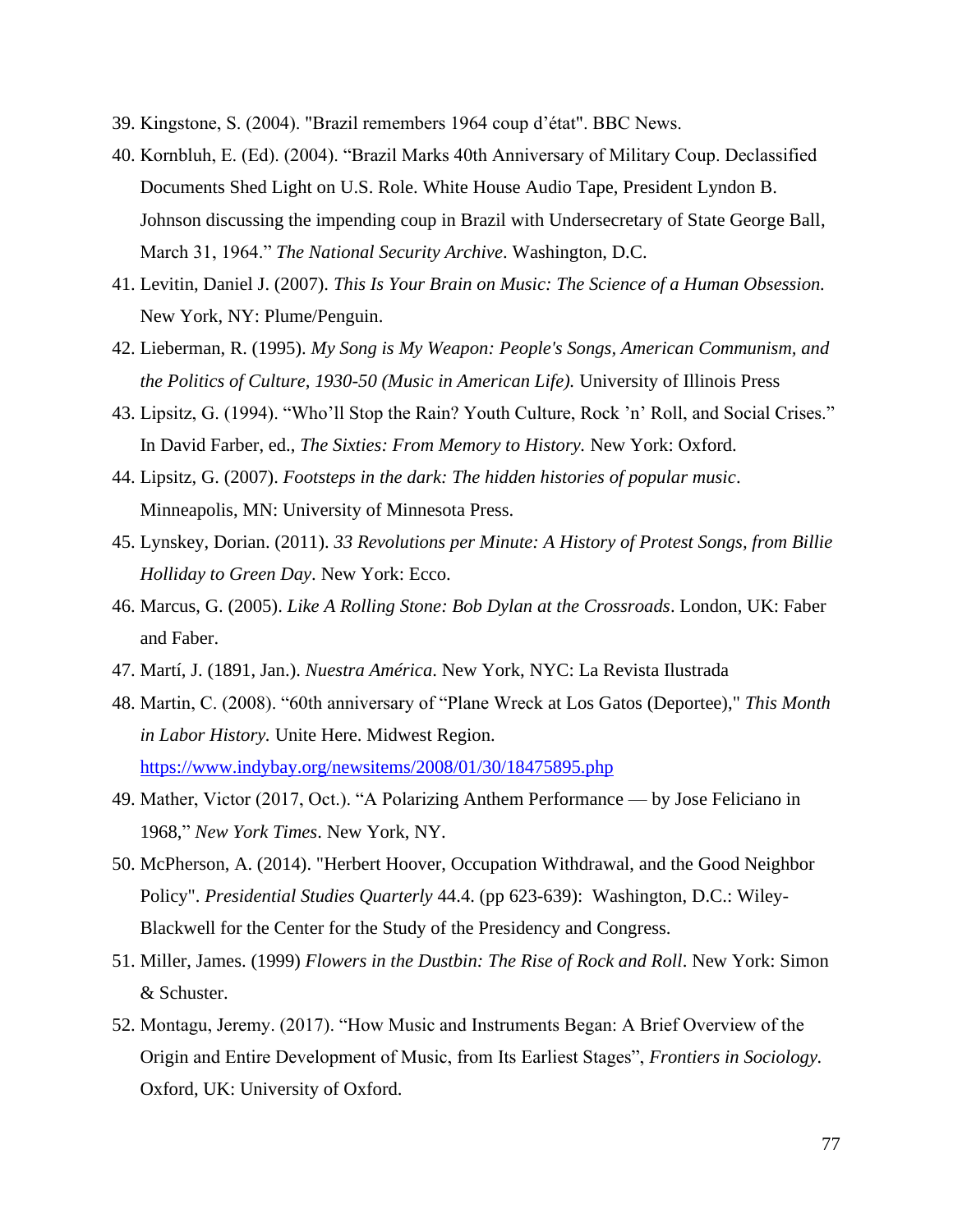39. Kingstone, S. (2004). "Brazil remembers 1964 coup d'état". BBC News.
40. Kornbluh, E. (Ed). (2004). "Brazil Marks 40th Anniversary of Military Coup. Declassified Documents Shed Light on U.S. Role. White House Audio Tape, President Lyndon B. Johnson discussing the impending coup in Brazil with Undersecretary of State George Ball, March 31, 1964." *The National Security Archive*. Washington, D.C.
41. Levitin, Daniel J. (2007). *This Is Your Brain on Music: The Science of a Human Obsession.* New York, NY: Plume/Penguin.
42. Lieberman, R. (1995). *My Song is My Weapon: People's Songs, American Communism, and the Politics of Culture, 1930-50 (Music in American Life).* University of Illinois Press
43. Lipsitz, G. (1994). "Who'll Stop the Rain? Youth Culture, Rock 'n' Roll, and Social Crises." In David Farber, ed., *The Sixties: From Memory to History.* New York: Oxford.
44. Lipsitz, G. (2007). *Footsteps in the dark: The hidden histories of popular music*. Minneapolis, MN: University of Minnesota Press.
45. Lynskey, Dorian. (2011). *33 Revolutions per Minute: A History of Protest Songs, from Billie Holliday to Green Day*. New York: Ecco.
46. Marcus, G. (2005). *Like A Rolling Stone: Bob Dylan at the Crossroads*. London, UK: Faber and Faber.
47. Martí, J. (1891, Jan.). *Nuestra América*. New York, NYC: La Revista Ilustrada
48. Martin, C. (2008). "60th anniversary of "Plane Wreck at Los Gatos (Deportee)," *This Month in Labor History.* Unite Here. Midwest Region. https://www.indybay.org/newsitems/2008/01/30/18475895.php
49. Mather, Victor (2017, Oct.). "A Polarizing Anthem Performance — by Jose Feliciano in 1968," *New York Times*. New York, NY.
50. McPherson, A. (2014). "Herbert Hoover, Occupation Withdrawal, and the Good Neighbor Policy". *Presidential Studies Quarterly* 44.4. (pp 623-639): Washington, D.C.: Wiley-Blackwell for the Center for the Study of the Presidency and Congress.
51. Miller, James. (1999) *Flowers in the Dustbin: The Rise of Rock and Roll*. New York: Simon & Schuster.
52. Montagu, Jeremy. (2017). "How Music and Instruments Began: A Brief Overview of the Origin and Entire Development of Music, from Its Earliest Stages", *Frontiers in Sociology.* Oxford, UK: University of Oxford.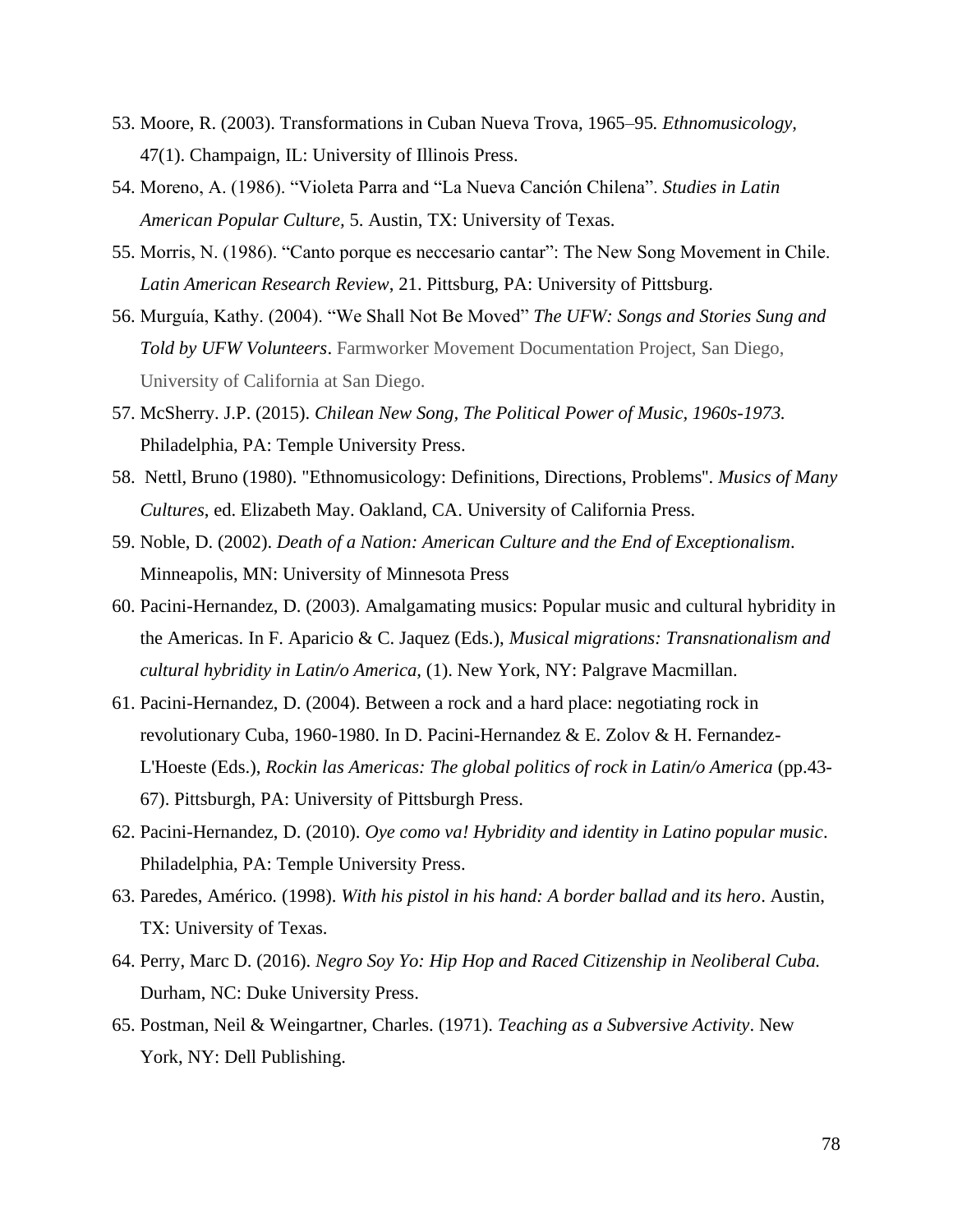53. Moore, R. (2003). Transformations in Cuban Nueva Trova, 1965–95. *Ethnomusicology*, 47(1). Champaign, IL: University of Illinois Press.
54. Moreno, A. (1986). "Violeta Parra and "La Nueva Canción Chilena". *Studies in Latin American Popular Culture*, 5. Austin, TX: University of Texas.
55. Morris, N. (1986). "Canto porque es neccesario cantar": The New Song Movement in Chile. *Latin American Research Review*, 21. Pittsburg, PA: University of Pittsburg.
56. Murguía, Kathy. (2004). "We Shall Not Be Moved" *The UFW: Songs and Stories Sung and Told by UFW Volunteers*. Farmworker Movement Documentation Project, San Diego, University of California at San Diego.
57. McSherry. J.P. (2015). *Chilean New Song, The Political Power of Music, 1960s-1973.* Philadelphia, PA: Temple University Press.
58. Nettl, Bruno (1980). "Ethnomusicology: Definitions, Directions, Problems". *Musics of Many Cultures*, ed. Elizabeth May. Oakland, CA. University of California Press.
59. Noble, D. (2002). *Death of a Nation: American Culture and the End of Exceptionalism*. Minneapolis, MN: University of Minnesota Press
60. Pacini-Hernandez, D. (2003). Amalgamating musics: Popular music and cultural hybridity in the Americas. In F. Aparicio & C. Jaquez (Eds.), *Musical migrations: Transnationalism and cultural hybridity in Latin/o America,* (1). New York, NY: Palgrave Macmillan.
61. Pacini-Hernandez, D. (2004). Between a rock and a hard place: negotiating rock in revolutionary Cuba, 1960-1980. In D. Pacini-Hernandez & E. Zolov & H. Fernandez-L'Hoeste (Eds.), *Rockin las Americas: The global politics of rock in Latin/o America* (pp.43-67). Pittsburgh, PA: University of Pittsburgh Press.
62. Pacini-Hernandez, D. (2010). *Oye como va! Hybridity and identity in Latino popular music*. Philadelphia, PA: Temple University Press.
63. Paredes, Américo. (1998). *With his pistol in his hand: A border ballad and its hero*. Austin, TX: University of Texas.
64. Perry, Marc D. (2016). *Negro Soy Yo: Hip Hop and Raced Citizenship in Neoliberal Cuba.* Durham, NC: Duke University Press.
65. Postman, Neil & Weingartner, Charles. (1971). *Teaching as a Subversive Activity*. New York, NY: Dell Publishing.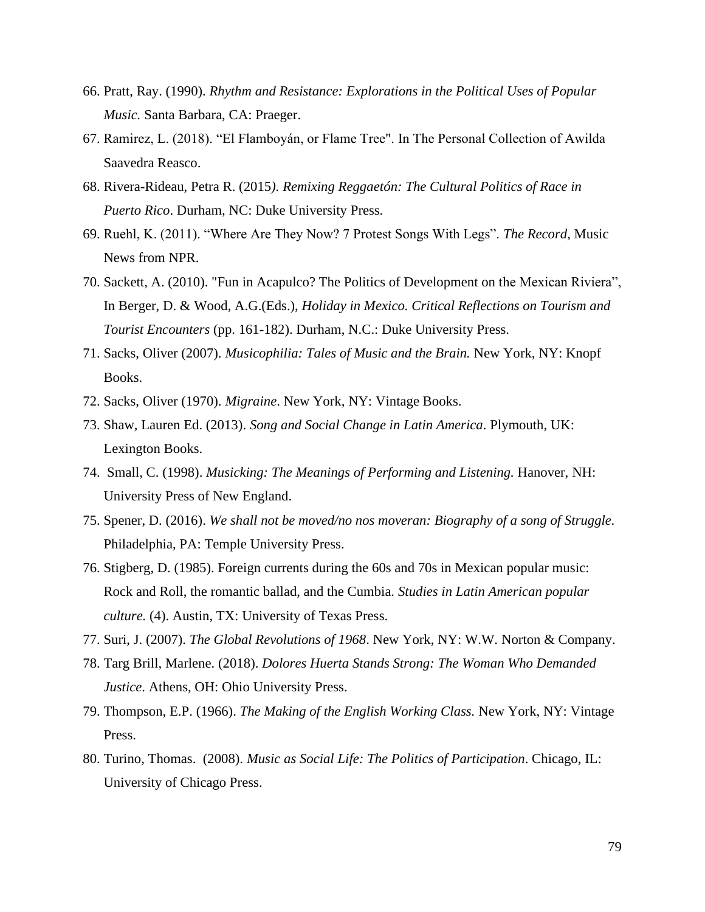66. Pratt, Ray. (1990). *Rhythm and Resistance: Explorations in the Political Uses of Popular Music.* Santa Barbara, CA: Praeger.
67. Ramirez, L. (2018). "El Flamboyán, or Flame Tree". In The Personal Collection of Awilda Saavedra Reasco.
68. Rivera-Rideau, Petra R. (2015*). Remixing Reggaetón: The Cultural Politics of Race in Puerto Rico*. Durham, NC: Duke University Press.
69. Ruehl, K. (2011). "Where Are They Now? 7 Protest Songs With Legs". *The Record*, Music News from NPR.
70. Sackett, A. (2010). "Fun in Acapulco? The Politics of Development on the Mexican Riviera", In Berger, D. & Wood, A.G.(Eds.), *Holiday in Mexico. Critical Reflections on Tourism and Tourist Encounters* (pp. 161-182). Durham, N.C.: Duke University Press.
71. Sacks, Oliver (2007). *Musicophilia: Tales of Music and the Brain.* New York, NY: Knopf Books.
72. Sacks, Oliver (1970). *Migraine*. New York, NY: Vintage Books.
73. Shaw, Lauren Ed. (2013). *Song and Social Change in Latin America*. Plymouth, UK: Lexington Books.
74. Small, C. (1998). *Musicking: The Meanings of Performing and Listening.* Hanover, NH: University Press of New England.
75. Spener, D. (2016). *We shall not be moved/no nos moveran: Biography of a song of Struggle.* Philadelphia, PA: Temple University Press.
76. Stigberg, D. (1985). Foreign currents during the 60s and 70s in Mexican popular music: Rock and Roll, the romantic ballad, and the Cumbia. *Studies in Latin American popular culture.* (4). Austin, TX: University of Texas Press.
77. Suri, J. (2007). *The Global Revolutions of 1968*. New York, NY: W.W. Norton & Company.
78. Targ Brill, Marlene. (2018). *Dolores Huerta Stands Strong: The Woman Who Demanded Justice*. Athens, OH: Ohio University Press.
79. Thompson, E.P. (1966). *The Making of the English Working Class.* New York, NY: Vintage Press.
80. Turino, Thomas. (2008). *Music as Social Life: The Politics of Participation*. Chicago, IL: University of Chicago Press.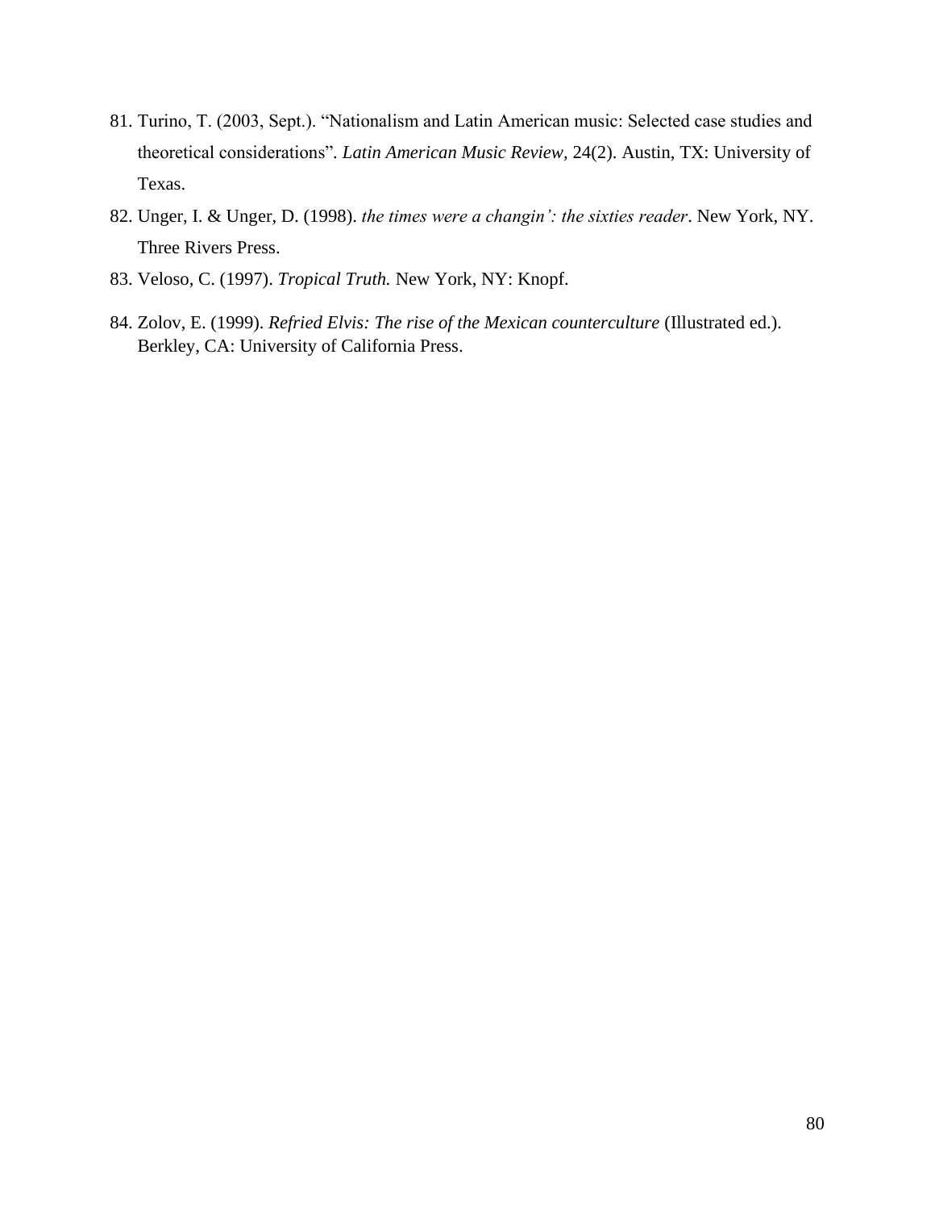81. Turino, T. (2003, Sept.). "Nationalism and Latin American music: Selected case studies and theoretical considerations". *Latin American Music Review,* 24(2). Austin, TX: University of Texas.
82. Unger, I. & Unger, D. (1998). *the times were a changin': the sixties reader*. New York, NY. Three Rivers Press.
83. Veloso, C. (1997). *Tropical Truth.* New York, NY: Knopf.
84. Zolov, E. (1999). *Refried Elvis: The rise of the Mexican counterculture* (Illustrated ed.). Berkley, CA: University of California Press.